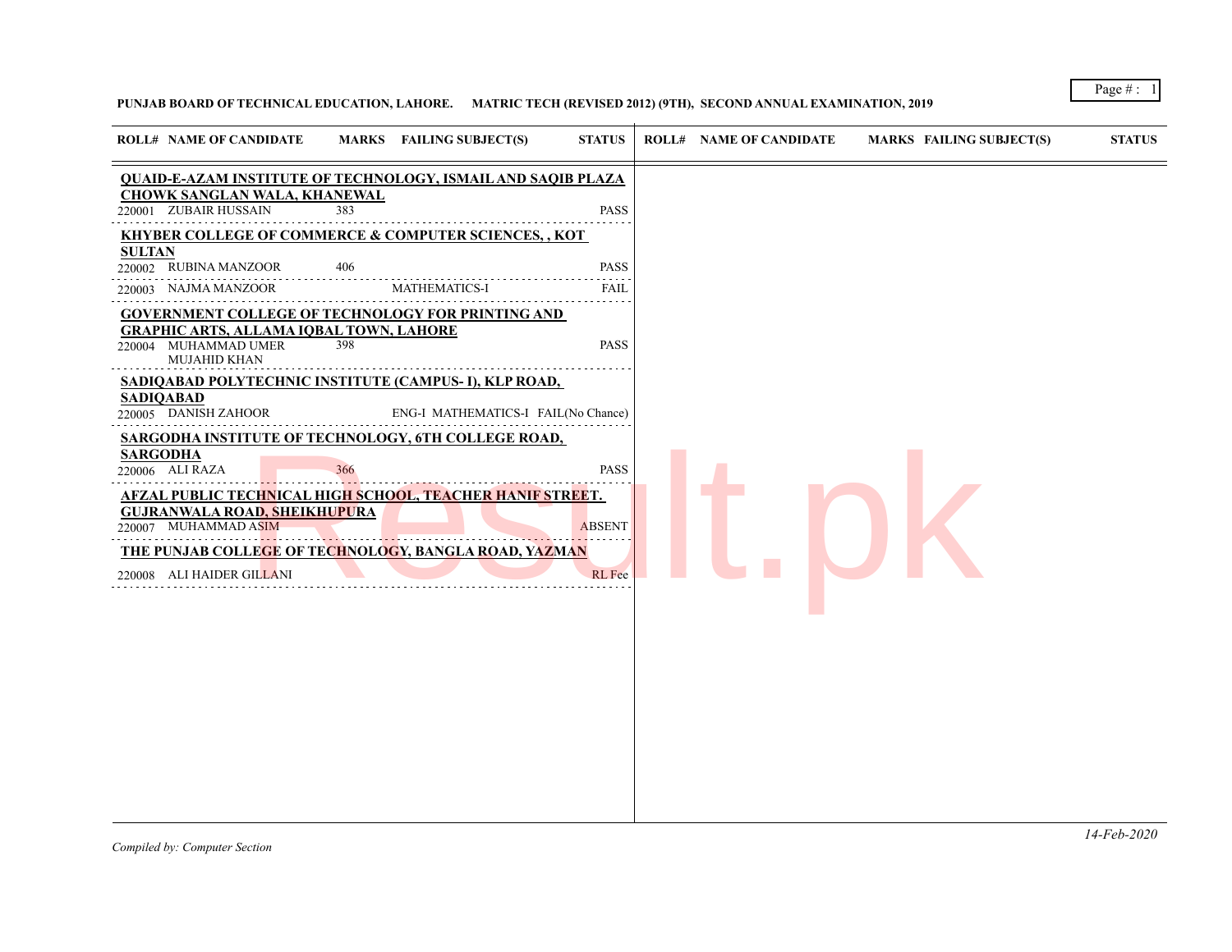**PUNJAB BOARD OF TECHNICAL EDUCATION, LAHORE. MATRIC TECH (REVISED 2012) (9TH), SECOND ANNUAL EXAMINATION, 2019**

| ROLL# | NAME OF CANDIDATE | MARKS | FAILING SUBJECT(S) | STATUS |
|---|---|---|---|---|
| **QUAID-E-AZAM INSTITUTE OF TECHNOLOGY, ISMAIL AND SAQIB PLAZA CHOWK SANGLAN WALA, KHANEWAL** | | | | |
| 220001 | ZUBAIR HUSSAIN | 383 | | PASS |
| **KHYBER COLLEGE OF COMMERCE & COMPUTER SCIENCES, , KOT SULTAN** | | | | |
| 220002 | RUBINA MANZOOR | 406 | | PASS |
| 220003 | NAJMA MANZOOR | | MATHEMATICS-I | FAIL |
| **GOVERNMENT COLLEGE OF TECHNOLOGY FOR PRINTING AND GRAPHIC ARTS, ALLAMA IQBAL TOWN, LAHORE** | | | | |
| 220004 | MUHAMMAD UMER MUJAHID KHAN | 398 | | PASS |
| **SADIQABAD POLYTECHNIC INSTITUTE (CAMPUS- I), KLP ROAD, SADIQABAD** | | | | |
| 220005 | DANISH ZAHOOR | | ENG-I MATHEMATICS-I | FAIL(No Chance) |
| **SARGODHA INSTITUTE OF TECHNOLOGY, 6TH COLLEGE ROAD, SARGODHA** | | | | |
| 220006 | ALI RAZA | 366 | | PASS |
| **AFZAL PUBLIC TECHNICAL HIGH SCHOOL, TEACHER HANIF STREET. GUJRANWALA ROAD, SHEIKHUPURA** | | | | |
| 220007 | MUHAMMAD ASIM | | | ABSENT |
| **THE PUNJAB COLLEGE OF TECHNOLOGY, BANGLA ROAD, YAZMAN** | | | | |
| 220008 | ALI HAIDER GILLANI | | | RL Fee |

*Compiled by: Computer Section*

*14-Feb-2020*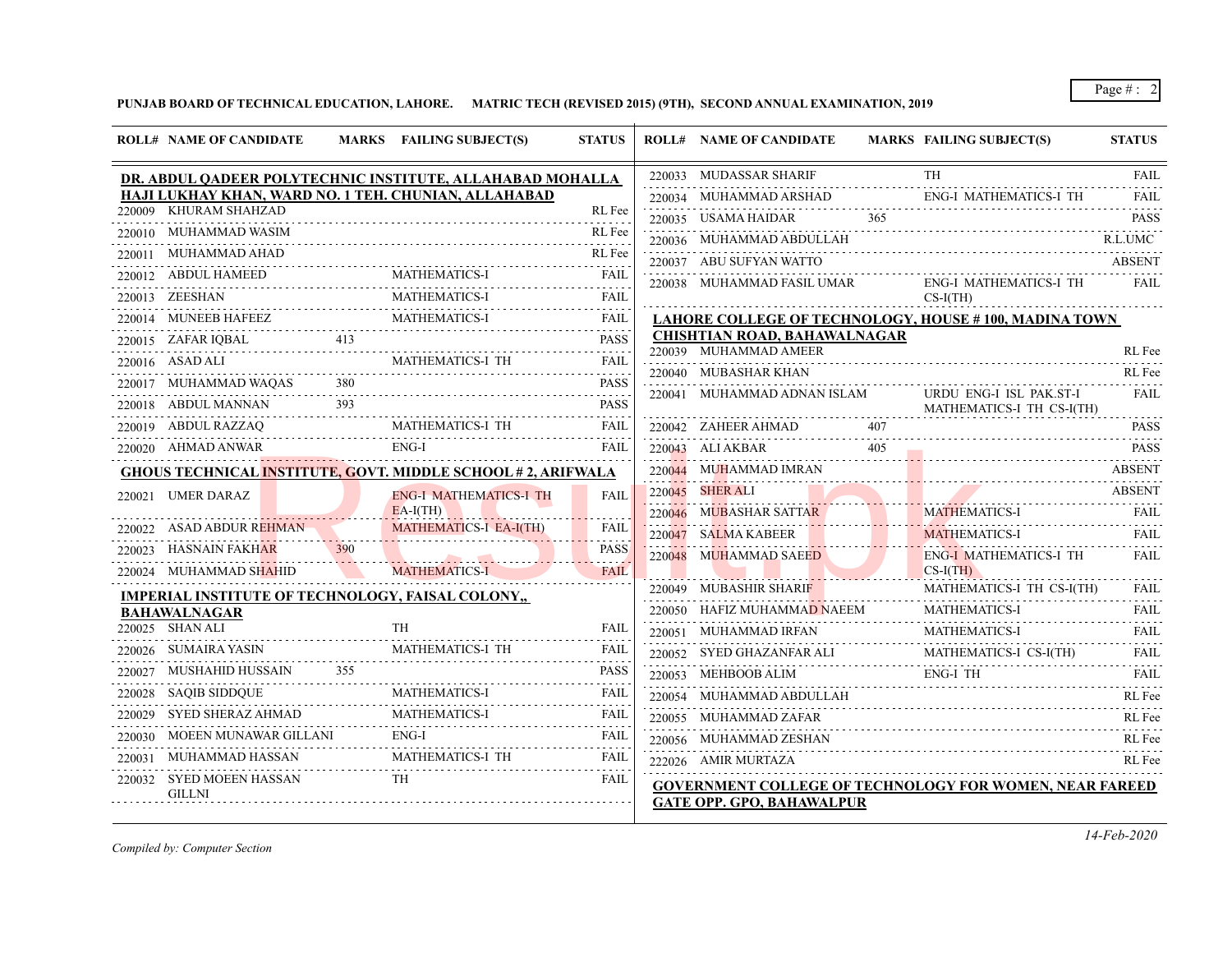**PUNJAB BOARD OF TECHNICAL EDUCATION, LAHORE. MATRIC TECH (REVISED 2015) (9TH), SECOND ANNUAL EXAMINATION, 2019**

| ROLL# | NAME OF CANDIDATE | MARKS | FAILING SUBJECT(S) | STATUS |
|---|---|---|---|---|
| **DR. ABDUL QADEER POLYTECHNIC INSTITUTE, ALLAHABAD MOHALLA HAJI LUKHAY KHAN, WARD NO. 1 TEH. CHUNIAN, ALLAHABAD** | | | | |
| 220009 | KHURAM SHAHZAD | | | RL Fee |
| 220010 | MUHAMMAD WASIM | | | RL Fee |
| 220011 | MUHAMMAD AHAD | | | RL Fee |
| 220012 | ABDUL HAMEED | | MATHEMATICS-I | FAIL |
| 220013 | ZEESHAN | | MATHEMATICS-I | FAIL |
| 220014 | MUNEEB HAFEEZ | | MATHEMATICS-I | FAIL |
| 220015 | ZAFAR IQBAL | 413 | | PASS |
| 220016 | ASAD ALI | | MATHEMATICS-I TH | FAIL |
| 220017 | MUHAMMAD WAQAS | 380 | | PASS |
| 220018 | ABDUL MANNAN | 393 | | PASS |
| 220019 | ABDUL RAZZAQ | | MATHEMATICS-I TH | FAIL |
| 220020 | AHMAD ANWAR | | ENG-I | FAIL |
| **GHOUS TECHNICAL INSTITUTE, GOVT. MIDDLE SCHOOL # 2, ARIFWALA** | | | | |
| 220021 | UMER DARAZ | | ENG-I MATHEMATICS-I TH EA-I(TH) | FAIL |
| 220022 | ASAD ABDUR REHMAN | | MATHEMATICS-I EA-I(TH) | FAIL |
| 220023 | HASNAIN FAKHAR | 390 | | PASS |
| 220024 | MUHAMMAD SHAHID | | MATHEMATICS-I | FAIL |
| **IMPERIAL INSTITUTE OF TECHNOLOGY, FAISAL COLONY,, BAHAWALNAGAR** | | | | |
| 220025 | SHAN ALI | | TH | FAIL |
| 220026 | SUMAIRA YASIN | | MATHEMATICS-I TH | FAIL |
| 220027 | MUSHAHID HUSSAIN | 355 | | PASS |
| 220028 | SAQIB SIDDQUE | | MATHEMATICS-I | FAIL |
| 220029 | SYED SHERAZ AHMAD | | MATHEMATICS-I | FAIL |
| 220030 | MOEEN MUNAWAR GILLANI | | ENG-I | FAIL |
| 220031 | MUHAMMAD HASSAN | | MATHEMATICS-I TH | FAIL |
| 220032 | SYED MOEEN HASSAN GILLNI | | TH | FAIL |
| 220033 | MUDASSAR SHARIF | | TH | FAIL |
| 220034 | MUHAMMAD ARSHAD | | ENG-I MATHEMATICS-I TH | FAIL |
| 220035 | USAMA HAIDAR | 365 | | PASS |
| 220036 | MUHAMMAD ABDULLAH | | | R.L.UMC |
| 220037 | ABU SUFYAN WATTO | | | ABSENT |
| 220038 | MUHAMMAD FASIL UMAR | | ENG-I MATHEMATICS-I TH CS-I(TH) | FAIL |
| **LAHORE COLLEGE OF TECHNOLOGY, HOUSE # 100, MADINA TOWN CHISHTIAN ROAD, BAHAWALNAGAR** | | | | |
| 220039 | MUHAMMAD AMEER | | | RL Fee |
| 220040 | MUBASHAR KHAN | | | RL Fee |
| 220041 | MUHAMMAD ADNAN ISLAM | | URDU ENG-I ISL PAK.ST-I MATHEMATICS-I TH CS-I(TH) | FAIL |
| 220042 | ZAHEER AHMAD | 407 | | PASS |
| 220043 | ALI AKBAR | 405 | | PASS |
| 220044 | MUHAMMAD IMRAN | | | ABSENT |
| 220045 | SHER ALI | | | ABSENT |
| 220046 | MUBASHAR SATTAR | | MATHEMATICS-I | FAIL |
| 220047 | SALMA KABEER | | MATHEMATICS-I | FAIL |
| 220048 | MUHAMMAD SAEED | | ENG-I MATHEMATICS-I TH CS-I(TH) | FAIL |
| 220049 | MUBASHIR SHARIF | | MATHEMATICS-I TH CS-I(TH) | FAIL |
| 220050 | HAFIZ MUHAMMAD NAEEM | | MATHEMATICS-I | FAIL |
| 220051 | MUHAMMAD IRFAN | | MATHEMATICS-I | FAIL |
| 220052 | SYED GHAZANFAR ALI | | MATHEMATICS-I CS-I(TH) | FAIL |
| 220053 | MEHBOOB ALIM | | ENG-I TH | FAIL |
| 220054 | MUHAMMAD ABDULLAH | | | RL Fee |
| 220055 | MUHAMMAD ZAFAR | | | RL Fee |
| 220056 | MUHAMMAD ZESHAN | | | RL Fee |
| 222026 | AMIR MURTAZA | | | RL Fee |
| **GOVERNMENT COLLEGE OF TECHNOLOGY FOR WOMEN, NEAR FAREED GATE OPP. GPO, BAHAWALPUR** | | | | |

*Compiled by: Computer Section*

*14-Feb-2020*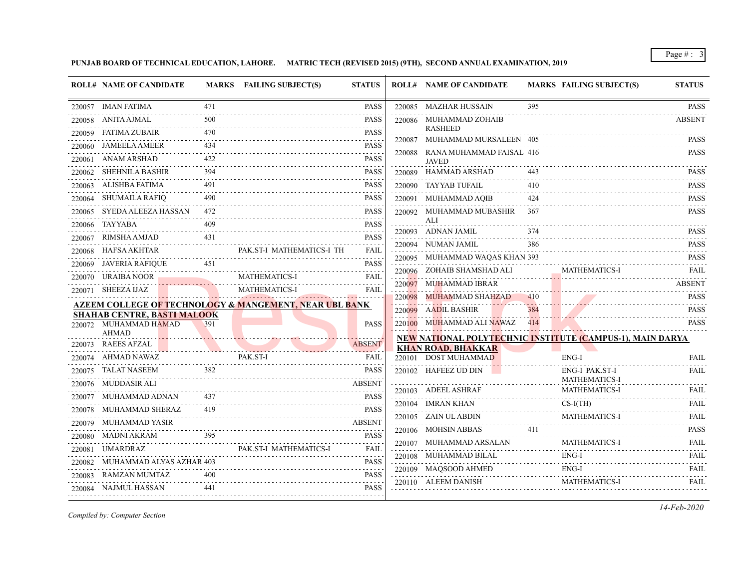**PUNJAB BOARD OF TECHNICAL EDUCATION, LAHORE.     MATRIC TECH (REVISED 2015) (9TH), SECOND ANNUAL EXAMINATION, 2019**

| ROLL# | NAME OF CANDIDATE | MARKS | FAILING SUBJECT(S) | STATUS |
|---|---|---|---|---|
| 220057 | IMAN FATIMA | 471 | | PASS |
| 220058 | ANITA AJMAL | 500 | | PASS |
| 220059 | FATIMA ZUBAIR | 470 | | PASS |
| 220060 | JAMEELA AMEER | 434 | | PASS |
| 220061 | ANAM ARSHAD | 422 | | PASS |
| 220062 | SHEHNILA BASHIR | 394 | | PASS |
| 220063 | ALISHBA FATIMA | 491 | | PASS |
| 220064 | SHUMAILA RAFIQ | 490 | | PASS |
| 220065 | SYEDA ALEEZA HASSAN | 472 | | PASS |
| 220066 | TAYYABA | 409 | | PASS |
| 220067 | RIMSHA AMJAD | 431 | | PASS |
| 220068 | HAFSA AKHTAR | | PAK.ST-I MATHEMATICS-I TH | FAIL |
| 220069 | JAVERIA RAFIQUE | 451 | | PASS |
| 220070 | URAIBA NOOR | | MATHEMATICS-I | FAIL |
| 220071 | SHEEZA IJAZ | | MATHEMATICS-I | FAIL |

**AZEEM COLLEGE OF TECHNOLOGY & MANGEMENT, NEAR UBL BANK SHAHAB CENTRE, BASTI MALOOK**

| ROLL# | NAME OF CANDIDATE | MARKS | FAILING SUBJECT(S) | STATUS |
|---|---|---|---|---|
| 220072 | MUHAMMAD HAMAD AHMAD | 391 | | PASS |
| 220073 | RAEES AFZAL | | | ABSENT |
| 220074 | AHMAD NAWAZ | | PAK.ST-I | FAIL |
| 220075 | TALAT NASEEM | 382 | | PASS |
| 220076 | MUDDASIR ALI | | | ABSENT |
| 220077 | MUHAMMAD ADNAN | 437 | | PASS |
| 220078 | MUHAMMAD SHERAZ | 419 | | PASS |
| 220079 | MUHAMMAD YASIR | | | ABSENT |
| 220080 | MADNI AKRAM | 395 | | PASS |
| 220081 | UMARDRAZ | | PAK.ST-I MATHEMATICS-I | FAIL |
| 220082 | MUHAMMAD ALYAS AZHAR | 403 | | PASS |
| 220083 | RAMZAN MUMTAZ | 400 | | PASS |
| 220084 | NAJMUL HASSAN | 441 | | PASS |
| 220085 | MAZHAR HUSSAIN | 395 | | PASS |
| 220086 | MUHAMMAD ZOHAIB RASHEED | | | ABSENT |
| 220087 | MUHAMMAD MURSALEEN | 405 | | PASS |
| 220088 | RANA MUHAMMAD FAISAL JAVED | 416 | | PASS |
| 220089 | HAMMAD ARSHAD | 443 | | PASS |
| 220090 | TAYYAB TUFAIL | 410 | | PASS |
| 220091 | MUHAMMAD AQIB | 424 | | PASS |
| 220092 | MUHAMMAD MUBASHIR ALI | 367 | | PASS |
| 220093 | ADNAN JAMIL | 374 | | PASS |
| 220094 | NUMAN JAMIL | 386 | | PASS |
| 220095 | MUHAMMAD WAQAS KHAN | 393 | | PASS |
| 220096 | ZOHAIB SHAMSHAD ALI | | MATHEMATICS-I | FAIL |
| 220097 | MUHAMMAD IBRAR | | | ABSENT |
| 220098 | MUHAMMAD SHAHZAD | 410 | | PASS |
| 220099 | AADIL BASHIR | 384 | | PASS |
| 220100 | MUHAMMAD ALI NAWAZ | 414 | | PASS |

**NEW NATIONAL POLYTECHNIC INSTITUTE (CAMPUS-1), MAIN DARYA KHAN ROAD, BHAKKAR**

| ROLL# | NAME OF CANDIDATE | MARKS | FAILING SUBJECT(S) | STATUS |
|---|---|---|---|---|
| 220101 | DOST MUHAMMAD | | ENG-I | FAIL |
| 220102 | HAFEEZ UD DIN | | ENG-I PAK.ST-I MATHEMATICS-I | FAIL |
| 220103 | ADEEL ASHRAF | | MATHEMATICS-I | FAIL |
| 220104 | IMRAN KHAN | | CS-I(TH) | FAIL |
| 220105 | ZAIN UL ABDIN | | MATHEMATICS-I | FAIL |
| 220106 | MOHSIN ABBAS | 411 | | PASS |
| 220107 | MUHAMMAD ARSALAN | | MATHEMATICS-I | FAIL |
| 220108 | MUHAMMAD BILAL | | ENG-I | FAIL |
| 220109 | MAQSOOD AHMED | | ENG-I | FAIL |
| 220110 | ALEEM DANISH | | MATHEMATICS-I | FAIL |

*Compiled by: Computer Section*

*14-Feb-2020*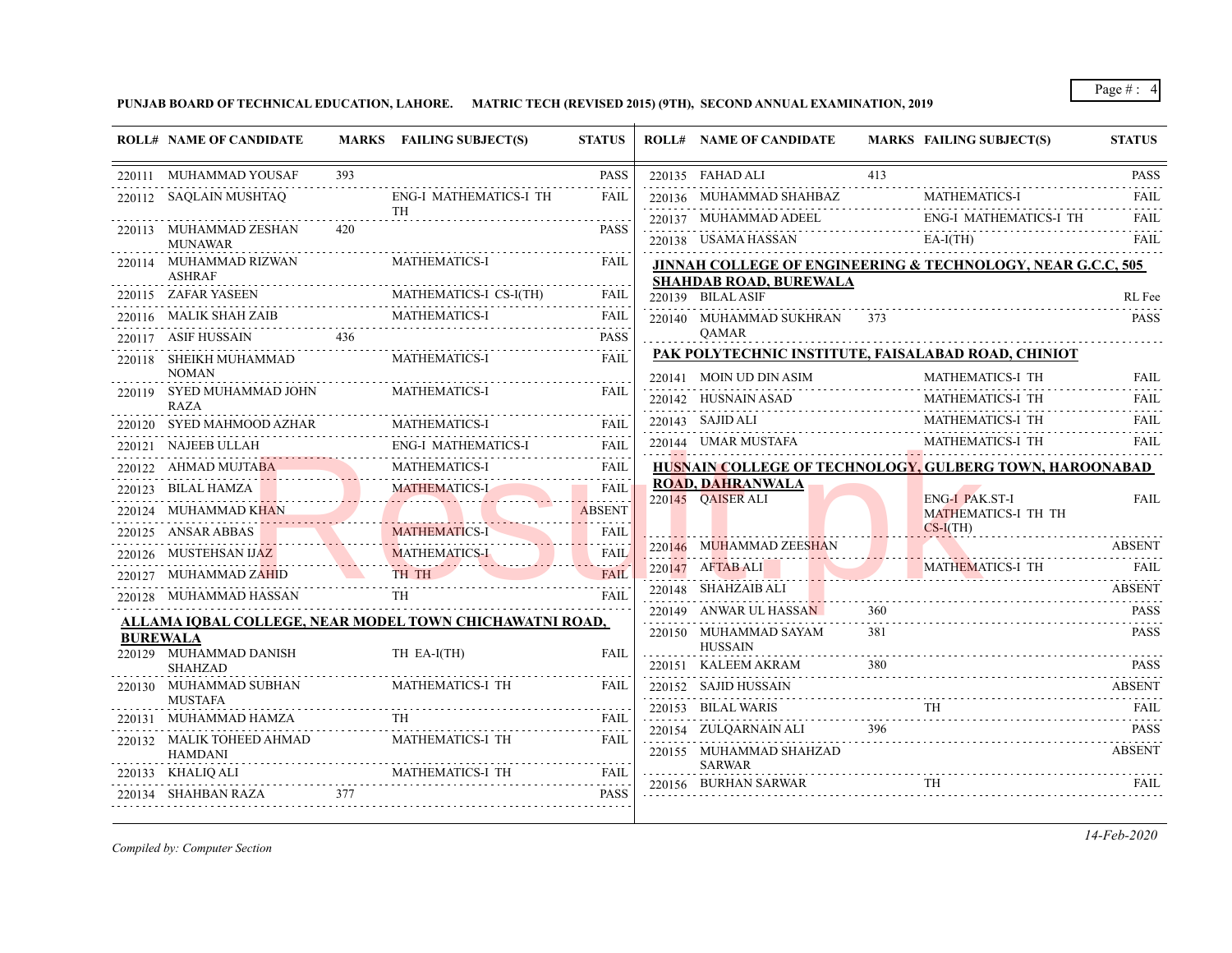**PUNJAB BOARD OF TECHNICAL EDUCATION, LAHORE. MATRIC TECH (REVISED 2015) (9TH), SECOND ANNUAL EXAMINATION, 2019**

| ROLL# | NAME OF CANDIDATE | MARKS | FAILING SUBJECT(S) | STATUS |
|---|---|---|---|---|
| 220111 | MUHAMMAD YOUSAF | 393 | | PASS |
| 220112 | SAQLAIN MUSHTAQ | | ENG-I MATHEMATICS-I TH TH | FAIL |
| 220113 | MUHAMMAD ZESHAN MUNAWAR | 420 | | PASS |
| 220114 | MUHAMMAD RIZWAN ASHRAF | | MATHEMATICS-I | FAIL |
| 220115 | ZAFAR YASEEN | | MATHEMATICS-I CS-I(TH) | FAIL |
| 220116 | MALIK SHAH ZAIB | | MATHEMATICS-I | FAIL |
| 220117 | ASIF HUSSAIN | 436 | | PASS |
| 220118 | SHEIKH MUHAMMAD NOMAN | | MATHEMATICS-I | FAIL |
| 220119 | SYED MUHAMMAD JOHN RAZA | | MATHEMATICS-I | FAIL |
| 220120 | SYED MAHMOOD AZHAR | | MATHEMATICS-I | FAIL |
| 220121 | NAJEEB ULLAH | | ENG-I MATHEMATICS-I | FAIL |
| 220122 | AHMAD MUJTABA | | MATHEMATICS-I | FAIL |
| 220123 | BILAL HAMZA | | MATHEMATICS-I | FAIL |
| 220124 | MUHAMMAD KHAN | | | ABSENT |
| 220125 | ANSAR ABBAS | | MATHEMATICS-I | FAIL |
| 220126 | MUSTEHSAN IJAZ | | MATHEMATICS-I | FAIL |
| 220127 | MUHAMMAD ZAHID | | TH TH | FAIL |
| 220128 | MUHAMMAD HASSAN | | TH | FAIL |

**ALLAMA IQBAL COLLEGE, NEAR MODEL TOWN CHICHAWATNI ROAD, BUREWALA**

| ROLL# | NAME OF CANDIDATE | MARKS | FAILING SUBJECT(S) | STATUS |
|---|---|---|---|---|
| 220129 | MUHAMMAD DANISH SHAHZAD | | TH EA-I(TH) | FAIL |
| 220130 | MUHAMMAD SUBHAN MUSTAFA | | MATHEMATICS-I TH | FAIL |
| 220131 | MUHAMMAD HAMZA | | TH | FAIL |
| 220132 | MALIK TOHEED AHMAD HAMDANI | | MATHEMATICS-I TH | FAIL |
| 220133 | KHALIQ ALI | | MATHEMATICS-I TH | FAIL |
| 220134 | SHAHBAN RAZA | 377 | | PASS |
| 220135 | FAHAD ALI | 413 | | PASS |
| 220136 | MUHAMMAD SHAHBAZ | | MATHEMATICS-I | FAIL |
| 220137 | MUHAMMAD ADEEL | | ENG-I MATHEMATICS-I TH | FAIL |
| 220138 | USAMA HASSAN | | EA-I(TH) | FAIL |

**JINNAH COLLEGE OF ENGINEERING & TECHNOLOGY, NEAR G.C.C, 505 SHAHDAB ROAD, BUREWALA**

| ROLL# | NAME OF CANDIDATE | MARKS | FAILING SUBJECT(S) | STATUS |
|---|---|---|---|---|
| 220139 | BILAL ASIF | | | RL Fee |
| 220140 | MUHAMMAD SUKHRAN QAMAR | 373 | | PASS |

**PAK POLYTECHNIC INSTITUTE, FAISALABAD ROAD, CHINIOT**

| ROLL# | NAME OF CANDIDATE | MARKS | FAILING SUBJECT(S) | STATUS |
|---|---|---|---|---|
| 220141 | MOIN UD DIN ASIM | | MATHEMATICS-I TH | FAIL |
| 220142 | HUSNAIN ASAD | | MATHEMATICS-I TH | FAIL |
| 220143 | SAJID ALI | | MATHEMATICS-I TH | FAIL |
| 220144 | UMAR MUSTAFA | | MATHEMATICS-I TH | FAIL |

**HUSNAIN COLLEGE OF TECHNOLOGY, GULBERG TOWN, HAROONABAD ROAD, DAHRANWALA**

| ROLL# | NAME OF CANDIDATE | MARKS | FAILING SUBJECT(S) | STATUS |
|---|---|---|---|---|
| 220145 | QAISER ALI | | ENG-I PAK.ST-I MATHEMATICS-I TH TH CS-I(TH) | FAIL |
| 220146 | MUHAMMAD ZEESHAN | | | ABSENT |
| 220147 | AFTAB ALI | | MATHEMATICS-I TH | FAIL |
| 220148 | SHAHZAIB ALI | | | ABSENT |
| 220149 | ANWAR UL HASSAN | 360 | | PASS |
| 220150 | MUHAMMAD SAYAM HUSSAIN | 381 | | PASS |
| 220151 | KALEEM AKRAM | 380 | | PASS |
| 220152 | SAJID HUSSAIN | | | ABSENT |
| 220153 | BILAL WARIS | | TH | FAIL |
| 220154 | ZULQARNAIN ALI | 396 | | PASS |
| 220155 | MUHAMMAD SHAHZAD SARWAR | | | ABSENT |
| 220156 | BURHAN SARWAR | | TH | FAIL |

*Compiled by: Computer Section*

*14-Feb-2020*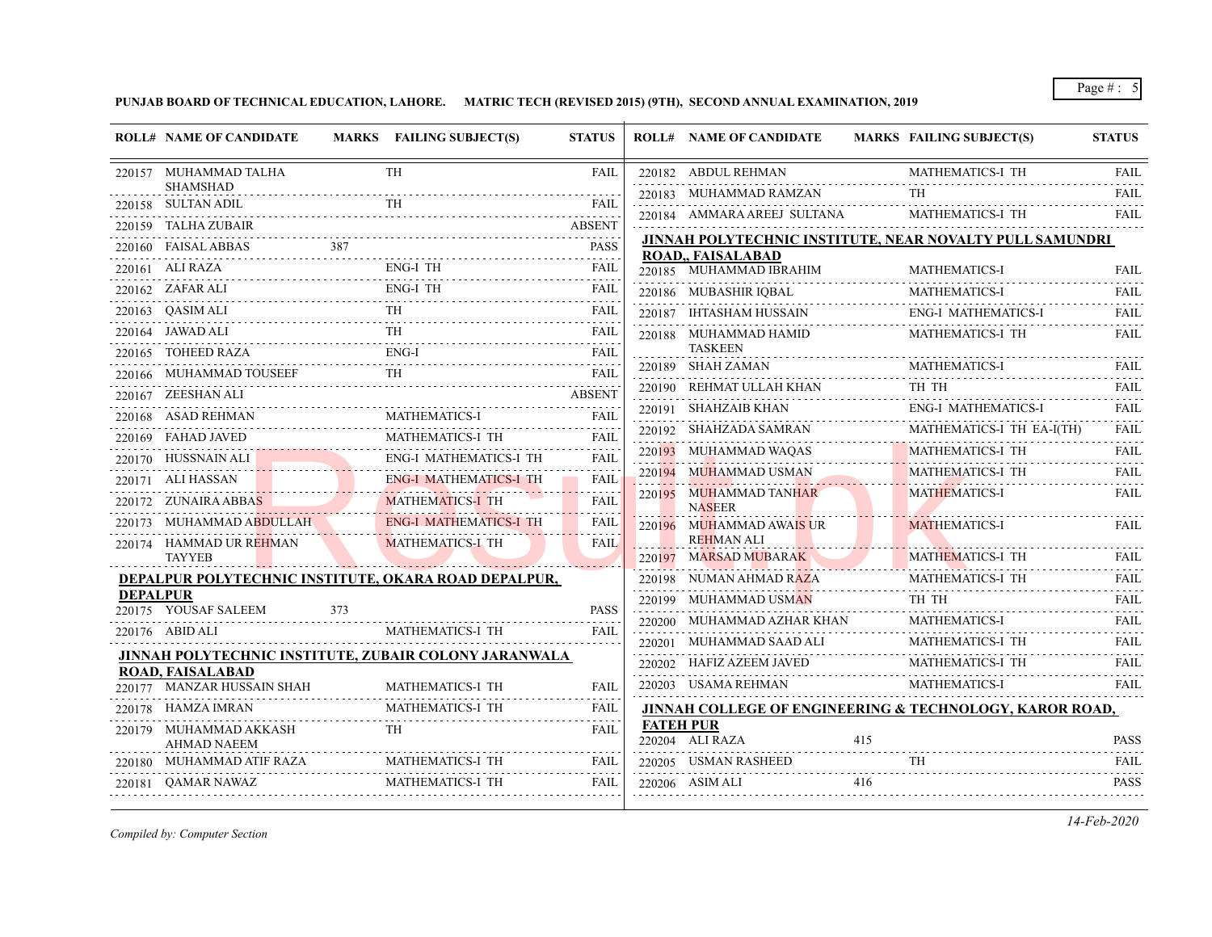**PUNJAB BOARD OF TECHNICAL EDUCATION, LAHORE. MATRIC TECH (REVISED 2015) (9TH), SECOND ANNUAL EXAMINATION, 2019**

| ROLL# | NAME OF CANDIDATE | MARKS | FAILING SUBJECT(S) | STATUS |
|---|---|---|---|---|
| 220157 | MUHAMMAD TALHA SHAMSHAD | | TH | FAIL |
| 220158 | SULTAN ADIL | | TH | FAIL |
| 220159 | TALHA ZUBAIR | | | ABSENT |
| 220160 | FAISAL ABBAS | 387 | | PASS |
| 220161 | ALI RAZA | | ENG-I TH | FAIL |
| 220162 | ZAFAR ALI | | ENG-I TH | FAIL |
| 220163 | QASIM ALI | | TH | FAIL |
| 220164 | JAWAD ALI | | TH | FAIL |
| 220165 | TOHEED RAZA | | ENG-I | FAIL |
| 220166 | MUHAMMAD TOUSEEF | | TH | FAIL |
| 220167 | ZEESHAN ALI | | | ABSENT |
| 220168 | ASAD REHMAN | | MATHEMATICS-I | FAIL |
| 220169 | FAHAD JAVED | | MATHEMATICS-I TH | FAIL |
| 220170 | HUSSNAIN ALI | | ENG-I MATHEMATICS-I TH | FAIL |
| 220171 | ALI HASSAN | | ENG-I MATHEMATICS-I TH | FAIL |
| 220172 | ZUNAIRA ABBAS | | MATHEMATICS-I TH | FAIL |
| 220173 | MUHAMMAD ABDULLAH | | ENG-I MATHEMATICS-I TH | FAIL |
| 220174 | HAMMAD UR REHMAN TAYYEB | | MATHEMATICS-I TH | FAIL |

**DEPALPUR POLYTECHNIC INSTITUTE, OKARA ROAD DEPALPUR, DEPALPUR**

| ROLL# | NAME OF CANDIDATE | MARKS | FAILING SUBJECT(S) | STATUS |
|---|---|---|---|---|
| 220175 | YOUSAF SALEEM | 373 | | PASS |
| 220176 | ABID ALI | | MATHEMATICS-I TH | FAIL |

**JINNAH POLYTECHNIC INSTITUTE, ZUBAIR COLONY JARANWALA ROAD, FAISALABAD**

| ROLL# | NAME OF CANDIDATE | MARKS | FAILING SUBJECT(S) | STATUS |
|---|---|---|---|---|
| 220177 | MANZAR HUSSAIN SHAH | | MATHEMATICS-I TH | FAIL |
| 220178 | HAMZA IMRAN | | MATHEMATICS-I TH | FAIL |
| 220179 | MUHAMMAD AKKASH AHMAD NAEEM | | TH | FAIL |
| 220180 | MUHAMMAD ATIF RAZA | | MATHEMATICS-I TH | FAIL |
| 220181 | QAMAR NAWAZ | | MATHEMATICS-I TH | FAIL |
| 220182 | ABDUL REHMAN | | MATHEMATICS-I TH | FAIL |
| 220183 | MUHAMMAD RAMZAN | | TH | FAIL |
| 220184 | AMMARA AREEJ SULTANA | | MATHEMATICS-I TH | FAIL |

**JINNAH POLYTECHNIC INSTITUTE, NEAR NOVALTY PULL SAMUNDRI ROAD,, FAISALABAD**

| ROLL# | NAME OF CANDIDATE | MARKS | FAILING SUBJECT(S) | STATUS |
|---|---|---|---|---|
| 220185 | MUHAMMAD IBRAHIM | | MATHEMATICS-I | FAIL |
| 220186 | MUBASHIR IQBAL | | MATHEMATICS-I | FAIL |
| 220187 | IHTASHAM HUSSAIN | | ENG-I MATHEMATICS-I | FAIL |
| 220188 | MUHAMMAD HAMID TASKEEN | | MATHEMATICS-I TH | FAIL |
| 220189 | SHAH ZAMAN | | MATHEMATICS-I | FAIL |
| 220190 | REHMAT ULLAH KHAN | | TH TH | FAIL |
| 220191 | SHAHZAIB KHAN | | ENG-I MATHEMATICS-I | FAIL |
| 220192 | SHAHZADA SAMRAN | | MATHEMATICS-I TH EA-I(TH) | FAIL |
| 220193 | MUHAMMAD WAQAS | | MATHEMATICS-I TH | FAIL |
| 220194 | MUHAMMAD USMAN | | MATHEMATICS-I TH | FAIL |
| 220195 | MUHAMMAD TANHAR NASEER | | MATHEMATICS-I | FAIL |
| 220196 | MUHAMMAD AWAIS UR REHMAN ALI | | MATHEMATICS-I | FAIL |
| 220197 | MARSAD MUBARAK | | MATHEMATICS-I TH | FAIL |
| 220198 | NUMAN AHMAD RAZA | | MATHEMATICS-I TH | FAIL |
| 220199 | MUHAMMAD USMAN | | TH TH | FAIL |
| 220200 | MUHAMMAD AZHAR KHAN | | MATHEMATICS-I | FAIL |
| 220201 | MUHAMMAD SAAD ALI | | MATHEMATICS-I TH | FAIL |
| 220202 | HAFIZ AZEEM JAVED | | MATHEMATICS-I TH | FAIL |
| 220203 | USAMA REHMAN | | MATHEMATICS-I | FAIL |

**JINNAH COLLEGE OF ENGINEERING & TECHNOLOGY, KAROR ROAD, FATEH PUR**

| ROLL# | NAME OF CANDIDATE | MARKS | FAILING SUBJECT(S) | STATUS |
|---|---|---|---|---|
| 220204 | ALI RAZA | 415 | | PASS |
| 220205 | USMAN RASHEED | | TH | FAIL |
| 220206 | ASIM ALI | 416 | | PASS |

*Compiled by: Computer Section*

*14-Feb-2020*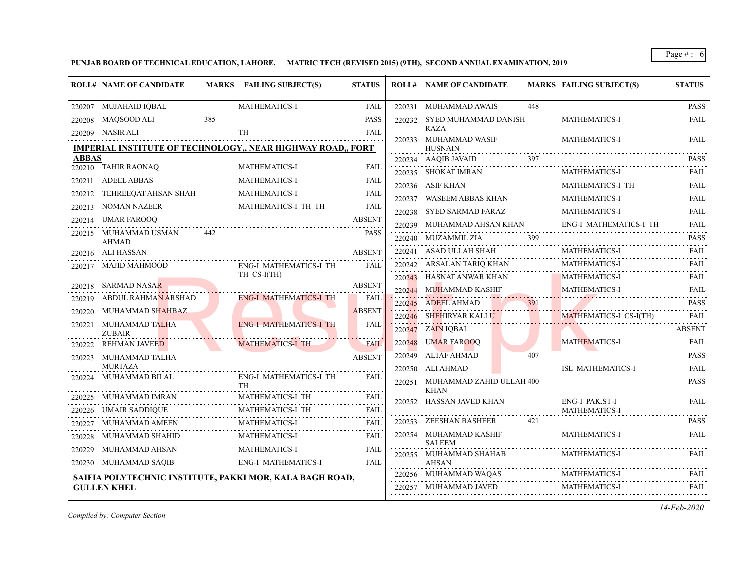**PUNJAB BOARD OF TECHNICAL EDUCATION, LAHORE. MATRIC TECH (REVISED 2015) (9TH), SECOND ANNUAL EXAMINATION, 2019**

| ROLL# | NAME OF CANDIDATE | MARKS | FAILING SUBJECT(S) | STATUS |
|---|---|---|---|---|
| 220207 | MUJAHAID IQBAL | | MATHEMATICS-I | FAIL |
| 220208 | MAQSOOD ALI | 385 | | PASS |
| 220209 | NASIR ALI | | TH | FAIL |

**IMPERIAL INSTITUTE OF TECHNOLOGY,, NEAR HIGHWAY ROAD,, FORT ABBAS**

| ROLL# | NAME OF CANDIDATE | MARKS | FAILING SUBJECT(S) | STATUS |
|---|---|---|---|---|
| 220210 | TAHIR RAONAQ | | MATHEMATICS-I | FAIL |
| 220211 | ADEEL ABBAS | | MATHEMATICS-I | FAIL |
| 220212 | TEHREEQAT AHSAN SHAH | | MATHEMATICS-I | FAIL |
| 220213 | NOMAN NAZEER | | MATHEMATICS-I TH TH | FAIL |
| 220214 | UMAR FAROOQ | | | ABSENT |
| 220215 | MUHAMMAD USMAN AHMAD | 442 | | PASS |
| 220216 | ALI HASSAN | | | ABSENT |
| 220217 | MAJID MAHMOOD | | ENG-I MATHEMATICS-I TH TH CS-I(TH) | FAIL |
| 220218 | SARMAD NASAR | | | ABSENT |
| 220219 | ABDUL RAHMAN ARSHAD | | ENG-I MATHEMATICS-I TH | FAIL |
| 220220 | MUHAMMAD SHAHBAZ | | | ABSENT |
| 220221 | MUHAMMAD TALHA ZUBAIR | | ENG-I MATHEMATICS-I TH | FAIL |
| 220222 | REHMAN JAVEED | | MATHEMATICS-I TH | FAIL |
| 220223 | MUHAMMAD TALHA MURTAZA | | | ABSENT |
| 220224 | MUHAMMAD BILAL | | ENG-I MATHEMATICS-I TH TH | FAIL |
| 220225 | MUHAMMAD IMRAN | | MATHEMATICS-I TH | FAIL |
| 220226 | UMAIR SADDIQUE | | MATHEMATICS-I TH | FAIL |
| 220227 | MUHAMMAD AMEEN | | MATHEMATICS-I | FAIL |
| 220228 | MUHAMMAD SHAHID | | MATHEMATICS-I | FAIL |
| 220229 | MUHAMMAD AHSAN | | MATHEMATICS-I | FAIL |
| 220230 | MUHAMMAD SAQIB | | ENG-I MATHEMATICS-I | FAIL |

**SAIFIA POLYTECHNIC INSTITUTE, PAKKI MOR, KALA BAGH ROAD, GULLEN KHEL**

| ROLL# | NAME OF CANDIDATE | MARKS | FAILING SUBJECT(S) | STATUS |
|---|---|---|---|---|
| 220231 | MUHAMMAD AWAIS | 448 | | PASS |
| 220232 | SYED MUHAMMAD DANISH RAZA | | MATHEMATICS-I | FAIL |
| 220233 | MUHAMMAD WASIF HUSNAIN | | MATHEMATICS-I | FAIL |
| 220234 | AAQIB JAVAID | 397 | | PASS |
| 220235 | SHOKAT IMRAN | | MATHEMATICS-I | FAIL |
| 220236 | ASIF KHAN | | MATHEMATICS-I TH | FAIL |
| 220237 | WASEEM ABBAS KHAN | | MATHEMATICS-I | FAIL |
| 220238 | SYED SARMAD FARAZ | | MATHEMATICS-I | FAIL |
| 220239 | MUHAMMAD AHSAN KHAN | | ENG-I MATHEMATICS-I TH | FAIL |
| 220240 | MUZAMMIL ZIA | 399 | | PASS |
| 220241 | ASAD ULLAH SHAH | | MATHEMATICS-I | FAIL |
| 220242 | ARSALAN TARIQ KHAN | | MATHEMATICS-I | FAIL |
| 220243 | HASNAT ANWAR KHAN | | MATHEMATICS-I | FAIL |
| 220244 | MUHAMMAD KASHIF | | MATHEMATICS-I | FAIL |
| 220245 | ADEEL AHMAD | 391 | | PASS |
| 220246 | SHEHIRYAR KALLU | | MATHEMATICS-I CS-I(TH) | FAIL |
| 220247 | ZAIN IQBAL | | | ABSENT |
| 220248 | UMAR FAROOQ | | MATHEMATICS-I | FAIL |
| 220249 | ALTAF AHMAD | 407 | | PASS |
| 220250 | ALI AHMAD | | ISL MATHEMATICS-I | FAIL |
| 220251 | MUHAMMAD ZAHID ULLAH KHAN | 400 | | PASS |
| 220252 | HASSAN JAVED KHAN | | ENG-I PAK.ST-I MATHEMATICS-I | FAIL |
| 220253 | ZEESHAN BASHEER | 421 | | PASS |
| 220254 | MUHAMMAD KASHIF SALEEM | | MATHEMATICS-I | FAIL |
| 220255 | MUHAMMAD SHAHAB AHSAN | | MATHEMATICS-I | FAIL |
| 220256 | MUHAMMAD WAQAS | | MATHEMATICS-I | FAIL |
| 220257 | MUHAMMAD JAVED | | MATHEMATICS-I | FAIL |

*Compiled by: Computer Section*

*14-Feb-2020*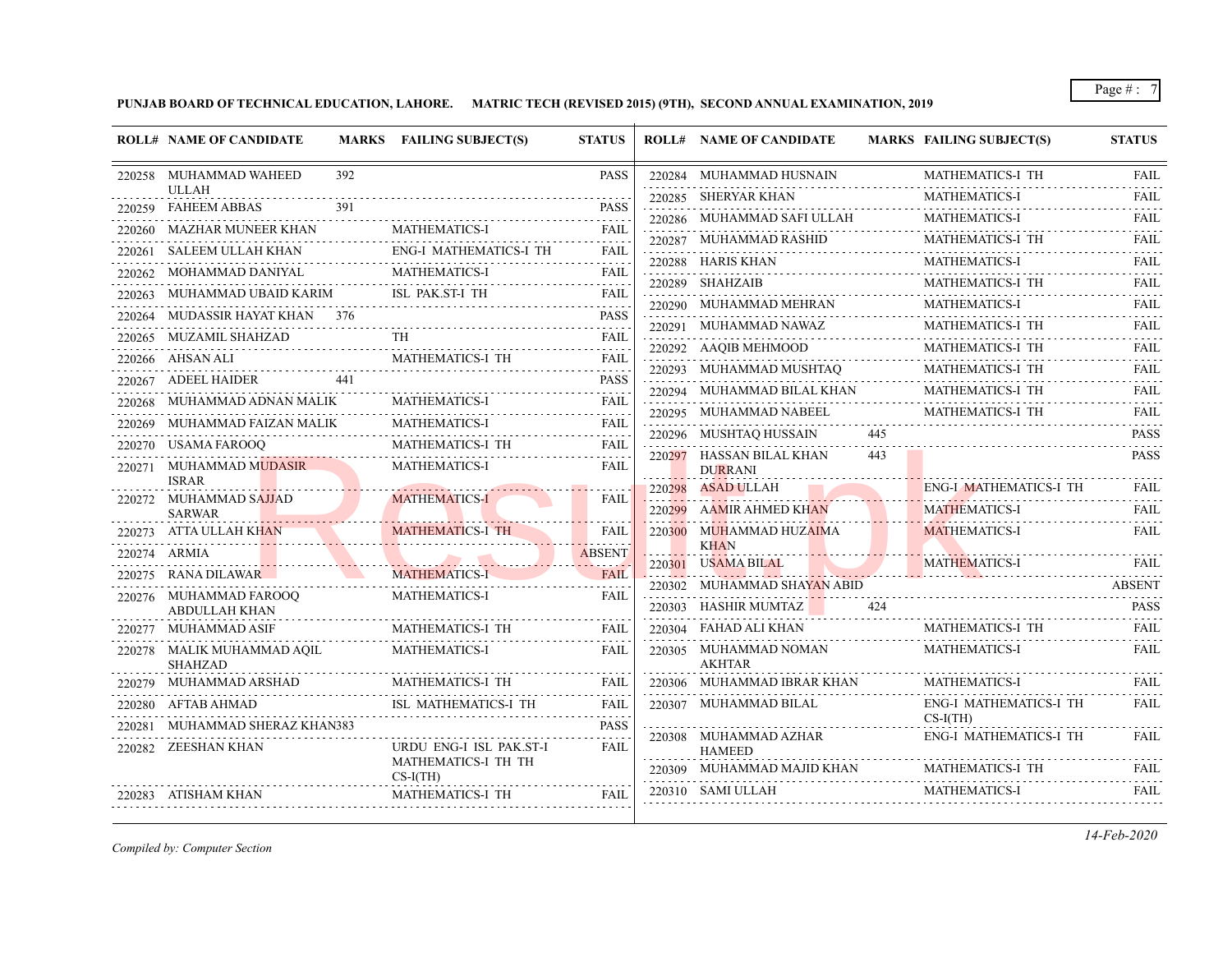**PUNJAB BOARD OF TECHNICAL EDUCATION, LAHORE. MATRIC TECH (REVISED 2015) (9TH), SECOND ANNUAL EXAMINATION, 2019**

| ROLL# | NAME OF CANDIDATE | MARKS | FAILING SUBJECT(S) | STATUS |
|---|---|---|---|---|
| 220258 | MUHAMMAD WAHEED ULLAH | 392 | | PASS |
| 220259 | FAHEEM ABBAS | 391 | | PASS |
| 220260 | MAZHAR MUNEER KHAN | | MATHEMATICS-I | FAIL |
| 220261 | SALEEM ULLAH KHAN | | ENG-I MATHEMATICS-I TH | FAIL |
| 220262 | MOHAMMAD DANIYAL | | MATHEMATICS-I | FAIL |
| 220263 | MUHAMMAD UBAID KARIM | | ISL PAK.ST-I TH | FAIL |
| 220264 | MUDASSIR HAYAT KHAN | 376 | | PASS |
| 220265 | MUZAMIL SHAHZAD | | TH | FAIL |
| 220266 | AHSAN ALI | | MATHEMATICS-I TH | FAIL |
| 220267 | ADEEL HAIDER | 441 | | PASS |
| 220268 | MUHAMMAD ADNAN MALIK | | MATHEMATICS-I | FAIL |
| 220269 | MUHAMMAD FAIZAN MALIK | | MATHEMATICS-I | FAIL |
| 220270 | USAMA FAROOQ | | MATHEMATICS-I TH | FAIL |
| 220271 | MUHAMMAD MUDASIR ISRAR | | MATHEMATICS-I | FAIL |
| 220272 | MUHAMMAD SAJJAD SARWAR | | MATHEMATICS-I | FAIL |
| 220273 | ATTA ULLAH KHAN | | MATHEMATICS-I TH | FAIL |
| 220274 | ARMIA | | | ABSENT |
| 220275 | RANA DILAWAR | | MATHEMATICS-I | FAIL |
| 220276 | MUHAMMAD FAROOQ ABDULLAH KHAN | | MATHEMATICS-I | FAIL |
| 220277 | MUHAMMAD ASIF | | MATHEMATICS-I TH | FAIL |
| 220278 | MALIK MUHAMMAD AQIL SHAHZAD | | MATHEMATICS-I | FAIL |
| 220279 | MUHAMMAD ARSHAD | | MATHEMATICS-I TH | FAIL |
| 220280 | AFTAB AHMAD | | ISL MATHEMATICS-I TH | FAIL |
| 220281 | MUHAMMAD SHERAZ KHAN | 383 | | PASS |
| 220282 | ZEESHAN KHAN | | URDU ENG-I ISL PAK.ST-I MATHEMATICS-I TH TH CS-I(TH) | FAIL |
| 220283 | ATISHAM KHAN | | MATHEMATICS-I TH | FAIL |
| 220284 | MUHAMMAD HUSNAIN | | MATHEMATICS-I TH | FAIL |
| 220285 | SHERYAR KHAN | | MATHEMATICS-I | FAIL |
| 220286 | MUHAMMAD SAFI ULLAH | | MATHEMATICS-I | FAIL |
| 220287 | MUHAMMAD RASHID | | MATHEMATICS-I TH | FAIL |
| 220288 | HARIS KHAN | | MATHEMATICS-I | FAIL |
| 220289 | SHAHZAIB | | MATHEMATICS-I TH | FAIL |
| 220290 | MUHAMMAD MEHRAN | | MATHEMATICS-I | FAIL |
| 220291 | MUHAMMAD NAWAZ | | MATHEMATICS-I TH | FAIL |
| 220292 | AAQIB MEHMOOD | | MATHEMATICS-I TH | FAIL |
| 220293 | MUHAMMAD MUSHTAQ | | MATHEMATICS-I TH | FAIL |
| 220294 | MUHAMMAD BILAL KHAN | | MATHEMATICS-I TH | FAIL |
| 220295 | MUHAMMAD NABEEL | | MATHEMATICS-I TH | FAIL |
| 220296 | MUSHTAQ HUSSAIN | 445 | | PASS |
| 220297 | HASSAN BILAL KHAN DURRANI | 443 | | PASS |
| 220298 | ASAD ULLAH | | ENG-I MATHEMATICS-I TH | FAIL |
| 220299 | AAMIR AHMED KHAN | | MATHEMATICS-I | FAIL |
| 220300 | MUHAMMAD HUZAIMA KHAN | | MATHEMATICS-I | FAIL |
| 220301 | USAMA BILAL | | MATHEMATICS-I | FAIL |
| 220302 | MUHAMMAD SHAYAN ABID | | | ABSENT |
| 220303 | HASHIR MUMTAZ | 424 | | PASS |
| 220304 | FAHAD ALI KHAN | | MATHEMATICS-I TH | FAIL |
| 220305 | MUHAMMAD NOMAN AKHTAR | | MATHEMATICS-I | FAIL |
| 220306 | MUHAMMAD IBRAR KHAN | | MATHEMATICS-I | FAIL |
| 220307 | MUHAMMAD BILAL | | ENG-I MATHEMATICS-I TH CS-I(TH) | FAIL |
| 220308 | MUHAMMAD AZHAR HAMEED | | ENG-I MATHEMATICS-I TH | FAIL |
| 220309 | MUHAMMAD MAJID KHAN | | MATHEMATICS-I TH | FAIL |
| 220310 | SAMI ULLAH | | MATHEMATICS-I | FAIL |

*Compiled by: Computer Section*

*14-Feb-2020*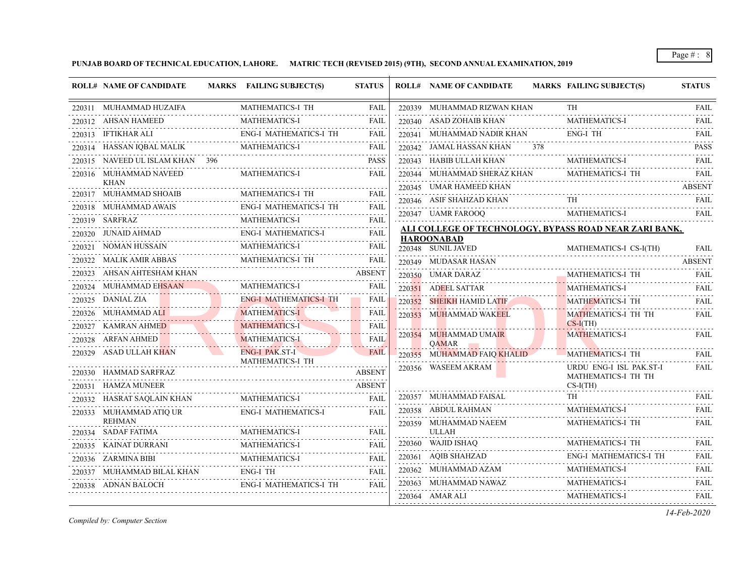**PUNJAB BOARD OF TECHNICAL EDUCATION, LAHORE. MATRIC TECH (REVISED 2015) (9TH), SECOND ANNUAL EXAMINATION, 2019**

| ROLL# | NAME OF CANDIDATE | MARKS | FAILING SUBJECT(S) | STATUS |
|---|---|---|---|---|
| 220311 | MUHAMMAD HUZAIFA | | MATHEMATICS-I TH | FAIL |
| 220312 | AHSAN HAMEED | | MATHEMATICS-I | FAIL |
| 220313 | IFTIKHAR ALI | | ENG-I MATHEMATICS-I TH | FAIL |
| 220314 | HASSAN IQBAL MALIK | | MATHEMATICS-I | FAIL |
| 220315 | NAVEED UL ISLAM KHAN | 396 | | PASS |
| 220316 | MUHAMMAD NAVEED KHAN | | MATHEMATICS-I | FAIL |
| 220317 | MUHAMMAD SHOAIB | | MATHEMATICS-I TH | FAIL |
| 220318 | MUHAMMAD AWAIS | | ENG-I MATHEMATICS-I TH | FAIL |
| 220319 | SARFRAZ | | MATHEMATICS-I | FAIL |
| 220320 | JUNAID AHMAD | | ENG-I MATHEMATICS-I | FAIL |
| 220321 | NOMAN HUSSAIN | | MATHEMATICS-I | FAIL |
| 220322 | MALIK AMIR ABBAS | | MATHEMATICS-I TH | FAIL |
| 220323 | AHSAN AHTESHAM KHAN | | | ABSENT |
| 220324 | MUHAMMAD EHSAAN | | MATHEMATICS-I | FAIL |
| 220325 | DANIAL ZIA | | ENG-I MATHEMATICS-I TH | FAIL |
| 220326 | MUHAMMAD ALI | | MATHEMATICS-I | FAIL |
| 220327 | KAMRAN AHMED | | MATHEMATICS-I | FAIL |
| 220328 | ARFAN AHMED | | MATHEMATICS-I | FAIL |
| 220329 | ASAD ULLAH KHAN | | ENG-I PAK.ST-I MATHEMATICS-I TH | FAIL |
| 220330 | HAMMAD SARFRAZ | | | ABSENT |
| 220331 | HAMZA MUNEER | | | ABSENT |
| 220332 | HASRAT SAQLAIN KHAN | | MATHEMATICS-I | FAIL |
| 220333 | MUHAMMAD ATIQ UR REHMAN | | ENG-I MATHEMATICS-I | FAIL |
| 220334 | SADAF FATIMA | | MATHEMATICS-I | FAIL |
| 220335 | KAINAT DURRANI | | MATHEMATICS-I | FAIL |
| 220336 | ZARMINA BIBI | | MATHEMATICS-I | FAIL |
| 220337 | MUHAMMAD BILAL KHAN | | ENG-I TH | FAIL |
| 220338 | ADNAN BALOCH | | ENG-I MATHEMATICS-I TH | FAIL |
| 220339 | MUHAMMAD RIZWAN KHAN | | TH | FAIL |
| 220340 | ASAD ZOHAIB KHAN | | MATHEMATICS-I | FAIL |
| 220341 | MUHAMMAD NADIR KHAN | | ENG-I TH | FAIL |
| 220342 | JAMAL HASSAN KHAN | 378 | | PASS |
| 220343 | HABIB ULLAH KHAN | | MATHEMATICS-I | FAIL |
| 220344 | MUHAMMAD SHERAZ KHAN | | MATHEMATICS-I TH | FAIL |
| 220345 | UMAR HAMEED KHAN | | | ABSENT |
| 220346 | ASIF SHAHZAD KHAN | | TH | FAIL |
| 220347 | UAMR FAROOQ | | MATHEMATICS-I | FAIL |

**ALI COLLEGE OF TECHNOLOGY, BYPASS ROAD NEAR ZARI BANK, HAROONABAD**

| ROLL# | NAME OF CANDIDATE | MARKS | FAILING SUBJECT(S) | STATUS |
|---|---|---|---|---|
| 220348 | SUNIL JAVED | | MATHEMATICS-I CS-I(TH) | FAIL |
| 220349 | MUDASAR HASAN | | | ABSENT |
| 220350 | UMAR DARAZ | | MATHEMATICS-I TH | FAIL |
| 220351 | ADEEL SATTAR | | MATHEMATICS-I | FAIL |
| 220352 | SHEIKH HAMID LATIF | | MATHEMATICS-I TH | FAIL |
| 220353 | MUHAMMAD WAKEEL | | MATHEMATICS-I TH TH CS-I(TH) | FAIL |
| 220354 | MUHAMMAD UMAIR QAMAR | | MATHEMATICS-I | FAIL |
| 220355 | MUHAMMAD FAIQ KHALID | | MATHEMATICS-I TH | FAIL |
| 220356 | WASEEM AKRAM | | URDU ENG-I ISL PAK.ST-I MATHEMATICS-I TH TH CS-I(TH) | FAIL |
| 220357 | MUHAMMAD FAISAL | | TH | FAIL |
| 220358 | ABDUL RAHMAN | | MATHEMATICS-I | FAIL |
| 220359 | MUHAMMAD NAEEM ULLAH | | MATHEMATICS-I TH | FAIL |
| 220360 | WAJID ISHAQ | | MATHEMATICS-I TH | FAIL |
| 220361 | AQIB SHAHZAD | | ENG-I MATHEMATICS-I TH | FAIL |
| 220362 | MUHAMMAD AZAM | | MATHEMATICS-I | FAIL |
| 220363 | MUHAMMAD NAWAZ | | MATHEMATICS-I | FAIL |
| 220364 | AMAR ALI | | MATHEMATICS-I | FAIL |

*Compiled by: Computer Section*

*14-Feb-2020*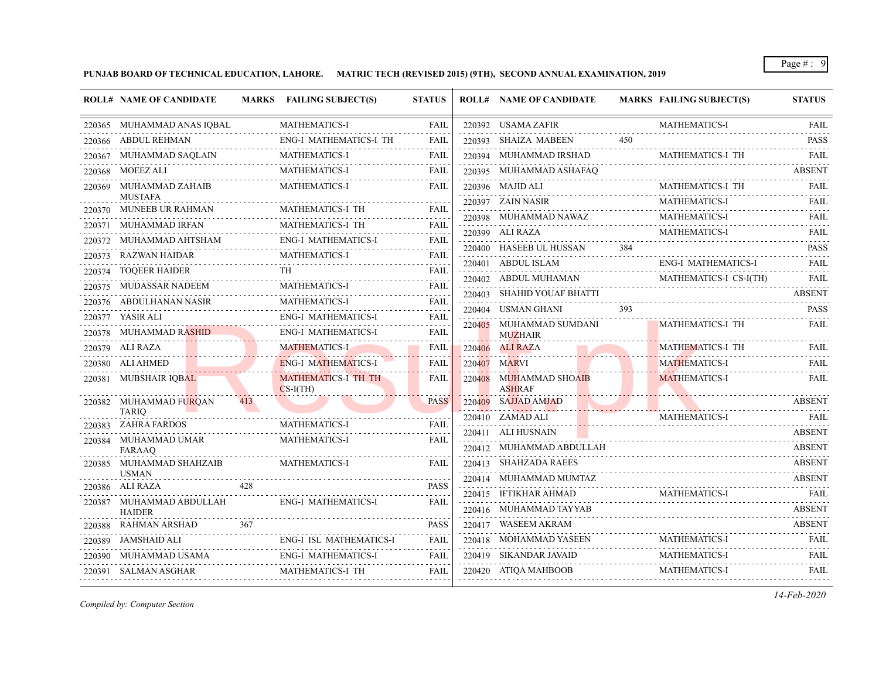**PUNJAB BOARD OF TECHNICAL EDUCATION, LAHORE. MATRIC TECH (REVISED 2015) (9TH), SECOND ANNUAL EXAMINATION, 2019**

| ROLL# | NAME OF CANDIDATE | MARKS | FAILING SUBJECT(S) | STATUS |
|---|---|---|---|---|
| 220365 | MUHAMMAD ANAS IQBAL | | MATHEMATICS-I | FAIL |
| 220366 | ABDUL REHMAN | | ENG-I MATHEMATICS-I TH | FAIL |
| 220367 | MUHAMMAD SAQLAIN | | MATHEMATICS-I | FAIL |
| 220368 | MOEEZ ALI | | MATHEMATICS-I | FAIL |
| 220369 | MUHAMMAD ZAHAIB MUSTAFA | | MATHEMATICS-I | FAIL |
| 220370 | MUNEEB UR RAHMAN | | MATHEMATICS-I TH | FAIL |
| 220371 | MUHAMMAD IRFAN | | MATHEMATICS-I TH | FAIL |
| 220372 | MUHAMMAD AHTSHAM | | ENG-I MATHEMATICS-I | FAIL |
| 220373 | RAZWAN HAIDAR | | MATHEMATICS-I | FAIL |
| 220374 | TOQEER HAIDER | | TH | FAIL |
| 220375 | MUDASSAR NADEEM | | MATHEMATICS-I | FAIL |
| 220376 | ABDULHANAN NASIR | | MATHEMATICS-I | FAIL |
| 220377 | YASIR ALI | | ENG-I MATHEMATICS-I | FAIL |
| 220378 | MUHAMMAD RASHID | | ENG-I MATHEMATICS-I | FAIL |
| 220379 | ALI RAZA | | MATHEMATICS-I | FAIL |
| 220380 | ALI AHMED | | ENG-I MATHEMATICS-I | FAIL |
| 220381 | MUBSHAIR IQBAL | | MATHEMATICS-I TH TH CS-I(TH) | FAIL |
| 220382 | MUHAMMAD FURQAN TARIQ | 413 | | PASS |
| 220383 | ZAHRA FARDOS | | MATHEMATICS-I | FAIL |
| 220384 | MUHAMMAD UMAR FARAAQ | | MATHEMATICS-I | FAIL |
| 220385 | MUHAMMAD SHAHZAIB USMAN | | MATHEMATICS-I | FAIL |
| 220386 | ALI RAZA | 428 | | PASS |
| 220387 | MUHAMMAD ABDULLAH HAIDER | | ENG-I MATHEMATICS-I | FAIL |
| 220388 | RAHMAN ARSHAD | 367 | | PASS |
| 220389 | JAMSHAID ALI | | ENG-I ISL MATHEMATICS-I | FAIL |
| 220390 | MUHAMMAD USAMA | | ENG-I MATHEMATICS-I | FAIL |
| 220391 | SALMAN ASGHAR | | MATHEMATICS-I TH | FAIL |
| 220392 | USAMA ZAFIR | | MATHEMATICS-I | FAIL |
| 220393 | SHAIZA MABEEN | 450 | | PASS |
| 220394 | MUHAMMAD IRSHAD | | MATHEMATICS-I TH | FAIL |
| 220395 | MUHAMMAD ASHAFAQ | | | ABSENT |
| 220396 | MAJID ALI | | MATHEMATICS-I TH | FAIL |
| 220397 | ZAIN NASIR | | MATHEMATICS-I | FAIL |
| 220398 | MUHAMMAD NAWAZ | | MATHEMATICS-I | FAIL |
| 220399 | ALI RAZA | | MATHEMATICS-I | FAIL |
| 220400 | HASEEB UL HUSSAN | 384 | | PASS |
| 220401 | ABDUL ISLAM | | ENG-I MATHEMATICS-I | FAIL |
| 220402 | ABDUL MUHAMAN | | MATHEMATICS-I CS-I(TH) | FAIL |
| 220403 | SHAHID YOUAF BHATTI | | | ABSENT |
| 220404 | USMAN GHANI | 393 | | PASS |
| 220405 | MUHAMMAD SUMDANI MUZHAIR | | MATHEMATICS-I TH | FAIL |
| 220406 | ALI RAZA | | MATHEMATICS-I TH | FAIL |
| 220407 | MARVI | | MATHEMATICS-I | FAIL |
| 220408 | MUHAMMAD SHOAIB ASHRAF | | MATHEMATICS-I | FAIL |
| 220409 | SAJJAD AMJAD | | | ABSENT |
| 220410 | ZAMAD ALI | | MATHEMATICS-I | FAIL |
| 220411 | ALI HUSNAIN | | | ABSENT |
| 220412 | MUHAMMAD ABDULLAH | | | ABSENT |
| 220413 | SHAHZADA RAEES | | | ABSENT |
| 220414 | MUHAMMAD MUMTAZ | | | ABSENT |
| 220415 | IFTIKHAR AHMAD | | MATHEMATICS-I | FAIL |
| 220416 | MUHAMMAD TAYYAB | | | ABSENT |
| 220417 | WASEEM AKRAM | | | ABSENT |
| 220418 | MOHAMMAD YASEEN | | MATHEMATICS-I | FAIL |
| 220419 | SIKANDAR JAVAID | | MATHEMATICS-I | FAIL |
| 220420 | ATIQA MAHBOOB | | MATHEMATICS-I | FAIL |

*Compiled by: Computer Section*

*14-Feb-2020*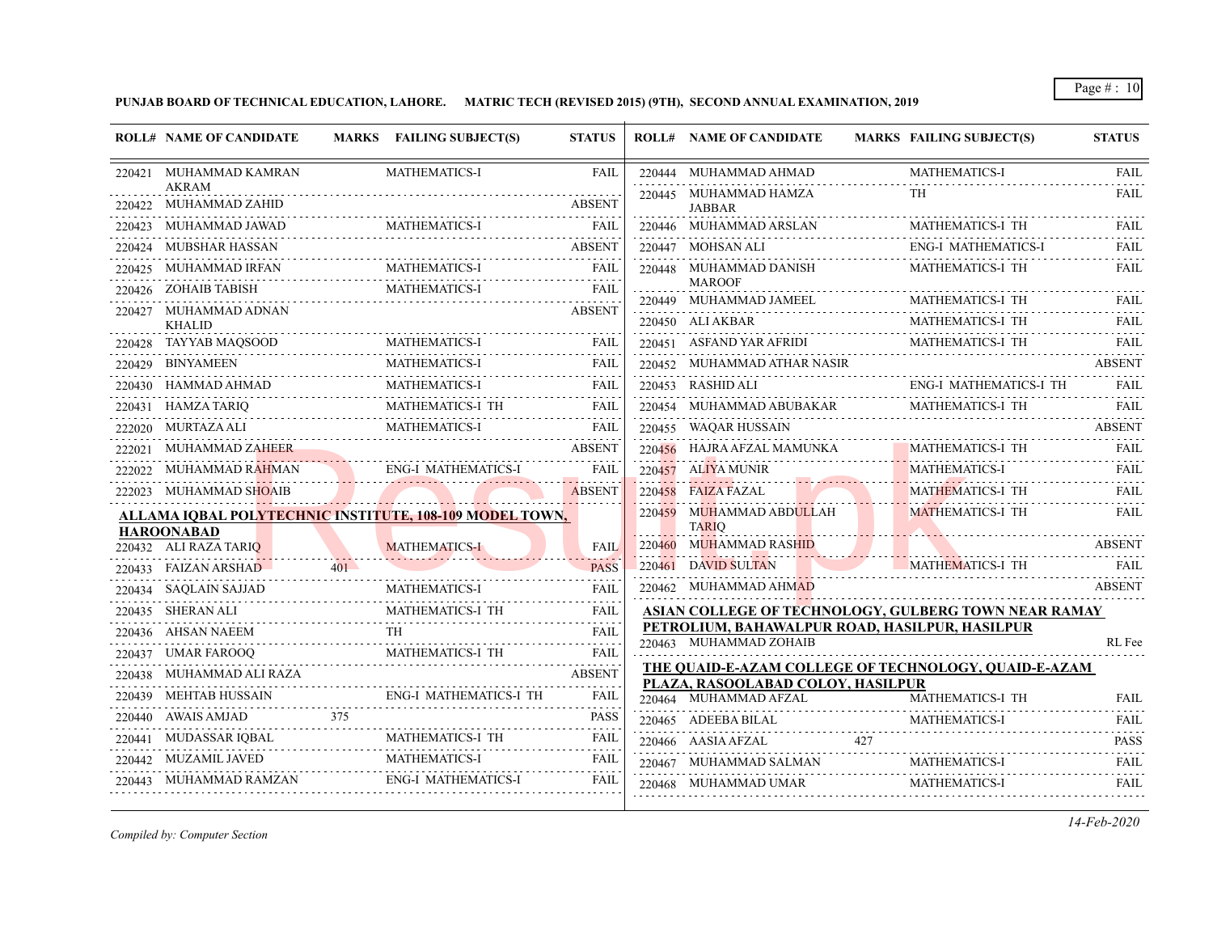**PUNJAB BOARD OF TECHNICAL EDUCATION, LAHORE. MATRIC TECH (REVISED 2015) (9TH), SECOND ANNUAL EXAMINATION, 2019**

| ROLL# | NAME OF CANDIDATE | MARKS | FAILING SUBJECT(S) | STATUS |
|---|---|---|---|---|
| 220421 | MUHAMMAD KAMRAN AKRAM | | MATHEMATICS-I | FAIL |
| 220422 | MUHAMMAD ZAHID | | | ABSENT |
| 220423 | MUHAMMAD JAWAD | | MATHEMATICS-I | FAIL |
| 220424 | MUBSHAR HASSAN | | | ABSENT |
| 220425 | MUHAMMAD IRFAN | | MATHEMATICS-I | FAIL |
| 220426 | ZOHAIB TABISH | | MATHEMATICS-I | FAIL |
| 220427 | MUHAMMAD ADNAN KHALID | | | ABSENT |
| 220428 | TAYYAB MAQSOOD | | MATHEMATICS-I | FAIL |
| 220429 | BINYAMEEN | | MATHEMATICS-I | FAIL |
| 220430 | HAMMAD AHMAD | | MATHEMATICS-I | FAIL |
| 220431 | HAMZA TARIQ | | MATHEMATICS-I TH | FAIL |
| 222020 | MURTAZA ALI | | MATHEMATICS-I | FAIL |
| 222021 | MUHAMMAD ZAHEER | | | ABSENT |
| 222022 | MUHAMMAD RAHMAN | | ENG-I MATHEMATICS-I | FAIL |
| 222023 | MUHAMMAD SHOAIB | | | ABSENT |

**ALLAMA IQBAL POLYTECHNIC INSTITUTE, 108-109 MODEL TOWN, HAROONABAD**

| ROLL# | NAME OF CANDIDATE | MARKS | FAILING SUBJECT(S) | STATUS |
|---|---|---|---|---|
| 220432 | ALI RAZA TARIQ | | MATHEMATICS-I | FAIL |
| 220433 | FAIZAN ARSHAD | 401 | | PASS |
| 220434 | SAQLAIN SAJJAD | | MATHEMATICS-I | FAIL |
| 220435 | SHERAN ALI | | MATHEMATICS-I TH | FAIL |
| 220436 | AHSAN NAEEM | | TH | FAIL |
| 220437 | UMAR FAROOQ | | MATHEMATICS-I TH | FAIL |
| 220438 | MUHAMMAD ALI RAZA | | | ABSENT |
| 220439 | MEHTAB HUSSAIN | | ENG-I MATHEMATICS-I TH | FAIL |
| 220440 | AWAIS AMJAD | 375 | | PASS |
| 220441 | MUDASSAR IQBAL | | MATHEMATICS-I TH | FAIL |
| 220442 | MUZAMIL JAVED | | MATHEMATICS-I | FAIL |
| 220443 | MUHAMMAD RAMZAN | | ENG-I MATHEMATICS-I | FAIL |
| 220444 | MUHAMMAD AHMAD | | MATHEMATICS-I | FAIL |
| 220445 | MUHAMMAD HAMZA JABBAR | | TH | FAIL |
| 220446 | MUHAMMAD ARSLAN | | MATHEMATICS-I TH | FAIL |
| 220447 | MOHSAN ALI | | ENG-I MATHEMATICS-I | FAIL |
| 220448 | MUHAMMAD DANISH MAROOF | | MATHEMATICS-I TH | FAIL |
| 220449 | MUHAMMAD JAMEEL | | MATHEMATICS-I TH | FAIL |
| 220450 | ALI AKBAR | | MATHEMATICS-I TH | FAIL |
| 220451 | ASFAND YAR AFRIDI | | MATHEMATICS-I TH | FAIL |
| 220452 | MUHAMMAD ATHAR NASIR | | | ABSENT |
| 220453 | RASHID ALI | | ENG-I MATHEMATICS-I TH | FAIL |
| 220454 | MUHAMMAD ABUBAKAR | | MATHEMATICS-I TH | FAIL |
| 220455 | WAQAR HUSSAIN | | | ABSENT |
| 220456 | HAJRA AFZAL MAMUNKA | | MATHEMATICS-I TH | FAIL |
| 220457 | ALIYA MUNIR | | MATHEMATICS-I | FAIL |
| 220458 | FAIZA FAZAL | | MATHEMATICS-I TH | FAIL |
| 220459 | MUHAMMAD ABDULLAH TARIQ | | MATHEMATICS-I TH | FAIL |
| 220460 | MUHAMMAD RASHID | | | ABSENT |
| 220461 | DAVID SULTAN | | MATHEMATICS-I TH | FAIL |
| 220462 | MUHAMMAD AHMAD | | | ABSENT |

**ASIAN COLLEGE OF TECHNOLOGY, GULBERG TOWN NEAR RAMAY PETROLIUM, BAHAWALPUR ROAD, HASILPUR, HASILPUR**

| ROLL# | NAME OF CANDIDATE | MARKS | FAILING SUBJECT(S) | STATUS |
|---|---|---|---|---|
| 220463 | MUHAMMAD ZOHAIB | | | RL Fee |

**THE QUAID-E-AZAM COLLEGE OF TECHNOLOGY, QUAID-E-AZAM PLAZA, RASOOLABAD COLOY, HASILPUR**

| ROLL# | NAME OF CANDIDATE | MARKS | FAILING SUBJECT(S) | STATUS |
|---|---|---|---|---|
| 220464 | MUHAMMAD AFZAL | | MATHEMATICS-I TH | FAIL |
| 220465 | ADEEBA BILAL | | MATHEMATICS-I | FAIL |
| 220466 | AASIA AFZAL | 427 | | PASS |
| 220467 | MUHAMMAD SALMAN | | MATHEMATICS-I | FAIL |
| 220468 | MUHAMMAD UMAR | | MATHEMATICS-I | FAIL |

*Compiled by: Computer Section*

*14-Feb-2020*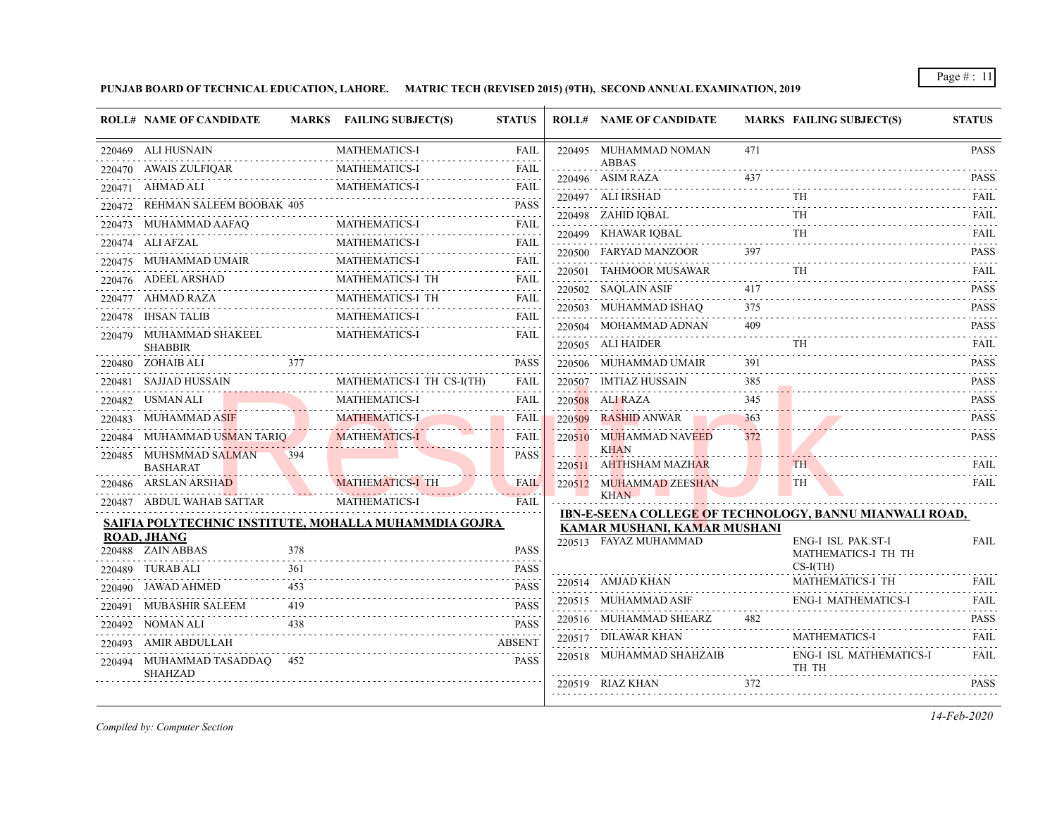**PUNJAB BOARD OF TECHNICAL EDUCATION, LAHORE. MATRIC TECH (REVISED 2015) (9TH), SECOND ANNUAL EXAMINATION, 2019**

| ROLL# | NAME OF CANDIDATE | MARKS | FAILING SUBJECT(S) | STATUS |
|---|---|---|---|---|
| 220469 | ALI HUSNAIN | | MATHEMATICS-I | FAIL |
| 220470 | AWAIS ZULFIQAR | | MATHEMATICS-I | FAIL |
| 220471 | AHMAD ALI | | MATHEMATICS-I | FAIL |
| 220472 | REHMAN SALEEM BOOBAK | 405 | | PASS |
| 220473 | MUHAMMAD AAFAQ | | MATHEMATICS-I | FAIL |
| 220474 | ALI AFZAL | | MATHEMATICS-I | FAIL |
| 220475 | MUHAMMAD UMAIR | | MATHEMATICS-I | FAIL |
| 220476 | ADEEL ARSHAD | | MATHEMATICS-I TH | FAIL |
| 220477 | AHMAD RAZA | | MATHEMATICS-I TH | FAIL |
| 220478 | IHSAN TALIB | | MATHEMATICS-I | FAIL |
| 220479 | MUHAMMAD SHAKEEL SHABBIR | | MATHEMATICS-I | FAIL |
| 220480 | ZOHAIB ALI | 377 | | PASS |
| 220481 | SAJJAD HUSSAIN | | MATHEMATICS-I TH CS-I(TH) | FAIL |
| 220482 | USMAN ALI | | MATHEMATICS-I | FAIL |
| 220483 | MUHAMMAD ASIF | | MATHEMATICS-I | FAIL |
| 220484 | MUHAMMAD USMAN TARIQ | | MATHEMATICS-I | FAIL |
| 220485 | MUHSMMAD SALMAN BASHARAT | 394 | | PASS |
| 220486 | ARSLAN ARSHAD | | MATHEMATICS-I TH | FAIL |
| 220487 | ABDUL WAHAB SATTAR | | MATHEMATICS-I | FAIL |

**SAIFIA POLYTECHNIC INSTITUTE, MOHALLA MUHAMMDIA GOJRA ROAD, JHANG**

| ROLL# | NAME OF CANDIDATE | MARKS | FAILING SUBJECT(S) | STATUS |
|---|---|---|---|---|
| 220488 | ZAIN ABBAS | 378 | | PASS |
| 220489 | TURAB ALI | 361 | | PASS |
| 220490 | JAWAD AHMED | 453 | | PASS |
| 220491 | MUBASHIR SALEEM | 419 | | PASS |
| 220492 | NOMAN ALI | 438 | | PASS |
| 220493 | AMIR ABDULLAH | | | ABSENT |
| 220494 | MUHAMMAD TASADDAQ SHAHZAD | 452 | | PASS |
| 220495 | MUHAMMAD NOMAN ABBAS | 471 | | PASS |
| 220496 | ASIM RAZA | 437 | | PASS |
| 220497 | ALI IRSHAD | | TH | FAIL |
| 220498 | ZAHID IQBAL | | TH | FAIL |
| 220499 | KHAWAR IQBAL | | TH | FAIL |
| 220500 | FARYAD MANZOOR | 397 | | PASS |
| 220501 | TAHMOOR MUSAWAR | | TH | FAIL |
| 220502 | SAQLAIN ASIF | 417 | | PASS |
| 220503 | MUHAMMAD ISHAQ | 375 | | PASS |
| 220504 | MOHAMMAD ADNAN | 409 | | PASS |
| 220505 | ALI HAIDER | | TH | FAIL |
| 220506 | MUHAMMAD UMAIR | 391 | | PASS |
| 220507 | IMTIAZ HUSSAIN | 385 | | PASS |
| 220508 | ALI RAZA | 345 | | PASS |
| 220509 | RASHID ANWAR | 363 | | PASS |
| 220510 | MUHAMMAD NAVEED KHAN | 372 | | PASS |
| 220511 | AHTHSHAM MAZHAR | | TH | FAIL |
| 220512 | MUHAMMAD ZEESHAN KHAN | | TH | FAIL |

**IBN-E-SEENA COLLEGE OF TECHNOLOGY, BANNU MIANWALI ROAD, KAMAR MUSHANI, KAMAR MUSHANI**

| ROLL# | NAME OF CANDIDATE | MARKS | FAILING SUBJECT(S) | STATUS |
|---|---|---|---|---|
| 220513 | FAYAZ MUHAMMAD | | ENG-I ISL PAK.ST-I MATHEMATICS-I TH TH CS-I(TH) | FAIL |
| 220514 | AMJAD KHAN | | MATHEMATICS-I TH | FAIL |
| 220515 | MUHAMMAD ASIF | | ENG-I MATHEMATICS-I | FAIL |
| 220516 | MUHAMMAD SHEARZ | 482 | | PASS |
| 220517 | DILAWAR KHAN | | MATHEMATICS-I | FAIL |
| 220518 | MUHAMMAD SHAHZAIB | | ENG-I ISL MATHEMATICS-I TH TH | FAIL |
| 220519 | RIAZ KHAN | 372 | | PASS |

*Compiled by: Computer Section*

*14-Feb-2020*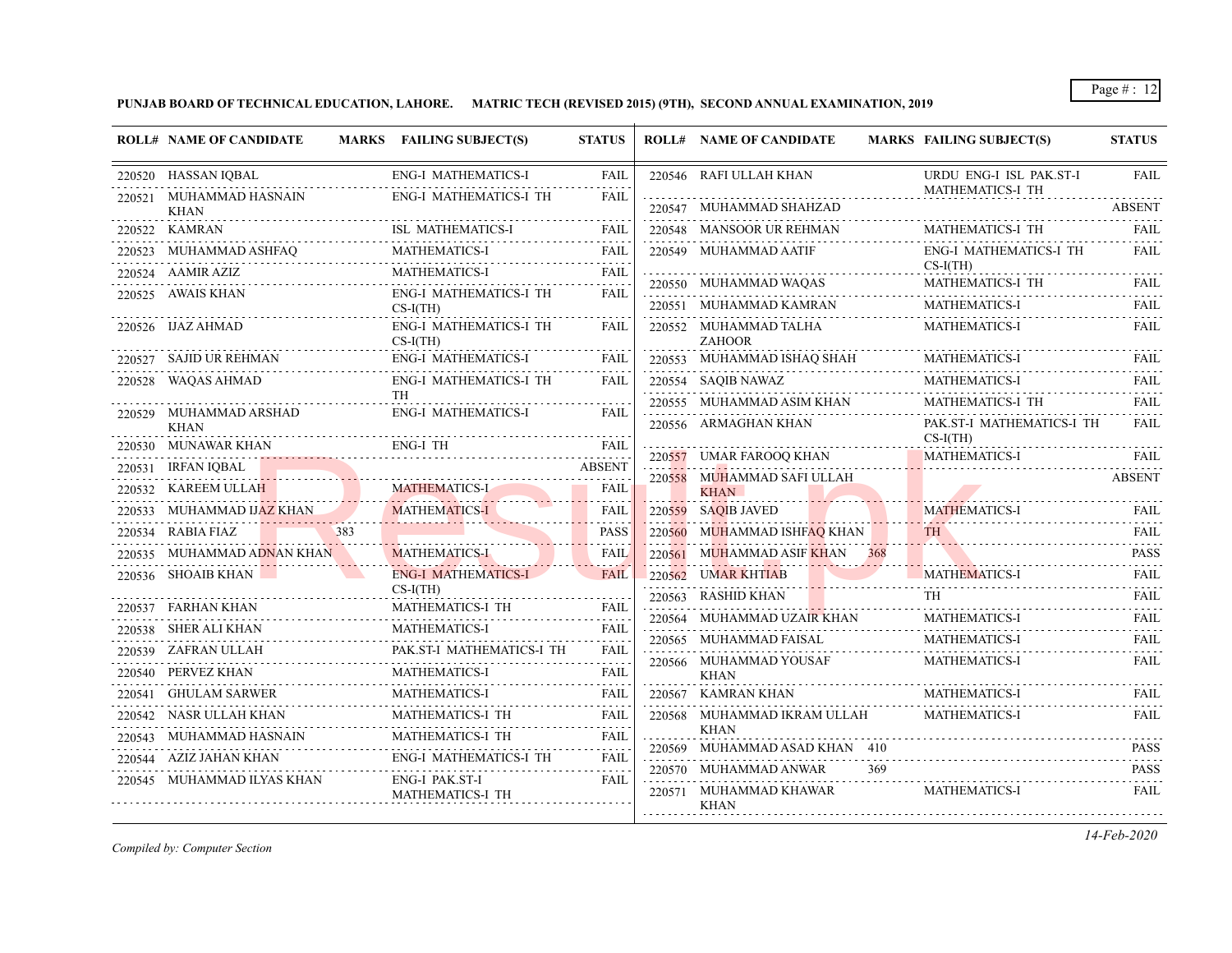**PUNJAB BOARD OF TECHNICAL EDUCATION, LAHORE. MATRIC TECH (REVISED 2015) (9TH), SECOND ANNUAL EXAMINATION, 2019**

| ROLL# | NAME OF CANDIDATE | MARKS | FAILING SUBJECT(S) | STATUS |
|---|---|---|---|---|
| 220520 | HASSAN IQBAL | | ENG-I MATHEMATICS-I | FAIL |
| 220521 | MUHAMMAD HASNAIN KHAN | | ENG-I MATHEMATICS-I TH | FAIL |
| 220522 | KAMRAN | | ISL MATHEMATICS-I | FAIL |
| 220523 | MUHAMMAD ASHFAQ | | MATHEMATICS-I | FAIL |
| 220524 | AAMIR AZIZ | | MATHEMATICS-I | FAIL |
| 220525 | AWAIS KHAN | | ENG-I MATHEMATICS-I TH CS-I(TH) | FAIL |
| 220526 | IJAZ AHMAD | | ENG-I MATHEMATICS-I TH CS-I(TH) | FAIL |
| 220527 | SAJID UR REHMAN | | ENG-I MATHEMATICS-I | FAIL |
| 220528 | WAQAS AHMAD | | ENG-I MATHEMATICS-I TH TH | FAIL |
| 220529 | MUHAMMAD ARSHAD KHAN | | ENG-I MATHEMATICS-I | FAIL |
| 220530 | MUNAWAR KHAN | | ENG-I TH | FAIL |
| 220531 | IRFAN IQBAL | | | ABSENT |
| 220532 | KAREEM ULLAH | | MATHEMATICS-I | FAIL |
| 220533 | MUHAMMAD IJAZ KHAN | | MATHEMATICS-I | FAIL |
| 220534 | RABIA FIAZ | 383 | | PASS |
| 220535 | MUHAMMAD ADNAN KHAN | | MATHEMATICS-I | FAIL |
| 220536 | SHOAIB KHAN | | ENG-I MATHEMATICS-I CS-I(TH) | FAIL |
| 220537 | FARHAN KHAN | | MATHEMATICS-I TH | FAIL |
| 220538 | SHER ALI KHAN | | MATHEMATICS-I | FAIL |
| 220539 | ZAFRAN ULLAH | | PAK.ST-I MATHEMATICS-I TH | FAIL |
| 220540 | PERVEZ KHAN | | MATHEMATICS-I | FAIL |
| 220541 | GHULAM SARWER | | MATHEMATICS-I | FAIL |
| 220542 | NASR ULLAH KHAN | | MATHEMATICS-I TH | FAIL |
| 220543 | MUHAMMAD HASNAIN | | MATHEMATICS-I TH | FAIL |
| 220544 | AZIZ JAHAN KHAN | | ENG-I MATHEMATICS-I TH | FAIL |
| 220545 | MUHAMMAD ILYAS KHAN | | ENG-I PAK.ST-I MATHEMATICS-I TH | FAIL |
| 220546 | RAFI ULLAH KHAN | | URDU ENG-I ISL PAK.ST-I MATHEMATICS-I TH | FAIL |
| 220547 | MUHAMMAD SHAHZAD | | | ABSENT |
| 220548 | MANSOOR UR REHMAN | | MATHEMATICS-I TH | FAIL |
| 220549 | MUHAMMAD AATIF | | ENG-I MATHEMATICS-I TH CS-I(TH) | FAIL |
| 220550 | MUHAMMAD WAQAS | | MATHEMATICS-I TH | FAIL |
| 220551 | MUHAMMAD KAMRAN | | MATHEMATICS-I | FAIL |
| 220552 | MUHAMMAD TALHA ZAHOOR | | MATHEMATICS-I | FAIL |
| 220553 | MUHAMMAD ISHAQ SHAH | | MATHEMATICS-I | FAIL |
| 220554 | SAQIB NAWAZ | | MATHEMATICS-I | FAIL |
| 220555 | MUHAMMAD ASIM KHAN | | MATHEMATICS-I TH | FAIL |
| 220556 | ARMAGHAN KHAN | | PAK.ST-I MATHEMATICS-I TH CS-I(TH) | FAIL |
| 220557 | UMAR FAROOQ KHAN | | MATHEMATICS-I | FAIL |
| 220558 | MUHAMMAD SAFI ULLAH KHAN | | | ABSENT |
| 220559 | SAQIB JAVED | | MATHEMATICS-I | FAIL |
| 220560 | MUHAMMAD ISHFAQ KHAN | | TH | FAIL |
| 220561 | MUHAMMAD ASIF KHAN | 368 | | PASS |
| 220562 | UMAR KHTIAB | | MATHEMATICS-I | FAIL |
| 220563 | RASHID KHAN | | TH | FAIL |
| 220564 | MUHAMMAD UZAIR KHAN | | MATHEMATICS-I | FAIL |
| 220565 | MUHAMMAD FAISAL | | MATHEMATICS-I | FAIL |
| 220566 | MUHAMMAD YOUSAF KHAN | | MATHEMATICS-I | FAIL |
| 220567 | KAMRAN KHAN | | MATHEMATICS-I | FAIL |
| 220568 | MUHAMMAD IKRAM ULLAH KHAN | | MATHEMATICS-I | FAIL |
| 220569 | MUHAMMAD ASAD KHAN | 410 | | PASS |
| 220570 | MUHAMMAD ANWAR | 369 | | PASS |
| 220571 | MUHAMMAD KHAWAR KHAN | | MATHEMATICS-I | FAIL |

*Compiled by: Computer Section*

*14-Feb-2020*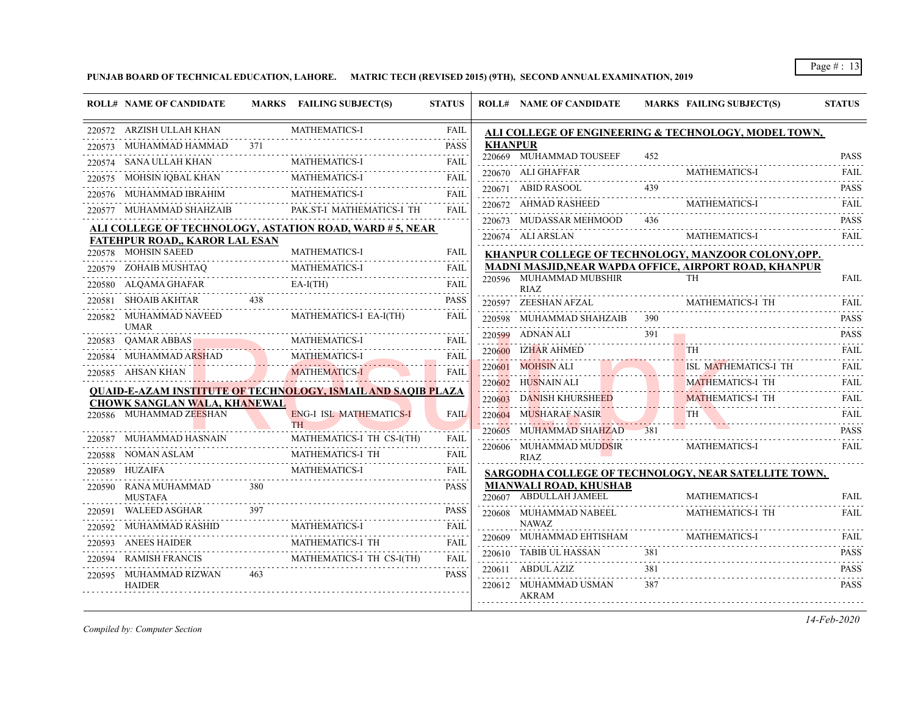**PUNJAB BOARD OF TECHNICAL EDUCATION, LAHORE. MATRIC TECH (REVISED 2015) (9TH), SECOND ANNUAL EXAMINATION, 2019**

| ROLL# | NAME OF CANDIDATE | MARKS | FAILING SUBJECT(S) | STATUS |
|---|---|---|---|---|
| 220572 | ARZISH ULLAH KHAN | | MATHEMATICS-I | FAIL |
| 220573 | MUHAMMAD HAMMAD | 371 | | PASS |
| 220574 | SANA ULLAH KHAN | | MATHEMATICS-I | FAIL |
| 220575 | MOHSIN IQBAL KHAN | | MATHEMATICS-I | FAIL |
| 220576 | MUHAMMAD IBRAHIM | | MATHEMATICS-I | FAIL |
| 220577 | MUHAMMAD SHAHZAIB | | PAK.ST-I MATHEMATICS-I TH | FAIL |

**ALI COLLEGE OF TECHNOLOGY, ASTATION ROAD, WARD # 5, NEAR FATEHPUR ROAD,, KAROR LAL ESAN**

| ROLL# | NAME OF CANDIDATE | MARKS | FAILING SUBJECT(S) | STATUS |
|---|---|---|---|---|
| 220578 | MOHSIN SAEED | | MATHEMATICS-I | FAIL |
| 220579 | ZOHAIB MUSHTAQ | | MATHEMATICS-I | FAIL |
| 220580 | ALQAMA GHAFAR | | EA-I(TH) | FAIL |
| 220581 | SHOAIB AKHTAR | 438 | | PASS |
| 220582 | MUHAMMAD NAVEED UMAR | | MATHEMATICS-I EA-I(TH) | FAIL |
| 220583 | QAMAR ABBAS | | MATHEMATICS-I | FAIL |
| 220584 | MUHAMMAD ARSHAD | | MATHEMATICS-I | FAIL |
| 220585 | AHSAN KHAN | | MATHEMATICS-I | FAIL |

**QUAID-E-AZAM INSTITUTE OF TECHNOLOGY, ISMAIL AND SAQIB PLAZA CHOWK SANGLAN WALA, KHANEWAL**

| ROLL# | NAME OF CANDIDATE | MARKS | FAILING SUBJECT(S) | STATUS |
|---|---|---|---|---|
| 220586 | MUHAMMAD ZEESHAN | | ENG-I ISL MATHEMATICS-I TH | FAIL |
| 220587 | MUHAMMAD HASNAIN | | MATHEMATICS-I TH CS-I(TH) | FAIL |
| 220588 | NOMAN ASLAM | | MATHEMATICS-I TH | FAIL |
| 220589 | HUZAIFA | | MATHEMATICS-I | FAIL |
| 220590 | RANA MUHAMMAD MUSTAFA | 380 | | PASS |
| 220591 | WALEED ASGHAR | 397 | | PASS |
| 220592 | MUHAMMAD RASHID | | MATHEMATICS-I | FAIL |
| 220593 | ANEES HAIDER | | MATHEMATICS-I TH | FAIL |
| 220594 | RAMISH FRANCIS | | MATHEMATICS-I TH CS-I(TH) | FAIL |
| 220595 | MUHAMMAD RIZWAN HAIDER | 463 | | PASS |

**ALI COLLEGE OF ENGINEERING & TECHNOLOGY, MODEL TOWN, KHANPUR**

| ROLL# | NAME OF CANDIDATE | MARKS | FAILING SUBJECT(S) | STATUS |
|---|---|---|---|---|
| 220669 | MUHAMMAD TOUSEEF | 452 | | PASS |
| 220670 | ALI GHAFFAR | | MATHEMATICS-I | FAIL |
| 220671 | ABID RASOOL | 439 | | PASS |
| 220672 | AHMAD RASHEED | | MATHEMATICS-I | FAIL |
| 220673 | MUDASSAR MEHMOOD | 436 | | PASS |
| 220674 | ALI ARSLAN | | MATHEMATICS-I | FAIL |

**KHANPUR COLLEGE OF TECHNOLOGY, MANZOOR COLONY,OPP. MADNI MASJID,NEAR WAPDA OFFICE, AIRPORT ROAD, KHANPUR**

| ROLL# | NAME OF CANDIDATE | MARKS | FAILING SUBJECT(S) | STATUS |
|---|---|---|---|---|
| 220596 | MUHAMMAD MUBSHIR RIAZ | | TH | FAIL |
| 220597 | ZEESHAN AFZAL | | MATHEMATICS-I TH | FAIL |
| 220598 | MUHAMMAD SHAHZAIB | 390 | | PASS |
| 220599 | ADNAN ALI | 391 | | PASS |
| 220600 | IZHAR AHMED | | TH | FAIL |
| 220601 | MOHSIN ALI | | ISL MATHEMATICS-I TH | FAIL |
| 220602 | HUSNAIN ALI | | MATHEMATICS-I TH | FAIL |
| 220603 | DANISH KHURSHEED | | MATHEMATICS-I TH | FAIL |
| 220604 | MUSHARAF NASIR | | TH | FAIL |
| 220605 | MUHAMMAD SHAHZAD | 381 | | PASS |
| 220606 | MUHAMMAD MUDDSIR RIAZ | | MATHEMATICS-I | FAIL |

**SARGODHA COLLEGE OF TECHNOLOGY, NEAR SATELLITE TOWN, MIANWALI ROAD, KHUSHAB**

| ROLL# | NAME OF CANDIDATE | MARKS | FAILING SUBJECT(S) | STATUS |
|---|---|---|---|---|
| 220607 | ABDULLAH JAMEEL | | MATHEMATICS-I | FAIL |
| 220608 | MUHAMMAD NABEEL NAWAZ | | MATHEMATICS-I TH | FAIL |
| 220609 | MUHAMMAD EHTISHAM | | MATHEMATICS-I | FAIL |
| 220610 | TABIB UL HASSAN | 381 | | PASS |
| 220611 | ABDUL AZIZ | 381 | | PASS |
| 220612 | MUHAMMAD USMAN AKRAM | 387 | | PASS |

*Compiled by: Computer Section* *14-Feb-2020*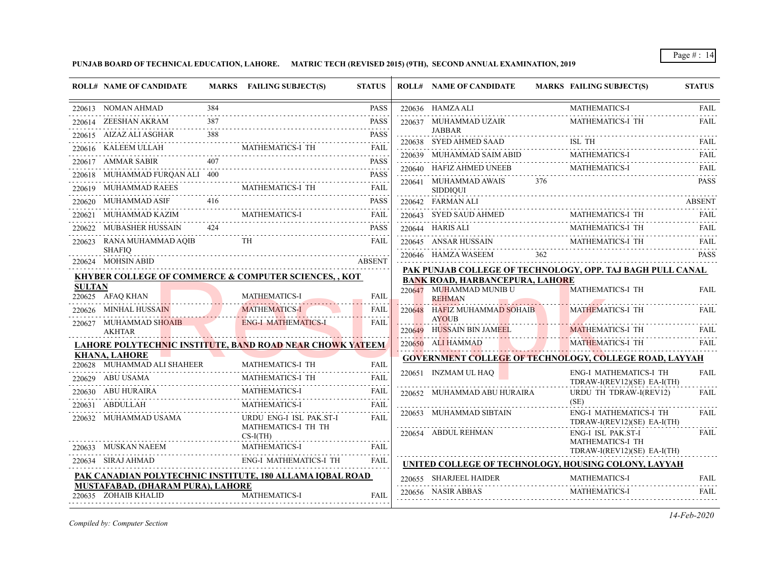**PUNJAB BOARD OF TECHNICAL EDUCATION, LAHORE. MATRIC TECH (REVISED 2015) (9TH), SECOND ANNUAL EXAMINATION, 2019**

| ROLL# | NAME OF CANDIDATE | MARKS | FAILING SUBJECT(S) | STATUS |
|---|---|---|---|---|
| 220613 | NOMAN AHMAD | 384 | | PASS |
| 220614 | ZEESHAN AKRAM | 387 | | PASS |
| 220615 | AIZAZ ALI ASGHAR | 388 | | PASS |
| 220616 | KALEEM ULLAH | | MATHEMATICS-I TH | FAIL |
| 220617 | AMMAR SABIR | 407 | | PASS |
| 220618 | MUHAMMAD FURQAN ALI | 400 | | PASS |
| 220619 | MUHAMMAD RAEES | | MATHEMATICS-I TH | FAIL |
| 220620 | MUHAMMAD ASIF | 416 | | PASS |
| 220621 | MUHAMMAD KAZIM | | MATHEMATICS-I | FAIL |
| 220622 | MUBASHER HUSSAIN | 424 | | PASS |
| 220623 | RANA MUHAMMAD AQIB SHAFIQ | | TH | FAIL |
| 220624 | MOHSIN ABID | | | ABSENT |

**KHYBER COLLEGE OF COMMERCE & COMPUTER SCIENCES, , KOT SULTAN**

| ROLL# | NAME OF CANDIDATE | MARKS | FAILING SUBJECT(S) | STATUS |
|---|---|---|---|---|
| 220625 | AFAQ KHAN | | MATHEMATICS-I | FAIL |
| 220626 | MINHAL HUSSAIN | | MATHEMATICS-I | FAIL |
| 220627 | MUHAMMAD SHOAIB AKHTAR | | ENG-I MATHEMATICS-I | FAIL |

**LAHORE POLYTECHNIC INSTITUTE, BAND ROAD NEAR CHOWK YATEEM KHANA, LAHORE**

| ROLL# | NAME OF CANDIDATE | MARKS | FAILING SUBJECT(S) | STATUS |
|---|---|---|---|---|
| 220628 | MUHAMMAD ALI SHAHEER | | MATHEMATICS-I TH | FAIL |
| 220629 | ABU USAMA | | MATHEMATICS-I TH | FAIL |
| 220630 | ABU HURAIRA | | MATHEMATICS-I | FAIL |
| 220631 | ABDULLAH | | MATHEMATICS-I | FAIL |
| 220632 | MUHAMMAD USAMA | | URDU ENG-I ISL PAK.ST-I MATHEMATICS-I TH TH CS-I(TH) | FAIL |
| 220633 | MUSKAN NAEEM | | MATHEMATICS-I | FAIL |
| 220634 | SIRAJ AHMAD | | ENG-I MATHEMATICS-I TH | FAIL |

**PAK CANADIAN POLYTECHNIC INSTITUTE, 180 ALLAMA IQBAL ROAD MUSTAFABAD, (DHARAM PURA), LAHORE**

| ROLL# | NAME OF CANDIDATE | MARKS | FAILING SUBJECT(S) | STATUS |
|---|---|---|---|---|
| 220635 | ZOHAIB KHALID | | MATHEMATICS-I | FAIL |
| 220636 | HAMZA ALI | | MATHEMATICS-I | FAIL |
| 220637 | MUHAMMAD UZAIR JABBAR | | MATHEMATICS-I TH | FAIL |
| 220638 | SYED AHMED SAAD | | ISL TH | FAIL |
| 220639 | MUHAMMAD SAIM ABID | | MATHEMATICS-I | FAIL |
| 220640 | HAFIZ AHMED UNEEB | | MATHEMATICS-I | FAIL |
| 220641 | MUHAMMAD AWAIS SIDDIQUI | 376 | | PASS |
| 220642 | FARMAN ALI | | | ABSENT |
| 220643 | SYED SAUD AHMED | | MATHEMATICS-I TH | FAIL |
| 220644 | HARIS ALI | | MATHEMATICS-I TH | FAIL |
| 220645 | ANSAR HUSSAIN | | MATHEMATICS-I TH | FAIL |
| 220646 | HAMZA WASEEM | 362 | | PASS |

**PAK PUNJAB COLLEGE OF TECHNOLOGY, OPP. TAJ BAGH PULL CANAL BANK ROAD, HARBANCEPURA, LAHORE**

| ROLL# | NAME OF CANDIDATE | MARKS | FAILING SUBJECT(S) | STATUS |
|---|---|---|---|---|
| 220647 | MUHAMMAD MUNIB U REHMAN | | MATHEMATICS-I TH | FAIL |
| 220648 | HAFIZ MUHAMMAD SOHAIB AYOUB | | MATHEMATICS-I TH | FAIL |
| 220649 | HUSSAIN BIN JAMEEL | | MATHEMATICS-I TH | FAIL |
| 220650 | ALI HAMMAD | | MATHEMATICS-I TH | FAIL |

**GOVERNMENT COLLEGE OF TECHNOLOGY, COLLEGE ROAD, LAYYAH**

| ROLL# | NAME OF CANDIDATE | MARKS | FAILING SUBJECT(S) | STATUS |
|---|---|---|---|---|
| 220651 | INZMAM UL HAQ | | ENG-I MATHEMATICS-I TH TDRAW-I(REV12)(SE) EA-I(TH) | FAIL |
| 220652 | MUHAMMAD ABU HURAIRA | | URDU TH TDRAW-I(REV12) (SE) | FAIL |
| 220653 | MUHAMMAD SIBTAIN | | ENG-I MATHEMATICS-I TH TDRAW-I(REV12)(SE) EA-I(TH) | FAIL |
| 220654 | ABDUL REHMAN | | ENG-I ISL PAK.ST-I MATHEMATICS-I TH TDRAW-I(REV12)(SE) EA-I(TH) | FAIL |

**UNITED COLLEGE OF TECHNOLOGY, HOUSING COLONY, LAYYAH**

| ROLL# | NAME OF CANDIDATE | MARKS | FAILING SUBJECT(S) | STATUS |
|---|---|---|---|---|
| 220655 | SHARJEEL HAIDER | | MATHEMATICS-I | FAIL |
| 220656 | NASIR ABBAS | | MATHEMATICS-I | FAIL |

*Compiled by: Computer Section*

*14-Feb-2020*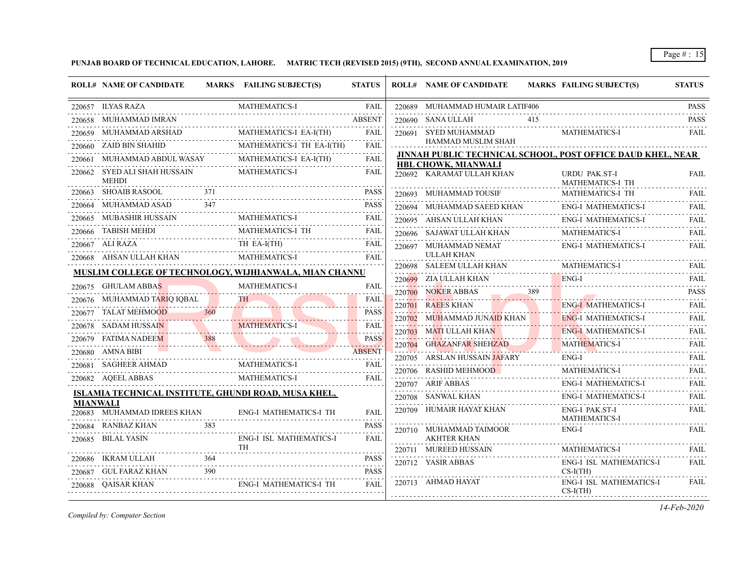**PUNJAB BOARD OF TECHNICAL EDUCATION, LAHORE. MATRIC TECH (REVISED 2015) (9TH), SECOND ANNUAL EXAMINATION, 2019**

| ROLL# | NAME OF CANDIDATE | MARKS | FAILING SUBJECT(S) | STATUS |
|---|---|---|---|---|
| 220657 | ILYAS RAZA | | MATHEMATICS-I | FAIL |
| 220658 | MUHAMMAD IMRAN | | | ABSENT |
| 220659 | MUHAMMAD ARSHAD | | MATHEMATICS-I EA-I(TH) | FAIL |
| 220660 | ZAID BIN SHAHID | | MATHEMATICS-I TH EA-I(TH) | FAIL |
| 220661 | MUHAMMAD ABDUL WASAY | | MATHEMATICS-I EA-I(TH) | FAIL |
| 220662 | SYED ALI SHAH HUSSAIN MEHDI | | MATHEMATICS-I | FAIL |
| 220663 | SHOAIB RASOOL | 371 | | PASS |
| 220664 | MUHAMMAD ASAD | 347 | | PASS |
| 220665 | MUBASHIR HUSSAIN | | MATHEMATICS-I | FAIL |
| 220666 | TABISH MEHDI | | MATHEMATICS-I TH | FAIL |
| 220667 | ALI RAZA | | TH EA-I(TH) | FAIL |
| 220668 | AHSAN ULLAH KHAN | | MATHEMATICS-I | FAIL |

**MUSLIM COLLEGE OF TECHNOLOGY, WIJHIANWALA, MIAN CHANNU**

| ROLL# | NAME OF CANDIDATE | MARKS | FAILING SUBJECT(S) | STATUS |
|---|---|---|---|---|
| 220675 | GHULAM ABBAS | | MATHEMATICS-I | FAIL |
| 220676 | MUHAMMAD TARIQ IQBAL | | TH | FAIL |
| 220677 | TALAT MEHMOOD | 360 | | PASS |
| 220678 | SADAM HUSSAIN | | MATHEMATICS-I | FAIL |
| 220679 | FATIMA NADEEM | 388 | | PASS |
| 220680 | AMNA BIBI | | | ABSENT |
| 220681 | SAGHEER AHMAD | | MATHEMATICS-I | FAIL |
| 220682 | AQEEL ABBAS | | MATHEMATICS-I | FAIL |

**ISLAMIA TECHNICAL INSTITUTE, GHUNDI ROAD, MUSA KHEL, MIANWALI**

| ROLL# | NAME OF CANDIDATE | MARKS | FAILING SUBJECT(S) | STATUS |
|---|---|---|---|---|
| 220683 | MUHAMMAD IDREES KHAN | | ENG-I MATHEMATICS-I TH | FAIL |
| 220684 | RANBAZ KHAN | 383 | | PASS |
| 220685 | BILAL YASIN | | ENG-I ISL MATHEMATICS-I TH | FAIL |
| 220686 | IKRAM ULLAH | 364 | | PASS |
| 220687 | GUL FARAZ KHAN | 390 | | PASS |
| 220688 | QAISAR KHAN | | ENG-I MATHEMATICS-I TH | FAIL |
| 220689 | MUHAMMAD HUMAIR LATIF | 406 | | PASS |
| 220690 | SANA ULLAH | 415 | | PASS |
| 220691 | SYED MUHAMMAD HAMMAD MUSLIM SHAH | | MATHEMATICS-I | FAIL |

**JINNAH PUBLIC TECHNICAL SCHOOL, POST OFFICE DAUD KHEL, NEAR HBL CHOWK, MIANWALI**

| ROLL# | NAME OF CANDIDATE | MARKS | FAILING SUBJECT(S) | STATUS |
|---|---|---|---|---|
| 220692 | KARAMAT ULLAH KHAN | | URDU PAK.ST-I MATHEMATICS-I TH | FAIL |
| 220693 | MUHAMMAD TOUSIF | | MATHEMATICS-I TH | FAIL |
| 220694 | MUHAMMAD SAEED KHAN | | ENG-I MATHEMATICS-I | FAIL |
| 220695 | AHSAN ULLAH KHAN | | ENG-I MATHEMATICS-I | FAIL |
| 220696 | SAJAWAT ULLAH KHAN | | MATHEMATICS-I | FAIL |
| 220697 | MUHAMMAD NEMAT ULLAH KHAN | | ENG-I MATHEMATICS-I | FAIL |
| 220698 | SALEEM ULLAH KHAN | | MATHEMATICS-I | FAIL |
| 220699 | ZIA ULLAH KHAN | | ENG-I | FAIL |
| 220700 | NOKER ABBAS | 389 | | PASS |
| 220701 | RAEES KHAN | | ENG-I MATHEMATICS-I | FAIL |
| 220702 | MUHAMMAD JUNAID KHAN | | ENG-I MATHEMATICS-I | FAIL |
| 220703 | MATI ULLAH KHAN | | ENG-I MATHEMATICS-I | FAIL |
| 220704 | GHAZANFAR SHEHZAD | | MATHEMATICS-I | FAIL |
| 220705 | ARSLAN HUSSAIN JAFARY | | ENG-I | FAIL |
| 220706 | RASHID MEHMOOD | | MATHEMATICS-I | FAIL |
| 220707 | ARIF ABBAS | | ENG-I MATHEMATICS-I | FAIL |
| 220708 | SANWAL KHAN | | ENG-I MATHEMATICS-I | FAIL |
| 220709 | HUMAIR HAYAT KHAN | | ENG-I PAK.ST-I MATHEMATICS-I | FAIL |
| 220710 | MUHAMMAD TAIMOOR AKHTER KHAN | | ENG-I | FAIL |
| 220711 | MUREED HUSSAIN | | MATHEMATICS-I | FAIL |
| 220712 | YASIR ABBAS | | ENG-I ISL MATHEMATICS-I CS-I(TH) | FAIL |
| 220713 | AHMAD HAYAT | | ENG-I ISL MATHEMATICS-I CS-I(TH) | FAIL |

*Compiled by: Computer Section*

*14-Feb-2020*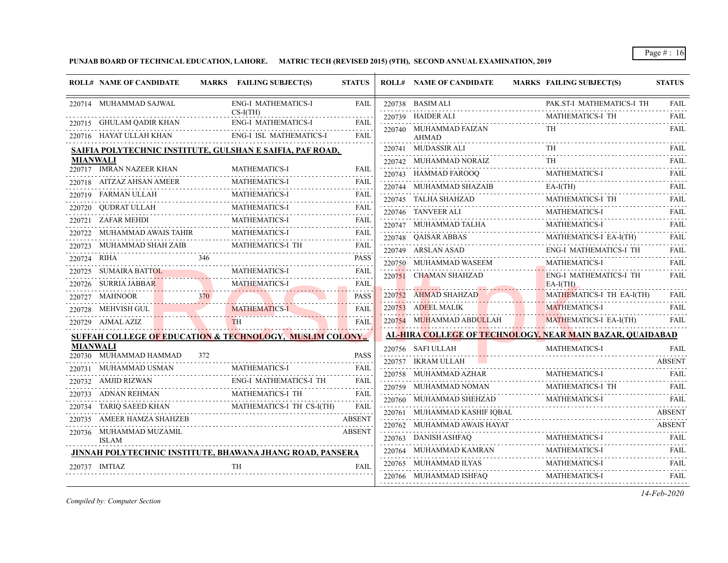**PUNJAB BOARD OF TECHNICAL EDUCATION, LAHORE. MATRIC TECH (REVISED 2015) (9TH), SECOND ANNUAL EXAMINATION, 2019**

| ROLL# | NAME OF CANDIDATE | MARKS | FAILING SUBJECT(S) | STATUS |
|---|---|---|---|---|
| 220714 | MUHAMMAD SAJWAL | | ENG-I MATHEMATICS-I CS-I(TH) | FAIL |
| 220715 | GHULAM QADIR KHAN | | ENG-I MATHEMATICS-I | FAIL |
| 220716 | HAYAT ULLAH KHAN | | ENG-I ISL MATHEMATICS-I | FAIL |

**SAIFIA POLYTECHNIC INSTITUTE, GULSHAN E SAIFIA, PAF ROAD, MIANWALI**

| ROLL# | NAME OF CANDIDATE | MARKS | FAILING SUBJECT(S) | STATUS |
|---|---|---|---|---|
| 220717 | IMRAN NAZEER KHAN | | MATHEMATICS-I | FAIL |
| 220718 | AITZAZ AHSAN AMEER | | MATHEMATICS-I | FAIL |
| 220719 | FARMAN ULLAH | | MATHEMATICS-I | FAIL |
| 220720 | QUDRAT ULLAH | | MATHEMATICS-I | FAIL |
| 220721 | ZAFAR MEHDI | | MATHEMATICS-I | FAIL |
| 220722 | MUHAMMAD AWAIS TAHIR | | MATHEMATICS-I | FAIL |
| 220723 | MUHAMMAD SHAH ZAIB | | MATHEMATICS-I TH | FAIL |
| 220724 | RIHA | 346 | | PASS |
| 220725 | SUMAIRA BATTOL | | MATHEMATICS-I | FAIL |
| 220726 | SURRIA JABBAR | | MATHEMATICS-I | FAIL |
| 220727 | MAHNOOR | 370 | | PASS |
| 220728 | MEHVISH GUL | | MATHEMATICS-I | FAIL |
| 220729 | AJMAL AZIZ | | TH | FAIL |

**SUFFAH COLLEGE OF EDUCATION & TECHNOLOGY, MUSLIM COLONY,, MIANWALI**

| ROLL# | NAME OF CANDIDATE | MARKS | FAILING SUBJECT(S) | STATUS |
|---|---|---|---|---|
| 220730 | MUHAMMAD HAMMAD | 372 | | PASS |
| 220731 | MUHAMMAD USMAN | | MATHEMATICS-I | FAIL |
| 220732 | AMJID RIZWAN | | ENG-I MATHEMATICS-I TH | FAIL |
| 220733 | ADNAN REHMAN | | MATHEMATICS-I TH | FAIL |
| 220734 | TARIQ SAEED KHAN | | MATHEMATICS-I TH CS-I(TH) | FAIL |
| 220735 | AMEER HAMZA SHAHZEB | | | ABSENT |
| 220736 | MUHAMMAD MUZAMIL ISLAM | | | ABSENT |

**JINNAH POLYTECHNIC INSTITUTE, BHAWANA JHANG ROAD, PANSERA**

| ROLL# | NAME OF CANDIDATE | MARKS | FAILING SUBJECT(S) | STATUS |
|---|---|---|---|---|
| 220737 | IMTIAZ | | TH | FAIL |
| 220738 | BASIM ALI | | PAK.ST-I MATHEMATICS-I TH | FAIL |
| 220739 | HAIDER ALI | | MATHEMATICS-I TH | FAIL |
| 220740 | MUHAMMAD FAIZAN AHMAD | | TH | FAIL |
| 220741 | MUDASSIR ALI | | TH | FAIL |
| 220742 | MUHAMMAD NORAIZ | | TH | FAIL |
| 220743 | HAMMAD FAROOQ | | MATHEMATICS-I | FAIL |
| 220744 | MUHAMMAD SHAZAIB | | EA-I(TH) | FAIL |
| 220745 | TALHA SHAHZAD | | MATHEMATICS-I TH | FAIL |
| 220746 | TANVEER ALI | | MATHEMATICS-I | FAIL |
| 220747 | MUHAMMAD TALHA | | MATHEMATICS-I | FAIL |
| 220748 | QAISAR ABBAS | | MATHEMATICS-I EA-I(TH) | FAIL |
| 220749 | ARSLAN ASAD | | ENG-I MATHEMATICS-I TH | FAIL |
| 220750 | MUHAMMAD WASEEM | | MATHEMATICS-I | FAIL |
| 220751 | CHAMAN SHAHZAD | | ENG-I MATHEMATICS-I TH EA-I(TH) | FAIL |
| 220752 | AHMAD SHAHZAD | | MATHEMATICS-I TH EA-I(TH) | FAIL |
| 220753 | ADEEL MALIK | | MATHEMATICS-I | FAIL |
| 220754 | MUHAMMAD ABDULLAH | | MATHEMATICS-I EA-I(TH) | FAIL |

**AL-HIRA COLLEGE OF TECHNOLOGY, NEAR MAIN BAZAR, QUAIDABAD**

| ROLL# | NAME OF CANDIDATE | MARKS | FAILING SUBJECT(S) | STATUS |
|---|---|---|---|---|
| 220756 | SAFI ULLAH | | MATHEMATICS-I | FAIL |
| 220757 | IKRAM ULLAH | | | ABSENT |
| 220758 | MUHAMMAD AZHAR | | MATHEMATICS-I | FAIL |
| 220759 | MUHAMMAD NOMAN | | MATHEMATICS-I TH | FAIL |
| 220760 | MUHAMMAD SHEHZAD | | MATHEMATICS-I | FAIL |
| 220761 | MUHAMMAD KASHIF IQBAL | | | ABSENT |
| 220762 | MUHAMMAD AWAIS HAYAT | | | ABSENT |
| 220763 | DANISH ASHFAQ | | MATHEMATICS-I | FAIL |
| 220764 | MUHAMMAD KAMRAN | | MATHEMATICS-I | FAIL |
| 220765 | MUHAMMAD ILYAS | | MATHEMATICS-I | FAIL |
| 220766 | MUHAMMAD ISHFAQ | | MATHEMATICS-I | FAIL |

*Compiled by: Computer Section*

*14-Feb-2020*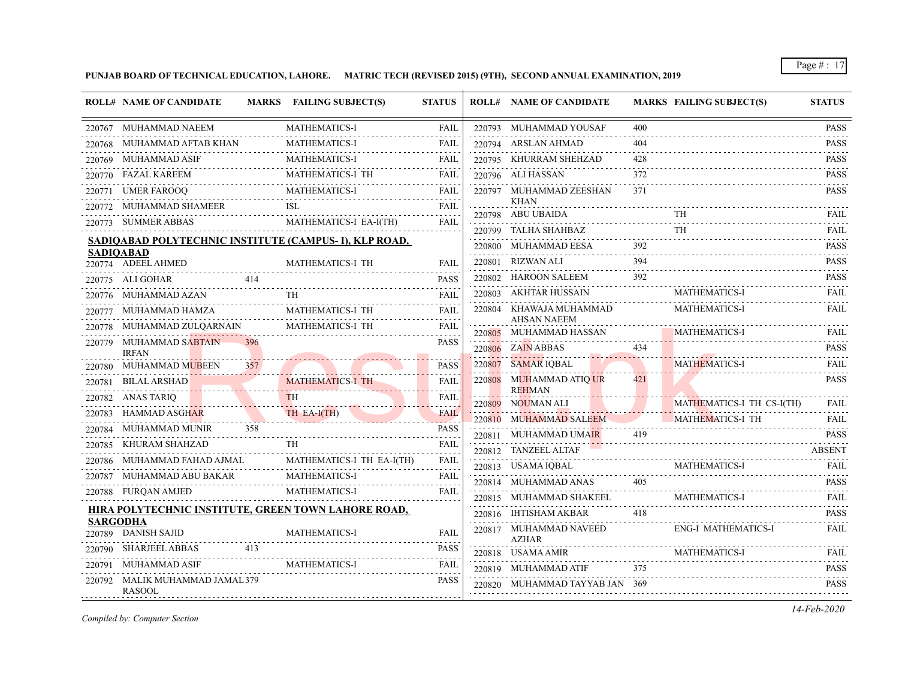**PUNJAB BOARD OF TECHNICAL EDUCATION, LAHORE. MATRIC TECH (REVISED 2015) (9TH), SECOND ANNUAL EXAMINATION, 2019**

| ROLL# | NAME OF CANDIDATE | MARKS | FAILING SUBJECT(S) | STATUS |
|---|---|---|---|---|
| 220767 | MUHAMMAD NAEEM | | MATHEMATICS-I | FAIL |
| 220768 | MUHAMMAD AFTAB KHAN | | MATHEMATICS-I | FAIL |
| 220769 | MUHAMMAD ASIF | | MATHEMATICS-I | FAIL |
| 220770 | FAZAL KAREEM | | MATHEMATICS-I TH | FAIL |
| 220771 | UMER FAROOQ | | MATHEMATICS-I | FAIL |
| 220772 | MUHAMMAD SHAMEER | | ISL | FAIL |
| 220773 | SUMMER ABBAS | | MATHEMATICS-I EA-I(TH) | FAIL |

**SADIQABAD POLYTECHNIC INSTITUTE (CAMPUS- I), KLP ROAD, SADIQABAD**

| ROLL# | NAME OF CANDIDATE | MARKS | FAILING SUBJECT(S) | STATUS |
|---|---|---|---|---|
| 220774 | ADEEL AHMED | | MATHEMATICS-I TH | FAIL |
| 220775 | ALI GOHAR | 414 | | PASS |
| 220776 | MUHAMMAD AZAN | | TH | FAIL |
| 220777 | MUHAMMAD HAMZA | | MATHEMATICS-I TH | FAIL |
| 220778 | MUHAMMAD ZULQARNAIN | | MATHEMATICS-I TH | FAIL |
| 220779 | MUHAMMAD SABTAIN IRFAN | 396 | | PASS |
| 220780 | MUHAMMAD MUBEEN | 357 | | PASS |
| 220781 | BILAL ARSHAD | | MATHEMATICS-I TH | FAIL |
| 220782 | ANAS TARIQ | | TH | FAIL |
| 220783 | HAMMAD ASGHAR | | TH EA-I(TH) | FAIL |
| 220784 | MUHAMMAD MUNIR | 358 | | PASS |
| 220785 | KHURAM SHAHZAD | | TH | FAIL |
| 220786 | MUHAMMAD FAHAD AJMAL | | MATHEMATICS-I TH EA-I(TH) | FAIL |
| 220787 | MUHAMMAD ABU BAKAR | | MATHEMATICS-I | FAIL |
| 220788 | FURQAN AMJED | | MATHEMATICS-I | FAIL |

**HIRA POLYTECHNIC INSTITUTE, GREEN TOWN LAHORE ROAD, SARGODHA**

| ROLL# | NAME OF CANDIDATE | MARKS | FAILING SUBJECT(S) | STATUS |
|---|---|---|---|---|
| 220789 | DANISH SAJID | | MATHEMATICS-I | FAIL |
| 220790 | SHARJEEL ABBAS | 413 | | PASS |
| 220791 | MUHAMMAD ASIF | | MATHEMATICS-I | FAIL |
| 220792 | MALIK MUHAMMAD JAMAL RASOOL | 379 | | PASS |
| 220793 | MUHAMMAD YOUSAF | 400 | | PASS |
| 220794 | ARSLAN AHMAD | 404 | | PASS |
| 220795 | KHURRAM SHEHZAD | 428 | | PASS |
| 220796 | ALI HASSAN | 372 | | PASS |
| 220797 | MUHAMMAD ZEESHAN KHAN | 371 | | PASS |
| 220798 | ABU UBAIDA | | TH | FAIL |
| 220799 | TALHA SHAHBAZ | | TH | FAIL |
| 220800 | MUHAMMAD EESA | 392 | | PASS |
| 220801 | RIZWAN ALI | 394 | | PASS |
| 220802 | HAROON SALEEM | 392 | | PASS |
| 220803 | AKHTAR HUSSAIN | | MATHEMATICS-I | FAIL |
| 220804 | KHAWAJA MUHAMMAD AHSAN NAEEM | | MATHEMATICS-I | FAIL |
| 220805 | MUHAMMAD HASSAN | | MATHEMATICS-I | FAIL |
| 220806 | ZAIN ABBAS | 434 | | PASS |
| 220807 | SAMAR IQBAL | | MATHEMATICS-I | FAIL |
| 220808 | MUHAMMAD ATIQ UR REHMAN | 421 | | PASS |
| 220809 | NOUMAN ALI | | MATHEMATICS-I TH CS-I(TH) | FAIL |
| 220810 | MUHAMMAD SALEEM | | MATHEMATICS-I TH | FAIL |
| 220811 | MUHAMMAD UMAIR | 419 | | PASS |
| 220812 | TANZEEL ALTAF | | | ABSENT |
| 220813 | USAMA IQBAL | | MATHEMATICS-I | FAIL |
| 220814 | MUHAMMAD ANAS | 405 | | PASS |
| 220815 | MUHAMMAD SHAKEEL | | MATHEMATICS-I | FAIL |
| 220816 | IHTISHAM AKBAR | 418 | | PASS |
| 220817 | MUHAMMAD NAVEED AZHAR | | ENG-I MATHEMATICS-I | FAIL |
| 220818 | USAMA AMIR | | MATHEMATICS-I | FAIL |
| 220819 | MUHAMMAD ATIF | 375 | | PASS |
| 220820 | MUHAMMAD TAYYAB JAN | 369 | | PASS |

*Compiled by: Computer Section*

*14-Feb-2020*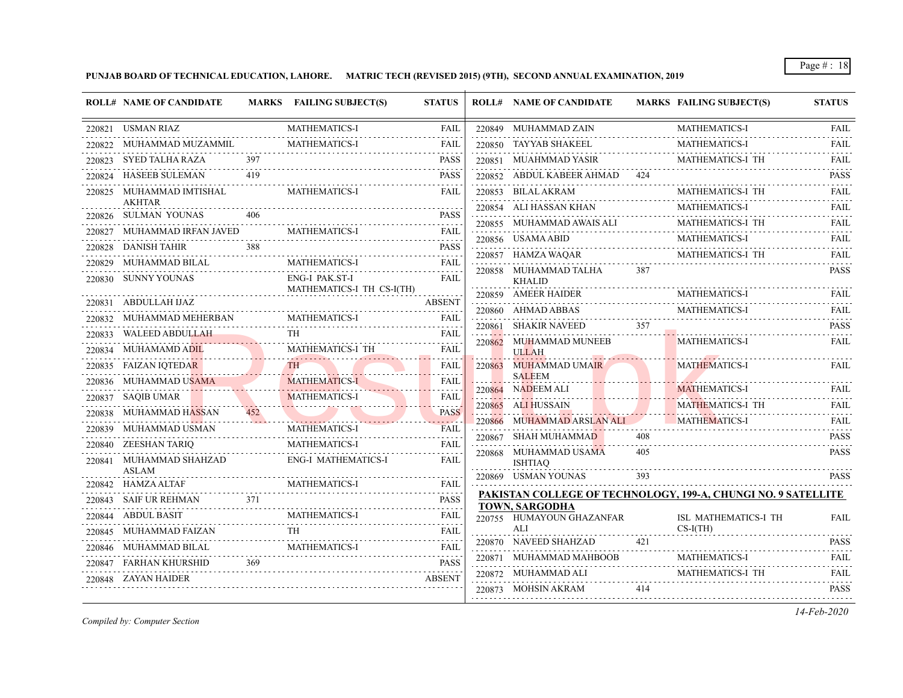**PUNJAB BOARD OF TECHNICAL EDUCATION, LAHORE. MATRIC TECH (REVISED 2015) (9TH), SECOND ANNUAL EXAMINATION, 2019**

| ROLL# | NAME OF CANDIDATE | MARKS | FAILING SUBJECT(S) | STATUS |
|---|---|---|---|---|
| 220821 | USMAN RIAZ | | MATHEMATICS-I | FAIL |
| 220822 | MUHAMMAD MUZAMMIL | | MATHEMATICS-I | FAIL |
| 220823 | SYED TALHA RAZA | 397 | | PASS |
| 220824 | HASEEB SULEMAN | 419 | | PASS |
| 220825 | MUHAMMAD IMTISHAL AKHTAR | | MATHEMATICS-I | FAIL |
| 220826 | SULMAN YOUNAS | 406 | | PASS |
| 220827 | MUHAMMAD IRFAN JAVED | | MATHEMATICS-I | FAIL |
| 220828 | DANISH TAHIR | 388 | | PASS |
| 220829 | MUHAMMAD BILAL | | MATHEMATICS-I | FAIL |
| 220830 | SUNNY YOUNAS | | ENG-I PAK.ST-I MATHEMATICS-I TH CS-I(TH) | FAIL |
| 220831 | ABDULLAH IJAZ | | | ABSENT |
| 220832 | MUHAMMAD MEHERBAN | | MATHEMATICS-I | FAIL |
| 220833 | WALEED ABDULLAH | | TH | FAIL |
| 220834 | MUHAMAMD ADIL | | MATHEMATICS-I TH | FAIL |
| 220835 | FAIZAN IQTEDAR | | TH | FAIL |
| 220836 | MUHAMMAD USAMA | | MATHEMATICS-I | FAIL |
| 220837 | SAQIB UMAR | | MATHEMATICS-I | FAIL |
| 220838 | MUHAMMAD HASSAN | 452 | | PASS |
| 220839 | MUHAMMAD USMAN | | MATHEMATICS-I | FAIL |
| 220840 | ZEESHAN TARIQ | | MATHEMATICS-I | FAIL |
| 220841 | MUHAMMAD SHAHZAD ASLAM | | ENG-I MATHEMATICS-I | FAIL |
| 220842 | HAMZA ALTAF | | MATHEMATICS-I | FAIL |
| 220843 | SAIF UR REHMAN | 371 | | PASS |
| 220844 | ABDUL BASIT | | MATHEMATICS-I | FAIL |
| 220845 | MUHAMMAD FAIZAN | | TH | FAIL |
| 220846 | MUHAMMAD BILAL | | MATHEMATICS-I | FAIL |
| 220847 | FARHAN KHURSHID | 369 | | PASS |
| 220848 | ZAYAN HAIDER | | | ABSENT |
| 220849 | MUHAMMAD ZAIN | | MATHEMATICS-I | FAIL |
| 220850 | TAYYAB SHAKEEL | | MATHEMATICS-I | FAIL |
| 220851 | MUAHMMAD YASIR | | MATHEMATICS-I TH | FAIL |
| 220852 | ABDUL KABEER AHMAD | 424 | | PASS |
| 220853 | BILAL AKRAM | | MATHEMATICS-I TH | FAIL |
| 220854 | ALI HASSAN KHAN | | MATHEMATICS-I | FAIL |
| 220855 | MUHAMMAD AWAIS ALI | | MATHEMATICS-I TH | FAIL |
| 220856 | USAMA ABID | | MATHEMATICS-I | FAIL |
| 220857 | HAMZA WAQAR | | MATHEMATICS-I TH | FAIL |
| 220858 | MUHAMMAD TALHA KHALID | 387 | | PASS |
| 220859 | AMEER HAIDER | | MATHEMATICS-I | FAIL |
| 220860 | AHMAD ABBAS | | MATHEMATICS-I | FAIL |
| 220861 | SHAKIR NAVEED | 357 | | PASS |
| 220862 | MUHAMMAD MUNEEB ULLAH | | MATHEMATICS-I | FAIL |
| 220863 | MUHAMMAD UMAIR SALEEM | | MATHEMATICS-I | FAIL |
| 220864 | NADEEM ALI | | MATHEMATICS-I | FAIL |
| 220865 | ALI HUSSAIN | | MATHEMATICS-I TH | FAIL |
| 220866 | MUHAMMAD ARSLAN ALI | | MATHEMATICS-I | FAIL |
| 220867 | SHAH MUHAMMAD | 408 | | PASS |
| 220868 | MUHAMMAD USAMA ISHTIAQ | 405 | | PASS |
| 220869 | USMAN YOUNAS | 393 | | PASS |

**PAKISTAN COLLEGE OF TECHNOLOGY, 199-A, CHUNGI NO. 9 SATELLITE TOWN, SARGODHA**

| ROLL# | NAME OF CANDIDATE | MARKS | FAILING SUBJECT(S) | STATUS |
|---|---|---|---|---|
| 220755 | HUMAYOUN GHAZANFAR ALI | | ISL MATHEMATICS-I TH CS-I(TH) | FAIL |
| 220870 | NAVEED SHAHZAD | 421 | | PASS |
| 220871 | MUHAMMAD MAHBOOB | | MATHEMATICS-I | FAIL |
| 220872 | MUHAMMAD ALI | | MATHEMATICS-I TH | FAIL |
| 220873 | MOHSIN AKRAM | 414 | | PASS |

*Compiled by: Computer Section*

*14-Feb-2020*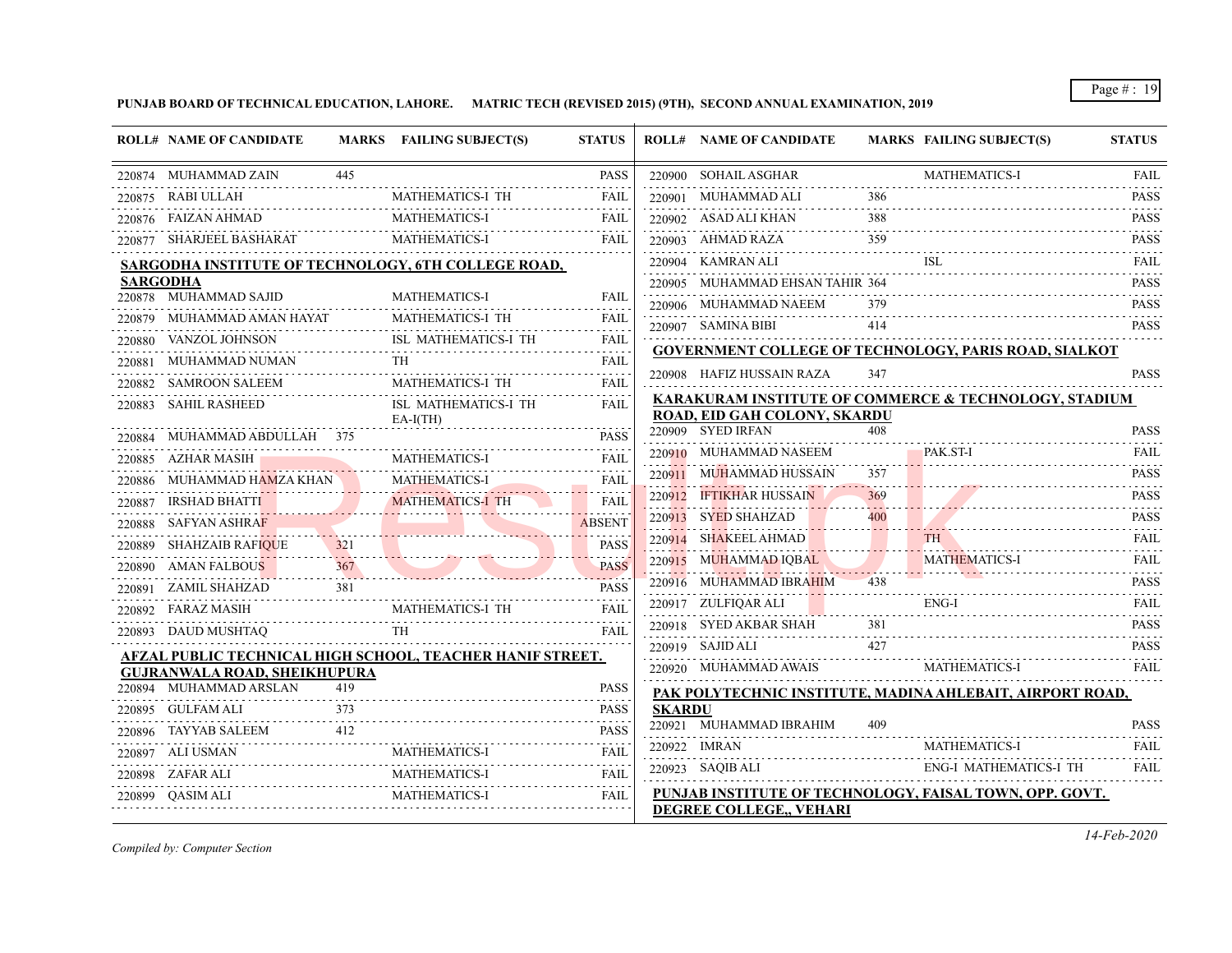**PUNJAB BOARD OF TECHNICAL EDUCATION, LAHORE. MATRIC TECH (REVISED 2015) (9TH), SECOND ANNUAL EXAMINATION, 2019**

| ROLL# | NAME OF CANDIDATE | MARKS | FAILING SUBJECT(S) | STATUS |
|---|---|---|---|---|
| 220874 | MUHAMMAD ZAIN | 445 | | PASS |
| 220875 | RABI ULLAH | | MATHEMATICS-I TH | FAIL |
| 220876 | FAIZAN AHMAD | | MATHEMATICS-I | FAIL |
| 220877 | SHARJEEL BASHARAT | | MATHEMATICS-I | FAIL |

**SARGODHA INSTITUTE OF TECHNOLOGY, 6TH COLLEGE ROAD, SARGODHA**

| ROLL# | NAME OF CANDIDATE | MARKS | FAILING SUBJECT(S) | STATUS |
|---|---|---|---|---|
| 220878 | MUHAMMAD SAJID | | MATHEMATICS-I | FAIL |
| 220879 | MUHAMMAD AMAN HAYAT | | MATHEMATICS-I TH | FAIL |
| 220880 | VANZOL JOHNSON | | ISL MATHEMATICS-I TH | FAIL |
| 220881 | MUHAMMAD NUMAN | | TH | FAIL |
| 220882 | SAMROON SALEEM | | MATHEMATICS-I TH | FAIL |
| 220883 | SAHIL RASHEED | | ISL MATHEMATICS-I TH EA-I(TH) | FAIL |
| 220884 | MUHAMMAD ABDULLAH | 375 | | PASS |
| 220885 | AZHAR MASIH | | MATHEMATICS-I | FAIL |
| 220886 | MUHAMMAD HAMZA KHAN | | MATHEMATICS-I | FAIL |
| 220887 | IRSHAD BHATTI | | MATHEMATICS-I TH | FAIL |
| 220888 | SAFYAN ASHRAF | | | ABSENT |
| 220889 | SHAHZAIB RAFIQUE | 321 | | PASS |
| 220890 | AMAN FALBOUS | 367 | | PASS |
| 220891 | ZAMIL SHAHZAD | 381 | | PASS |
| 220892 | FARAZ MASIH | | MATHEMATICS-I TH | FAIL |
| 220893 | DAUD MUSHTAQ | | TH | FAIL |

**AFZAL PUBLIC TECHNICAL HIGH SCHOOL, TEACHER HANIF STREET. GUJRANWALA ROAD, SHEIKHUPURA**

| ROLL# | NAME OF CANDIDATE | MARKS | FAILING SUBJECT(S) | STATUS |
|---|---|---|---|---|
| 220894 | MUHAMMAD ARSLAN | 419 | | PASS |
| 220895 | GULFAM ALI | 373 | | PASS |
| 220896 | TAYYAB SALEEM | 412 | | PASS |
| 220897 | ALI USMAN | | MATHEMATICS-I | FAIL |
| 220898 | ZAFAR ALI | | MATHEMATICS-I | FAIL |
| 220899 | QASIM ALI | | MATHEMATICS-I | FAIL |
| 220900 | SOHAIL ASGHAR | | MATHEMATICS-I | FAIL |
| 220901 | MUHAMMAD ALI | 386 | | PASS |
| 220902 | ASAD ALI KHAN | 388 | | PASS |
| 220903 | AHMAD RAZA | 359 | | PASS |
| 220904 | KAMRAN ALI | | ISL | FAIL |
| 220905 | MUHAMMAD EHSAN TAHIR | 364 | | PASS |
| 220906 | MUHAMMAD NAEEM | 379 | | PASS |
| 220907 | SAMINA BIBI | 414 | | PASS |

**GOVERNMENT COLLEGE OF TECHNOLOGY, PARIS ROAD, SIALKOT**

| ROLL# | NAME OF CANDIDATE | MARKS | FAILING SUBJECT(S) | STATUS |
|---|---|---|---|---|
| 220908 | HAFIZ HUSSAIN RAZA | 347 | | PASS |

**KARAKURAM INSTITUTE OF COMMERCE & TECHNOLOGY, STADIUM ROAD, EID GAH COLONY, SKARDU**

| ROLL# | NAME OF CANDIDATE | MARKS | FAILING SUBJECT(S) | STATUS |
|---|---|---|---|---|
| 220909 | SYED IRFAN | 408 | | PASS |
| 220910 | MUHAMMAD NASEEM | | PAK.ST-I | FAIL |
| 220911 | MUHAMMAD HUSSAIN | 357 | | PASS |
| 220912 | IFTIKHAR HUSSAIN | 369 | | PASS |
| 220913 | SYED SHAHZAD | 400 | | PASS |
| 220914 | SHAKEEL AHMAD | | TH | FAIL |
| 220915 | MUHAMMAD IQBAL | | MATHEMATICS-I | FAIL |
| 220916 | MUHAMMAD IBRAHIM | 438 | | PASS |
| 220917 | ZULFIQAR ALI | | ENG-I | FAIL |
| 220918 | SYED AKBAR SHAH | 381 | | PASS |
| 220919 | SAJID ALI | 427 | | PASS |
| 220920 | MUHAMMAD AWAIS | | MATHEMATICS-I | FAIL |

**PAK POLYTECHNIC INSTITUTE, MADINA AHLEBAIT, AIRPORT ROAD, SKARDU**

| ROLL# | NAME OF CANDIDATE | MARKS | FAILING SUBJECT(S) | STATUS |
|---|---|---|---|---|
| 220921 | MUHAMMAD IBRAHIM | 409 | | PASS |
| 220922 | IMRAN | | MATHEMATICS-I | FAIL |
| 220923 | SAQIB ALI | | ENG-I MATHEMATICS-I TH | FAIL |

**PUNJAB INSTITUTE OF TECHNOLOGY, FAISAL TOWN, OPP. GOVT. DEGREE COLLEGE,, VEHARI**

*Compiled by: Computer Section*

*14-Feb-2020*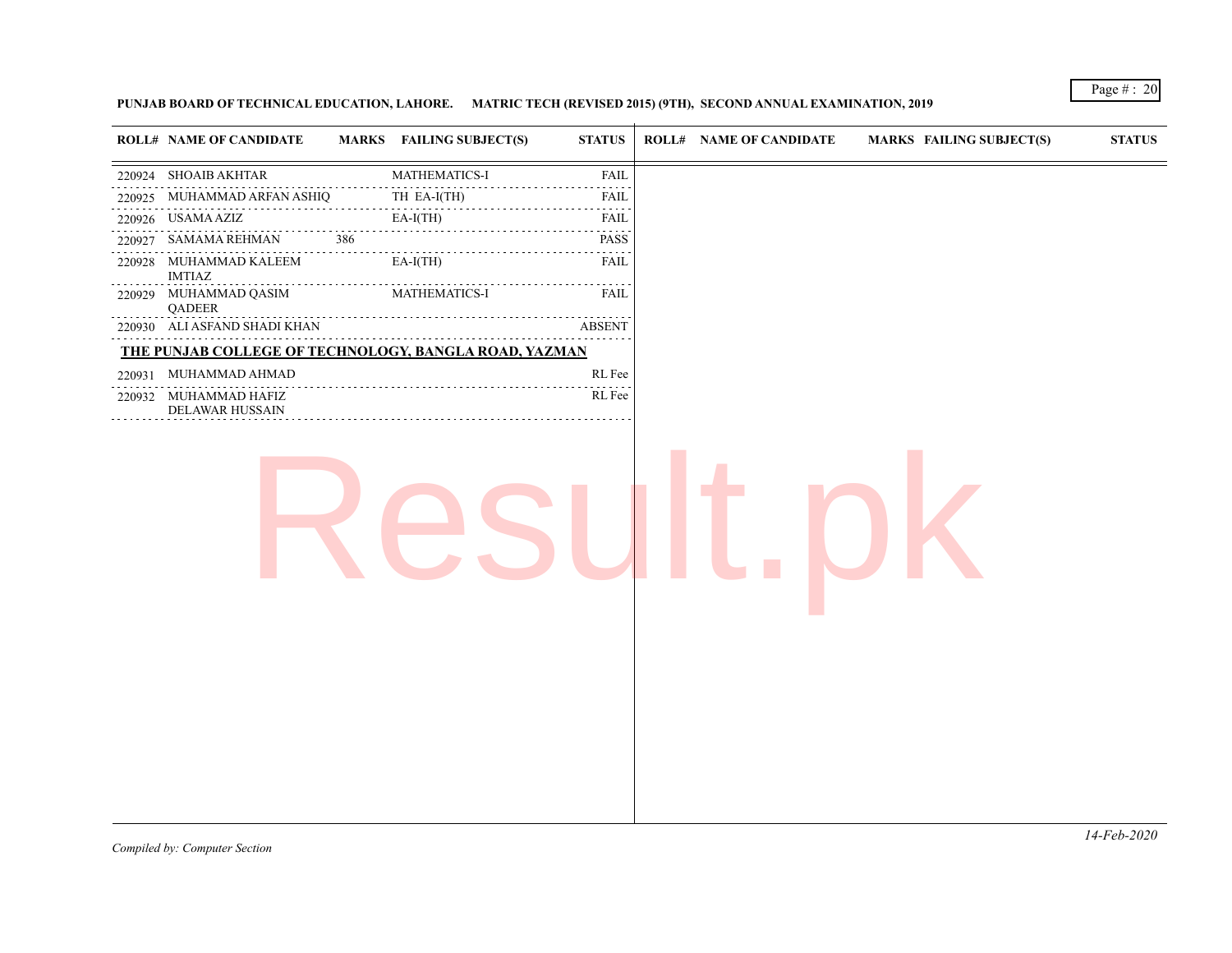**PUNJAB BOARD OF TECHNICAL EDUCATION, LAHORE.     MATRIC TECH (REVISED 2015) (9TH), SECOND ANNUAL EXAMINATION, 2019**

| ROLL# | NAME OF CANDIDATE | MARKS | FAILING SUBJECT(S) | STATUS |
|---|---|---|---|---|
| 220924 | SHOAIB AKHTAR | | MATHEMATICS-I | FAIL |
| 220925 | MUHAMMAD ARFAN ASHIQ | | TH EA-I(TH) | FAIL |
| 220926 | USAMA AZIZ | | EA-I(TH) | FAIL |
| 220927 | SAMAMA REHMAN | 386 | | PASS |
| 220928 | MUHAMMAD KALEEM IMTIAZ | | EA-I(TH) | FAIL |
| 220929 | MUHAMMAD QASIM QADEER | | MATHEMATICS-I | FAIL |
| 220930 | ALI ASFAND SHADI KHAN | | | ABSENT |

**THE PUNJAB COLLEGE OF TECHNOLOGY, BANGLA ROAD, YAZMAN**

| ROLL# | NAME OF CANDIDATE | MARKS | FAILING SUBJECT(S) | STATUS |
|---|---|---|---|---|
| 220931 | MUHAMMAD AHMAD | | | RL Fee |
| 220932 | MUHAMMAD HAFIZ DELAWAR HUSSAIN | | | RL Fee |

*Compiled by: Computer Section*

*14-Feb-2020*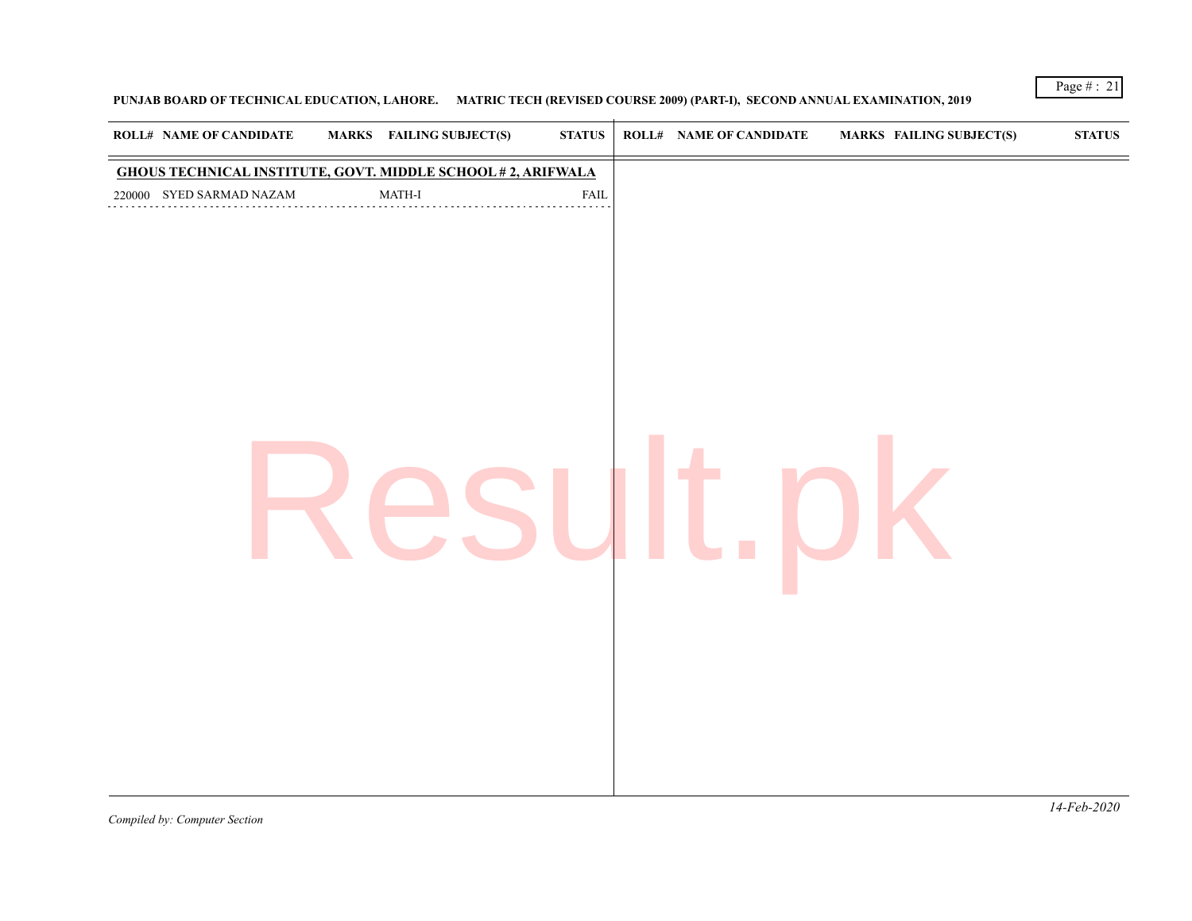PUNJAB BOARD OF TECHNICAL EDUCATION, LAHORE. MATRIC TECH (REVISED COURSE 2009) (PART-I), SECOND ANNUAL EXAMINATION, 2019

| ROLL# | NAME OF CANDIDATE | MARKS | FAILING SUBJECT(S) | STATUS |
|---|---|---|---|---|
| **GHOUS TECHNICAL INSTITUTE, GOVT. MIDDLE SCHOOL # 2, ARIFWALA** | | | | |
| 220000 | SYED SARMAD NAZAM | | MATH-I | FAIL |

14-Feb-2020

*Compiled by: Computer Section*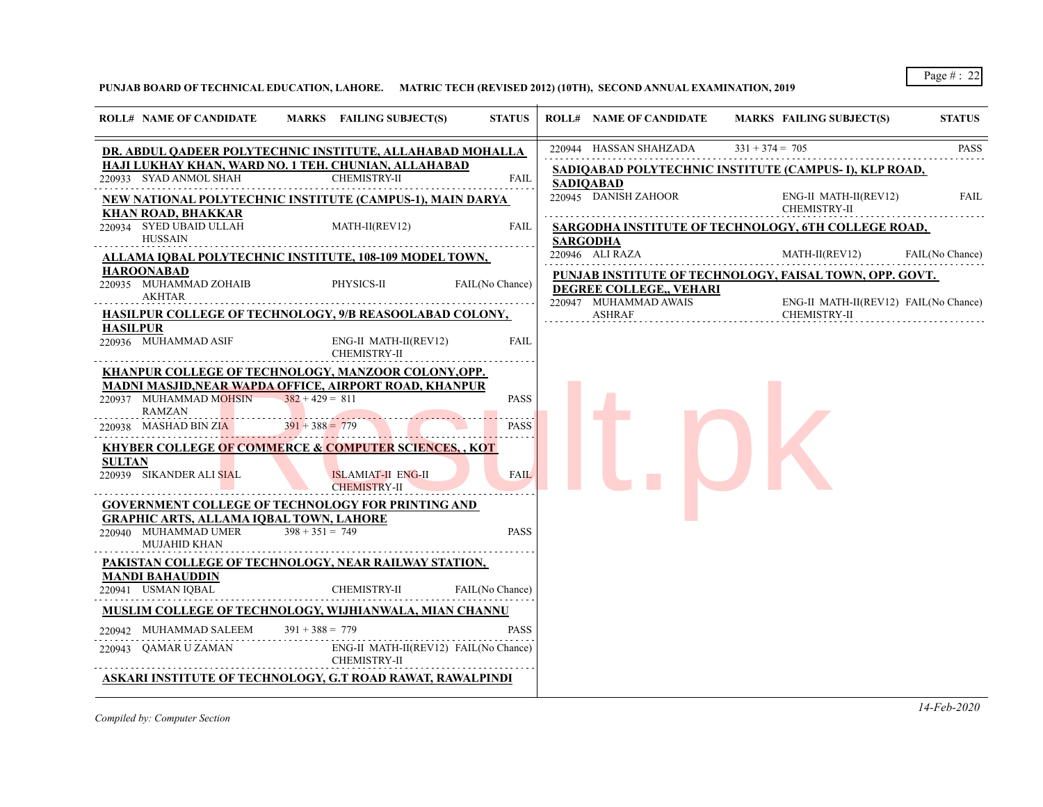**PUNJAB BOARD OF TECHNICAL EDUCATION, LAHORE. MATRIC TECH (REVISED 2012) (10TH), SECOND ANNUAL EXAMINATION, 2019**

| ROLL# | NAME OF CANDIDATE | MARKS | FAILING SUBJECT(S) | STATUS |
|---|---|---|---|---|
| **DR. ABDUL QADEER POLYTECHNIC INSTITUTE, ALLAHABAD MOHALLA HAJI LUKHAY KHAN, WARD NO. 1 TEH. CHUNIAN, ALLAHABAD** | | | | |
| 220933 | SYAD ANMOL SHAH | | CHEMISTRY-II | FAIL |
| **NEW NATIONAL POLYTECHNIC INSTITUTE (CAMPUS-1), MAIN DARYA KHAN ROAD, BHAKKAR** | | | | |
| 220934 | SYED UBAID ULLAH HUSSAIN | | MATH-II(REV12) | FAIL |
| **ALLAMA IQBAL POLYTECHNIC INSTITUTE, 108-109 MODEL TOWN, HAROONABAD** | | | | |
| 220935 | MUHAMMAD ZOHAIB AKHTAR | | PHYSICS-II | FAIL(No Chance) |
| **HASILPUR COLLEGE OF TECHNOLOGY, 9/B REASOOLABAD COLONY, HASILPUR** | | | | |
| 220936 | MUHAMMAD ASIF | | ENG-II MATH-II(REV12) CHEMISTRY-II | FAIL |
| **KHANPUR COLLEGE OF TECHNOLOGY, MANZOOR COLONY,OPP. MADNI MASJID,NEAR WAPDA OFFICE, AIRPORT ROAD, KHANPUR** | | | | |
| 220937 | MUHAMMAD MOHSIN RAMZAN | 382 + 429 = 811 | | PASS |
| 220938 | MASHAD BIN ZIA | 391 + 388 = 779 | | PASS |
| **KHYBER COLLEGE OF COMMERCE & COMPUTER SCIENCES, , KOT SULTAN** | | | | |
| 220939 | SIKANDER ALI SIAL | | ISLAMIAT-II ENG-II CHEMISTRY-II | FAIL |
| **GOVERNMENT COLLEGE OF TECHNOLOGY FOR PRINTING AND GRAPHIC ARTS, ALLAMA IQBAL TOWN, LAHORE** | | | | |
| 220940 | MUHAMMAD UMER MUJAHID KHAN | 398 + 351 = 749 | | PASS |
| **PAKISTAN COLLEGE OF TECHNOLOGY, NEAR RAILWAY STATION, MANDI BAHAUDDIN** | | | | |
| 220941 | USMAN IQBAL | | CHEMISTRY-II | FAIL(No Chance) |
| **MUSLIM COLLEGE OF TECHNOLOGY, WIJHIANWALA, MIAN CHANNU** | | | | |
| 220942 | MUHAMMAD SALEEM | 391 + 388 = 779 | | PASS |
| 220943 | QAMAR U ZAMAN | | ENG-II MATH-II(REV12) CHEMISTRY-II | FAIL(No Chance) |
| **ASKARI INSTITUTE OF TECHNOLOGY, G.T ROAD RAWAT, RAWALPINDI** | | | | |
| 220944 | HASSAN SHAHZADA | 331 + 374 = 705 | | PASS |
| **SADIQABAD POLYTECHNIC INSTITUTE (CAMPUS- I), KLP ROAD, SADIQABAD** | | | | |
| 220945 | DANISH ZAHOOR | | ENG-II MATH-II(REV12) CHEMISTRY-II | FAIL |
| **SARGODHA INSTITUTE OF TECHNOLOGY, 6TH COLLEGE ROAD, SARGODHA** | | | | |
| 220946 | ALI RAZA | | MATH-II(REV12) | FAIL(No Chance) |
| **PUNJAB INSTITUTE OF TECHNOLOGY, FAISAL TOWN, OPP. GOVT. DEGREE COLLEGE,, VEHARI** | | | | |
| 220947 | MUHAMMAD AWAIS ASHRAF | | ENG-II MATH-II(REV12) CHEMISTRY-II | FAIL(No Chance) |

*Compiled by: Computer Section*

*14-Feb-2020*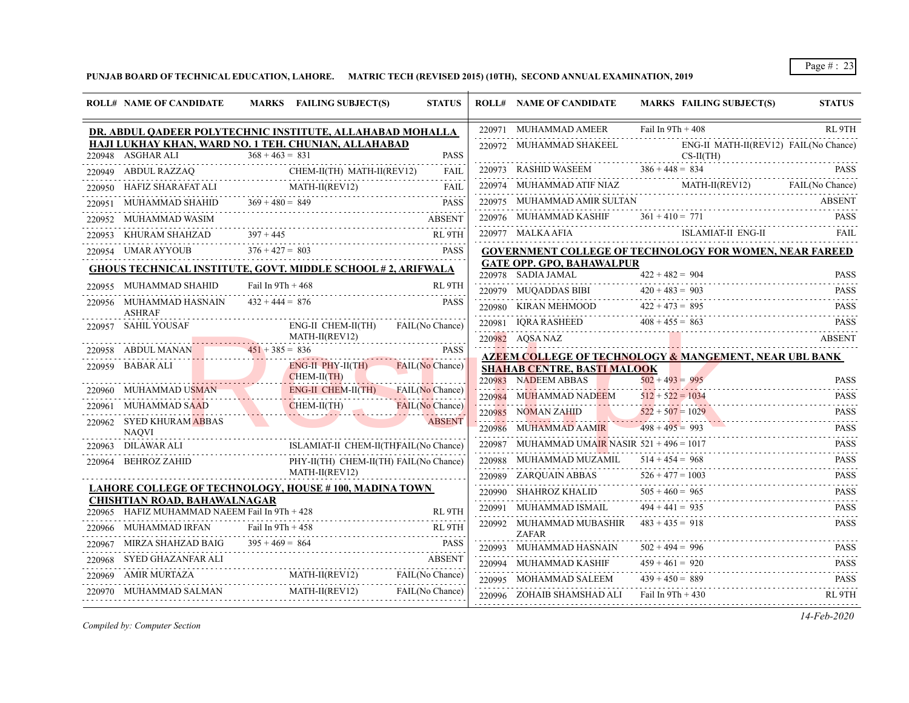**PUNJAB BOARD OF TECHNICAL EDUCATION, LAHORE. MATRIC TECH (REVISED 2015) (10TH), SECOND ANNUAL EXAMINATION, 2019**

| ROLL# | NAME OF CANDIDATE | MARKS | FAILING SUBJECT(S) | STATUS |
|---|---|---|---|---|
| **DR. ABDUL QADEER POLYTECHNIC INSTITUTE, ALLAHABAD MOHALLA HAJI LUKHAY KHAN, WARD NO. 1 TEH. CHUNIAN, ALLAHABAD** | | | | |
| 220948 | ASGHAR ALI | 368 + 463 = 831 | | PASS |
| 220949 | ABDUL RAZZAQ | | CHEM-II(TH) MATH-II(REV12) | FAIL |
| 220950 | HAFIZ SHARAFAT ALI | | MATH-II(REV12) | FAIL |
| 220951 | MUHAMMAD SHAHID | 369 + 480 = 849 | | PASS |
| 220952 | MUHAMMAD WASIM | | | ABSENT |
| 220953 | KHURAM SHAHZAD | 397 + 445 | | RL 9TH |
| 220954 | UMAR AYYOUB | 376 + 427 = 803 | | PASS |
| **GHOUS TECHNICAL INSTITUTE, GOVT. MIDDLE SCHOOL # 2, ARIFWALA** | | | | |
| 220955 | MUHAMMAD SHAHID | Fail In 9Th + 468 | | RL 9TH |
| 220956 | MUHAMMAD HASNAIN ASHRAF | 432 + 444 = 876 | | PASS |
| 220957 | SAHIL YOUSAF | | ENG-II CHEM-II(TH) MATH-II(REV12) | FAIL(No Chance) |
| 220958 | ABDUL MANAN | 451 + 385 = 836 | | PASS |
| 220959 | BABAR ALI | | ENG-II PHY-II(TH) CHEM-II(TH) | FAIL(No Chance) |
| 220960 | MUHAMMAD USMAN | | ENG-II CHEM-II(TH) | FAIL(No Chance) |
| 220961 | MUHAMMAD SAAD | | CHEM-II(TH) | FAIL(No Chance) |
| 220962 | SYED KHURAM ABBAS NAQVI | | | ABSENT |
| 220963 | DILAWAR ALI | | ISLAMIAT-II CHEM-II(TH) | FAIL(No Chance) |
| 220964 | BEHROZ ZAHID | | PHY-II(TH) CHEM-II(TH) MATH-II(REV12) | FAIL(No Chance) |
| **LAHORE COLLEGE OF TECHNOLOGY, HOUSE # 100, MADINA TOWN CHISHTIAN ROAD, BAHAWALNAGAR** | | | | |
| 220965 | HAFIZ MUHAMMAD NAEEM | Fail In 9Th + 428 | | RL 9TH |
| 220966 | MUHAMMAD IRFAN | Fail In 9Th + 458 | | RL 9TH |
| 220967 | MIRZA SHAHZAD BAIG | 395 + 469 = 864 | | PASS |
| 220968 | SYED GHAZANFAR ALI | | | ABSENT |
| 220969 | AMIR MURTAZA | | MATH-II(REV12) | FAIL(No Chance) |
| 220970 | MUHAMMAD SALMAN | | MATH-II(REV12) | FAIL(No Chance) |
| 220971 | MUHAMMAD AMEER | Fail In 9Th + 408 | | RL 9TH |
| 220972 | MUHAMMAD SHAKEEL | | ENG-II MATH-II(REV12) CS-II(TH) | FAIL(No Chance) |
| 220973 | RASHID WASEEM | 386 + 448 = 834 | | PASS |
| 220974 | MUHAMMAD ATIF NIAZ | | MATH-II(REV12) | FAIL(No Chance) |
| 220975 | MUHAMMAD AMIR SULTAN | | | ABSENT |
| 220976 | MUHAMMAD KASHIF | 361 + 410 = 771 | | PASS |
| 220977 | MALKA AFIA | | ISLAMIAT-II ENG-II | FAIL |
| **GOVERNMENT COLLEGE OF TECHNOLOGY FOR WOMEN, NEAR FAREED GATE OPP. GPO, BAHAWALPUR** | | | | |
| 220978 | SADIA JAMAL | 422 + 482 = 904 | | PASS |
| 220979 | MUQADDAS BIBI | 420 + 483 = 903 | | PASS |
| 220980 | KIRAN MEHMOOD | 422 + 473 = 895 | | PASS |
| 220981 | IQRA RASHEED | 408 + 455 = 863 | | PASS |
| 220982 | AQSA NAZ | | | ABSENT |
| **AZEEM COLLEGE OF TECHNOLOGY & MANGEMENT, NEAR UBL BANK SHAHAB CENTRE, BASTI MALOOK** | | | | |
| 220983 | NADEEM ABBAS | 502 + 493 = 995 | | PASS |
| 220984 | MUHAMMAD NADEEM | 512 + 522 = 1034 | | PASS |
| 220985 | NOMAN ZAHID | 522 + 507 = 1029 | | PASS |
| 220986 | MUHAMMAD AAMIR | 498 + 495 = 993 | | PASS |
| 220987 | MUHAMMAD UMAIR NASIR | 521 + 496 = 1017 | | PASS |
| 220988 | MUHAMMAD MUZAMIL | 514 + 454 = 968 | | PASS |
| 220989 | ZARQUAIN ABBAS | 526 + 477 = 1003 | | PASS |
| 220990 | SHAHROZ KHALID | 505 + 460 = 965 | | PASS |
| 220991 | MUHAMMAD ISMAIL | 494 + 441 = 935 | | PASS |
| 220992 | MUHAMMAD MUBASHIR ZAFAR | 483 + 435 = 918 | | PASS |
| 220993 | MUHAMMAD HASNAIN | 502 + 494 = 996 | | PASS |
| 220994 | MUHAMMAD KASHIF | 459 + 461 = 920 | | PASS |
| 220995 | MOHAMMAD SALEEM | 439 + 450 = 889 | | PASS |
| 220996 | ZOHAIB SHAMSHAD ALI | Fail In 9Th + 430 | | RL 9TH |

*Compiled by: Computer Section*

*14-Feb-2020*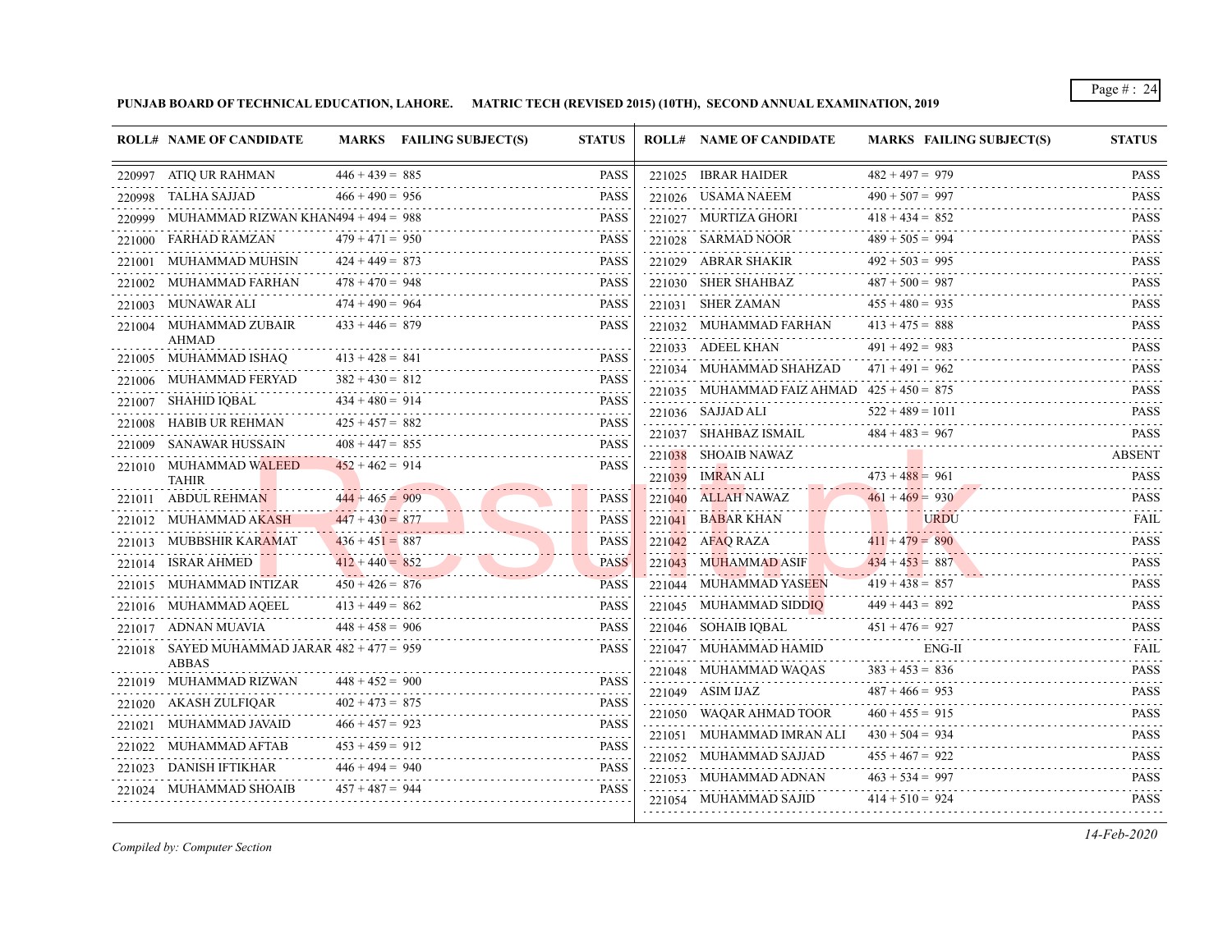**PUNJAB BOARD OF TECHNICAL EDUCATION, LAHORE.    MATRIC TECH (REVISED 2015) (10TH), SECOND ANNUAL EXAMINATION, 2019**

| ROLL# | NAME OF CANDIDATE | MARKS | FAILING SUBJECT(S) | STATUS |
|---|---|---|---|---|
| 220997 | ATIQ UR RAHMAN | 446 + 439 = 885 | | PASS |
| 220998 | TALHA SAJJAD | 466 + 490 = 956 | | PASS |
| 220999 | MUHAMMAD RIZWAN KHAN | 494 + 494 = 988 | | PASS |
| 221000 | FARHAD RAMZAN | 479 + 471 = 950 | | PASS |
| 221001 | MUHAMMAD MUHSIN | 424 + 449 = 873 | | PASS |
| 221002 | MUHAMMAD FARHAN | 478 + 470 = 948 | | PASS |
| 221003 | MUNAWAR ALI | 474 + 490 = 964 | | PASS |
| 221004 | MUHAMMAD ZUBAIR AHMAD | 433 + 446 = 879 | | PASS |
| 221005 | MUHAMMAD ISHAQ | 413 + 428 = 841 | | PASS |
| 221006 | MUHAMMAD FERYAD | 382 + 430 = 812 | | PASS |
| 221007 | SHAHID IQBAL | 434 + 480 = 914 | | PASS |
| 221008 | HABIB UR REHMAN | 425 + 457 = 882 | | PASS |
| 221009 | SANAWAR HUSSAIN | 408 + 447 = 855 | | PASS |
| 221010 | MUHAMMAD WALEED TAHIR | 452 + 462 = 914 | | PASS |
| 221011 | ABDUL REHMAN | 444 + 465 = 909 | | PASS |
| 221012 | MUHAMMAD AKASH | 447 + 430 = 877 | | PASS |
| 221013 | MUBBSHIR KARAMAT | 436 + 451 = 887 | | PASS |
| 221014 | ISRAR AHMED | 412 + 440 = 852 | | PASS |
| 221015 | MUHAMMAD INTIZAR | 450 + 426 = 876 | | PASS |
| 221016 | MUHAMMAD AQEEL | 413 + 449 = 862 | | PASS |
| 221017 | ADNAN MUAVIA | 448 + 458 = 906 | | PASS |
| 221018 | SAYED MUHAMMAD JARAR ABBAS | 482 + 477 = 959 | | PASS |
| 221019 | MUHAMMAD RIZWAN | 448 + 452 = 900 | | PASS |
| 221020 | AKASH ZULFIQAR | 402 + 473 = 875 | | PASS |
| 221021 | MUHAMMAD JAVAID | 466 + 457 = 923 | | PASS |
| 221022 | MUHAMMAD AFTAB | 453 + 459 = 912 | | PASS |
| 221023 | DANISH IFTIKHAR | 446 + 494 = 940 | | PASS |
| 221024 | MUHAMMAD SHOAIB | 457 + 487 = 944 | | PASS |
| 221025 | IBRAR HAIDER | 482 + 497 = 979 | | PASS |
| 221026 | USAMA NAEEM | 490 + 507 = 997 | | PASS |
| 221027 | MURTIZA GHORI | 418 + 434 = 852 | | PASS |
| 221028 | SARMAD NOOR | 489 + 505 = 994 | | PASS |
| 221029 | ABRAR SHAKIR | 492 + 503 = 995 | | PASS |
| 221030 | SHER SHAHBAZ | 487 + 500 = 987 | | PASS |
| 221031 | SHER ZAMAN | 455 + 480 = 935 | | PASS |
| 221032 | MUHAMMAD FARHAN | 413 + 475 = 888 | | PASS |
| 221033 | ADEEL KHAN | 491 + 492 = 983 | | PASS |
| 221034 | MUHAMMAD SHAHZAD | 471 + 491 = 962 | | PASS |
| 221035 | MUHAMMAD FAIZ AHMAD | 425 + 450 = 875 | | PASS |
| 221036 | SAJJAD ALI | 522 + 489 = 1011 | | PASS |
| 221037 | SHAHBAZ ISMAIL | 484 + 483 = 967 | | PASS |
| 221038 | SHOAIB NAWAZ | | | ABSENT |
| 221039 | IMRAN ALI | 473 + 488 = 961 | | PASS |
| 221040 | ALLAH NAWAZ | 461 + 469 = 930 | | PASS |
| 221041 | BABAR KHAN | | URDU | FAIL |
| 221042 | AFAQ RAZA | 411 + 479 = 890 | | PASS |
| 221043 | MUHAMMAD ASIF | 434 + 453 = 887 | | PASS |
| 221044 | MUHAMMAD YASEEN | 419 + 438 = 857 | | PASS |
| 221045 | MUHAMMAD SIDDIQ | 449 + 443 = 892 | | PASS |
| 221046 | SOHAIB IQBAL | 451 + 476 = 927 | | PASS |
| 221047 | MUHAMMAD HAMID | | ENG-II | FAIL |
| 221048 | MUHAMMAD WAQAS | 383 + 453 = 836 | | PASS |
| 221049 | ASIM IJAZ | 487 + 466 = 953 | | PASS |
| 221050 | WAQAR AHMAD TOOR | 460 + 455 = 915 | | PASS |
| 221051 | MUHAMMAD IMRAN ALI | 430 + 504 = 934 | | PASS |
| 221052 | MUHAMMAD SAJJAD | 455 + 467 = 922 | | PASS |
| 221053 | MUHAMMAD ADNAN | 463 + 534 = 997 | | PASS |
| 221054 | MUHAMMAD SAJID | 414 + 510 = 924 | | PASS |

*Compiled by: Computer Section*

*14-Feb-2020*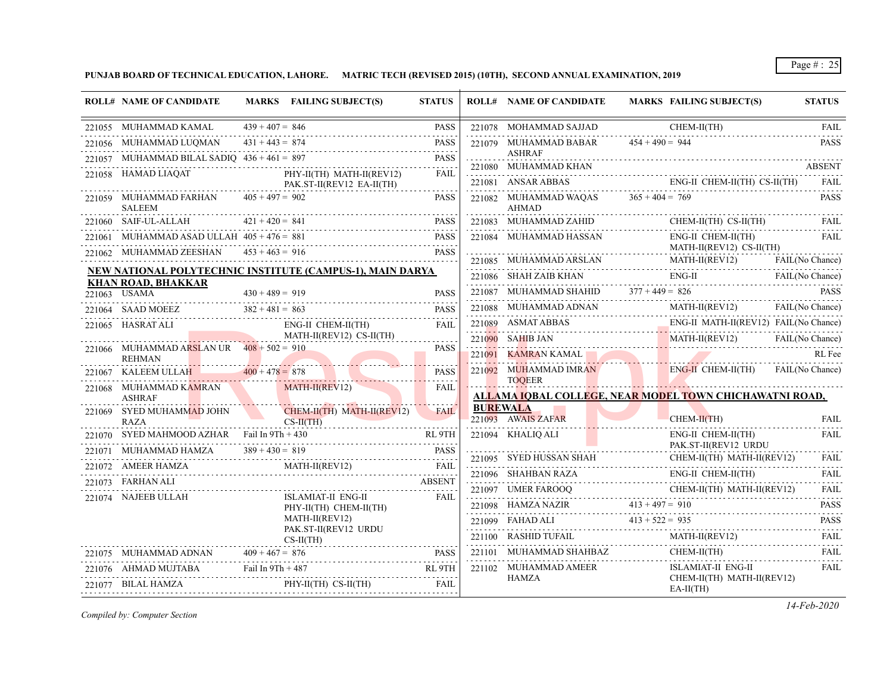**PUNJAB BOARD OF TECHNICAL EDUCATION, LAHORE. MATRIC TECH (REVISED 2015) (10TH), SECOND ANNUAL EXAMINATION, 2019**

| ROLL# | NAME OF CANDIDATE | MARKS | FAILING SUBJECT(S) | STATUS |
|---|---|---|---|---|
| 221055 | MUHAMMAD KAMAL | 439 + 407 = 846 | | PASS |
| 221056 | MUHAMMAD LUQMAN | 431 + 443 = 874 | | PASS |
| 221057 | MUHAMMAD BILAL SADIQ | 436 + 461 = 897 | | PASS |
| 221058 | HAMAD LIAQAT | | PHY-II(TH) MATH-II(REV12) PAK.ST-II(REV12 EA-II(TH) | FAIL |
| 221059 | MUHAMMAD FARHAN SALEEM | 405 + 497 = 902 | | PASS |
| 221060 | SAIF-UL-ALLAH | 421 + 420 = 841 | | PASS |
| 221061 | MUHAMMAD ASAD ULLAH | 405 + 476 = 881 | | PASS |
| 221062 | MUHAMMAD ZEESHAN | 453 + 463 = 916 | | PASS |

**NEW NATIONAL POLYTECHNIC INSTITUTE (CAMPUS-1), MAIN DARYA KHAN ROAD, BHAKKAR**

| ROLL# | NAME OF CANDIDATE | MARKS | FAILING SUBJECT(S) | STATUS |
|---|---|---|---|---|
| 221063 | USAMA | 430 + 489 = 919 | | PASS |
| 221064 | SAAD MOEEZ | 382 + 481 = 863 | | PASS |
| 221065 | HASRAT ALI | | ENG-II CHEM-II(TH) MATH-II(REV12) CS-II(TH) | FAIL |
| 221066 | MUHAMMAD ARSLAN UR REHMAN | 408 + 502 = 910 | | PASS |
| 221067 | KALEEM ULLAH | 400 + 478 = 878 | | PASS |
| 221068 | MUHAMMAD KAMRAN ASHRAF | | MATH-II(REV12) | FAIL |
| 221069 | SYED MUHAMMAD JOHN RAZA | | CHEM-II(TH) MATH-II(REV12) CS-II(TH) | FAIL |
| 221070 | SYED MAHMOOD AZHAR | Fail In 9Th + 430 | | RL 9TH |
| 221071 | MUHAMMAD HAMZA | 389 + 430 = 819 | | PASS |
| 221072 | AMEER HAMZA | | MATH-II(REV12) | FAIL |
| 221073 | FARHAN ALI | | | ABSENT |
| 221074 | NAJEEB ULLAH | | ISLAMIAT-II ENG-II PHY-II(TH) CHEM-II(TH) MATH-II(REV12) PAK.ST-II(REV12 URDU CS-II(TH) | FAIL |
| 221075 | MUHAMMAD ADNAN | 409 + 467 = 876 | | PASS |
| 221076 | AHMAD MUJTABA | Fail In 9Th + 487 | | RL 9TH |
| 221077 | BILAL HAMZA | | PHY-II(TH) CS-II(TH) | FAIL |
| 221078 | MOHAMMAD SAJJAD | | CHEM-II(TH) | FAIL |
| 221079 | MUHAMMAD BABAR ASHRAF | 454 + 490 = 944 | | PASS |
| 221080 | MUHAMMAD KHAN | | | ABSENT |
| 221081 | ANSAR ABBAS | | ENG-II CHEM-II(TH) CS-II(TH) | FAIL |
| 221082 | MUHAMMAD WAQAS AHMAD | 365 + 404 = 769 | | PASS |
| 221083 | MUHAMMAD ZAHID | | CHEM-II(TH) CS-II(TH) | FAIL |
| 221084 | MUHAMMAD HASSAN | | ENG-II CHEM-II(TH) MATH-II(REV12) CS-II(TH) | FAIL |
| 221085 | MUHAMMAD ARSLAN | | MATH-II(REV12) | FAIL(No Chance) |
| 221086 | SHAH ZAIB KHAN | | ENG-II | FAIL(No Chance) |
| 221087 | MUHAMMAD SHAHID | 377 + 449 = 826 | | PASS |
| 221088 | MUHAMMAD ADNAN | | MATH-II(REV12) | FAIL(No Chance) |
| 221089 | ASMAT ABBAS | | ENG-II MATH-II(REV12) | FAIL(No Chance) |
| 221090 | SAHIB JAN | | MATH-II(REV12) | FAIL(No Chance) |
| 221091 | KAMRAN KAMAL | | | RL Fee |
| 221092 | MUHAMMAD IMRAN TOQEER | | ENG-II CHEM-II(TH) | FAIL(No Chance) |

**ALLAMA IQBAL COLLEGE, NEAR MODEL TOWN CHICHAWATNI ROAD, BUREWALA**

| ROLL# | NAME OF CANDIDATE | MARKS | FAILING SUBJECT(S) | STATUS |
|---|---|---|---|---|
| 221093 | AWAIS ZAFAR | | CHEM-II(TH) | FAIL |
| 221094 | KHALIQ ALI | | ENG-II CHEM-II(TH) PAK.ST-II(REV12 URDU | FAIL |
| 221095 | SYED HUSSAN SHAH | | CHEM-II(TH) MATH-II(REV12) | FAIL |
| 221096 | SHAHBAN RAZA | | ENG-II CHEM-II(TH) | FAIL |
| 221097 | UMER FAROOQ | | CHEM-II(TH) MATH-II(REV12) | FAIL |
| 221098 | HAMZA NAZIR | 413 + 497 = 910 | | PASS |
| 221099 | FAHAD ALI | 413 + 522 = 935 | | PASS |
| 221100 | RASHID TUFAIL | | MATH-II(REV12) | FAIL |
| 221101 | MUHAMMAD SHAHBAZ | | CHEM-II(TH) | FAIL |
| 221102 | MUHAMMAD AMEER HAMZA | | ISLAMIAT-II ENG-II CHEM-II(TH) MATH-II(REV12) EA-II(TH) | FAIL |

*Compiled by: Computer Section*

*14-Feb-2020*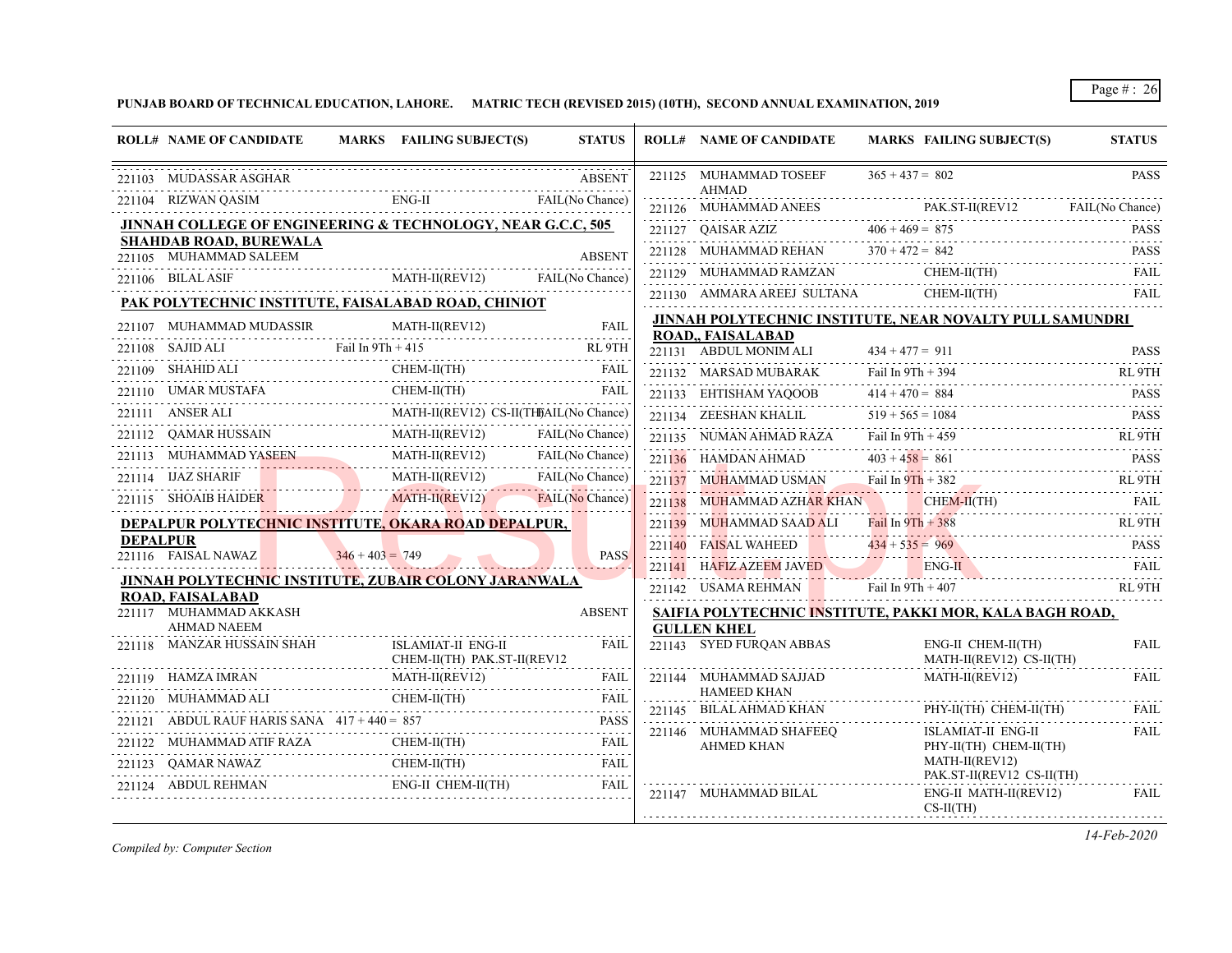**PUNJAB BOARD OF TECHNICAL EDUCATION, LAHORE. MATRIC TECH (REVISED 2015) (10TH), SECOND ANNUAL EXAMINATION, 2019**

| ROLL# | NAME OF CANDIDATE | MARKS | FAILING SUBJECT(S) | STATUS |
|---|---|---|---|---|
| 221103 | MUDASSAR ASGHAR | | | ABSENT |
| 221104 | RIZWAN QASIM | | ENG-II | FAIL(No Chance) |

**JINNAH COLLEGE OF ENGINEERING & TECHNOLOGY, NEAR G.C.C, 505 SHAHDAB ROAD, BUREWALA**

| ROLL# | NAME OF CANDIDATE | MARKS | FAILING SUBJECT(S) | STATUS |
|---|---|---|---|---|
| 221105 | MUHAMMAD SALEEM | | | ABSENT |
| 221106 | BILAL ASIF | | MATH-II(REV12) | FAIL(No Chance) |

**PAK POLYTECHNIC INSTITUTE, FAISALABAD ROAD, CHINIOT**

| ROLL# | NAME OF CANDIDATE | MARKS | FAILING SUBJECT(S) | STATUS |
|---|---|---|---|---|
| 221107 | MUHAMMAD MUDASSIR | | MATH-II(REV12) | FAIL |
| 221108 | SAJID ALI | Fail In 9Th + 415 | | RL 9TH |
| 221109 | SHAHID ALI | | CHEM-II(TH) | FAIL |
| 221110 | UMAR MUSTAFA | | CHEM-II(TH) | FAIL |
| 221111 | ANSER ALI | | MATH-II(REV12) CS-II(TH) | FAIL(No Chance) |
| 221112 | QAMAR HUSSAIN | | MATH-II(REV12) | FAIL(No Chance) |
| 221113 | MUHAMMAD YASEEN | | MATH-II(REV12) | FAIL(No Chance) |
| 221114 | IJAZ SHARIF | | MATH-II(REV12) | FAIL(No Chance) |
| 221115 | SHOAIB HAIDER | | MATH-II(REV12) | FAIL(No Chance) |

**DEPALPUR POLYTECHNIC INSTITUTE, OKARA ROAD DEPALPUR, DEPALPUR**

| ROLL# | NAME OF CANDIDATE | MARKS | FAILING SUBJECT(S) | STATUS |
|---|---|---|---|---|
| 221116 | FAISAL NAWAZ | 346 + 403 = 749 | | PASS |

**JINNAH POLYTECHNIC INSTITUTE, ZUBAIR COLONY JARANWALA ROAD, FAISALABAD**

| ROLL# | NAME OF CANDIDATE | MARKS | FAILING SUBJECT(S) | STATUS |
|---|---|---|---|---|
| 221117 | MUHAMMAD AKKASH AHMAD NAEEM | | | ABSENT |
| 221118 | MANZAR HUSSAIN SHAH | | ISLAMIAT-II ENG-II CHEM-II(TH) PAK.ST-II(REV12 | FAIL |
| 221119 | HAMZA IMRAN | | MATH-II(REV12) | FAIL |
| 221120 | MUHAMMAD ALI | | CHEM-II(TH) | FAIL |
| 221121 | ABDUL RAUF HARIS SANA | 417 + 440 = 857 | | PASS |
| 221122 | MUHAMMAD ATIF RAZA | | CHEM-II(TH) | FAIL |
| 221123 | QAMAR NAWAZ | | CHEM-II(TH) | FAIL |
| 221124 | ABDUL REHMAN | | ENG-II CHEM-II(TH) | FAIL |
| 221125 | MUHAMMAD TOSEEF AHMAD | 365 + 437 = 802 | | PASS |
| 221126 | MUHAMMAD ANEES | | PAK.ST-II(REV12 | FAIL(No Chance) |
| 221127 | QAISAR AZIZ | 406 + 469 = 875 | | PASS |
| 221128 | MUHAMMAD REHAN | 370 + 472 = 842 | | PASS |
| 221129 | MUHAMMAD RAMZAN | | CHEM-II(TH) | FAIL |
| 221130 | AMMARA AREEJ SULTANA | | CHEM-II(TH) | FAIL |

**JINNAH POLYTECHNIC INSTITUTE, NEAR NOVALTY PULL SAMUNDRI ROAD,, FAISALABAD**

| ROLL# | NAME OF CANDIDATE | MARKS | FAILING SUBJECT(S) | STATUS |
|---|---|---|---|---|
| 221131 | ABDUL MONIM ALI | 434 + 477 = 911 | | PASS |
| 221132 | MARSAD MUBARAK | Fail In 9Th + 394 | | RL 9TH |
| 221133 | EHTISHAM YAQOOB | 414 + 470 = 884 | | PASS |
| 221134 | ZEESHAN KHALIL | 519 + 565 = 1084 | | PASS |
| 221135 | NUMAN AHMAD RAZA | Fail In 9Th + 459 | | RL 9TH |
| 221136 | HAMDAN AHMAD | 403 + 458 = 861 | | PASS |
| 221137 | MUHAMMAD USMAN | Fail In 9Th + 382 | | RL 9TH |
| 221138 | MUHAMMAD AZHAR KHAN | | CHEM-II(TH) | FAIL |
| 221139 | MUHAMMAD SAAD ALI | Fail In 9Th + 388 | | RL 9TH |
| 221140 | FAISAL WAHEED | 434 + 535 = 969 | | PASS |
| 221141 | HAFIZ AZEEM JAVED | | ENG-II | FAIL |
| 221142 | USAMA REHMAN | Fail In 9Th + 407 | | RL 9TH |

**SAIFIA POLYTECHNIC INSTITUTE, PAKKI MOR, KALA BAGH ROAD, GULLEN KHEL**

| ROLL# | NAME OF CANDIDATE | MARKS | FAILING SUBJECT(S) | STATUS |
|---|---|---|---|---|
| 221143 | SYED FURQAN ABBAS | | ENG-II CHEM-II(TH) MATH-II(REV12) CS-II(TH) | FAIL |
| 221144 | MUHAMMAD SAJJAD HAMEED KHAN | | MATH-II(REV12) | FAIL |
| 221145 | BILAL AHMAD KHAN | | PHY-II(TH) CHEM-II(TH) | FAIL |
| 221146 | MUHAMMAD SHAFEEQ AHMED KHAN | | ISLAMIAT-II ENG-II PHY-II(TH) CHEM-II(TH) MATH-II(REV12) PAK.ST-II(REV12 CS-II(TH) | FAIL |
| 221147 | MUHAMMAD BILAL | | ENG-II MATH-II(REV12) CS-II(TH) | FAIL |

*Compiled by: Computer Section*

*14-Feb-2020*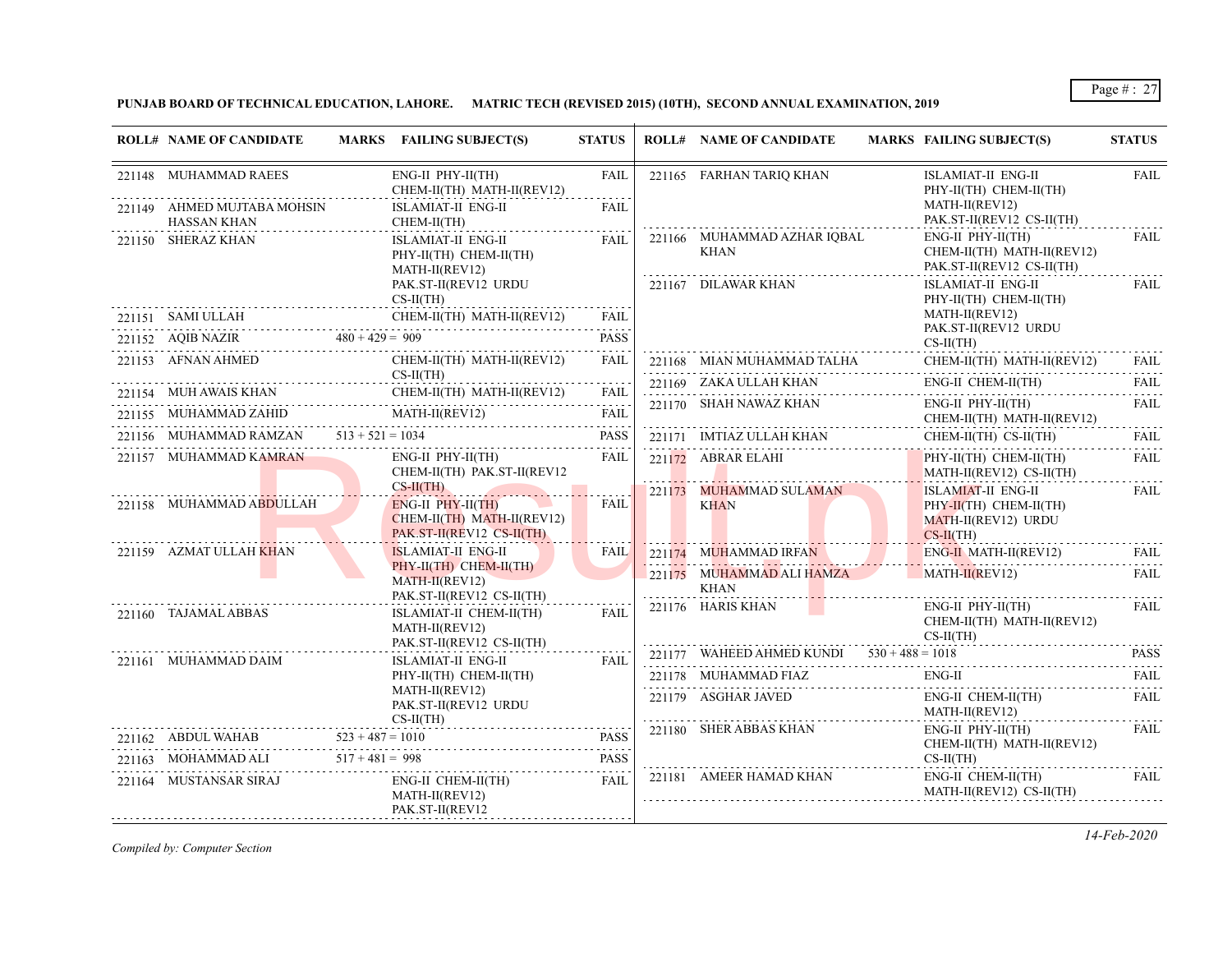**PUNJAB BOARD OF TECHNICAL EDUCATION, LAHORE. MATRIC TECH (REVISED 2015) (10TH), SECOND ANNUAL EXAMINATION, 2019**

| ROLL# | NAME OF CANDIDATE | MARKS | FAILING SUBJECT(S) | STATUS |
|---|---|---|---|---|
| 221148 | MUHAMMAD RAEES | | ENG-II PHY-II(TH) CHEM-II(TH) MATH-II(REV12) | FAIL |
| 221149 | AHMED MUJTABA MOHSIN HASSAN KHAN | | ISLAMIAT-II ENG-II CHEM-II(TH) | FAIL |
| 221150 | SHERAZ KHAN | | ISLAMIAT-II ENG-II PHY-II(TH) CHEM-II(TH) MATH-II(REV12) PAK.ST-II(REV12 URDU CS-II(TH) | FAIL |
| 221151 | SAMI ULLAH | | CHEM-II(TH) MATH-II(REV12) | FAIL |
| 221152 | AQIB NAZIR | 480 + 429 = 909 | | PASS |
| 221153 | AFNAN AHMED | | CHEM-II(TH) MATH-II(REV12) CS-II(TH) | FAIL |
| 221154 | MUH AWAIS KHAN | | CHEM-II(TH) MATH-II(REV12) | FAIL |
| 221155 | MUHAMMAD ZAHID | | MATH-II(REV12) | FAIL |
| 221156 | MUHAMMAD RAMZAN | 513 + 521 = 1034 | | PASS |
| 221157 | MUHAMMAD KAMRAN | | ENG-II PHY-II(TH) CHEM-II(TH) PAK.ST-II(REV12 CS-II(TH) | FAIL |
| 221158 | MUHAMMAD ABDULLAH | | ENG-II PHY-II(TH) CHEM-II(TH) MATH-II(REV12) PAK.ST-II(REV12 CS-II(TH) | FAIL |
| 221159 | AZMAT ULLAH KHAN | | ISLAMIAT-II ENG-II PHY-II(TH) CHEM-II(TH) MATH-II(REV12) PAK.ST-II(REV12 CS-II(TH) | FAIL |
| 221160 | TAJAMAL ABBAS | | ISLAMIAT-II CHEM-II(TH) MATH-II(REV12) PAK.ST-II(REV12 CS-II(TH) | FAIL |
| 221161 | MUHAMMAD DAIM | | ISLAMIAT-II ENG-II PHY-II(TH) CHEM-II(TH) MATH-II(REV12) PAK.ST-II(REV12 URDU CS-II(TH) | FAIL |
| 221162 | ABDUL WAHAB | 523 + 487 = 1010 | | PASS |
| 221163 | MOHAMMAD ALI | 517 + 481 = 998 | | PASS |
| 221164 | MUSTANSAR SIRAJ | | ENG-II CHEM-II(TH) MATH-II(REV12) PAK.ST-II(REV12 | FAIL |
| 221165 | FARHAN TARIQ KHAN | | ISLAMIAT-II ENG-II PHY-II(TH) CHEM-II(TH) MATH-II(REV12) PAK.ST-II(REV12 CS-II(TH) | FAIL |
| 221166 | MUHAMMAD AZHAR IQBAL KHAN | | ENG-II PHY-II(TH) CHEM-II(TH) MATH-II(REV12) PAK.ST-II(REV12 CS-II(TH) | FAIL |
| 221167 | DILAWAR KHAN | | ISLAMIAT-II ENG-II PHY-II(TH) CHEM-II(TH) MATH-II(REV12) PAK.ST-II(REV12 URDU CS-II(TH) | FAIL |
| 221168 | MIAN MUHAMMAD TALHA | | CHEM-II(TH) MATH-II(REV12) | FAIL |
| 221169 | ZAKA ULLAH KHAN | | ENG-II CHEM-II(TH) | FAIL |
| 221170 | SHAH NAWAZ KHAN | | ENG-II PHY-II(TH) CHEM-II(TH) MATH-II(REV12) | FAIL |
| 221171 | IMTIAZ ULLAH KHAN | | CHEM-II(TH) CS-II(TH) | FAIL |
| 221172 | ABRAR ELAHI | | PHY-II(TH) CHEM-II(TH) MATH-II(REV12) CS-II(TH) | FAIL |
| 221173 | MUHAMMAD SULAMAN KHAN | | ISLAMIAT-II ENG-II PHY-II(TH) CHEM-II(TH) MATH-II(REV12) URDU CS-II(TH) | FAIL |
| 221174 | MUHAMMAD IRFAN | | ENG-II MATH-II(REV12) | FAIL |
| 221175 | MUHAMMAD ALI HAMZA KHAN | | MATH-II(REV12) | FAIL |
| 221176 | HARIS KHAN | | ENG-II PHY-II(TH) CHEM-II(TH) MATH-II(REV12) CS-II(TH) | FAIL |
| 221177 | WAHEED AHMED KUNDI | 530 + 488 = 1018 | | PASS |
| 221178 | MUHAMMAD FIAZ | | ENG-II | FAIL |
| 221179 | ASGHAR JAVED | | ENG-II CHEM-II(TH) MATH-II(REV12) | FAIL |
| 221180 | SHER ABBAS KHAN | | ENG-II PHY-II(TH) CHEM-II(TH) MATH-II(REV12) CS-II(TH) | FAIL |
| 221181 | AMEER HAMAD KHAN | | ENG-II CHEM-II(TH) MATH-II(REV12) CS-II(TH) | FAIL |

*Compiled by: Computer Section*

*14-Feb-2020*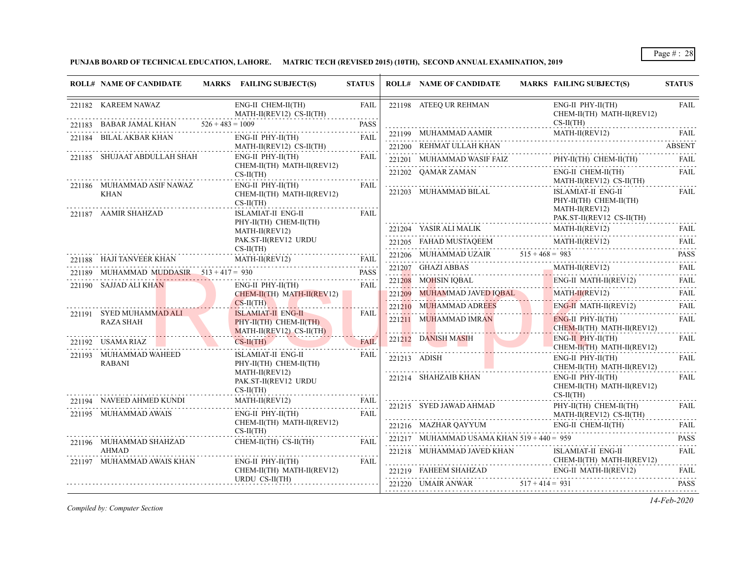**PUNJAB BOARD OF TECHNICAL EDUCATION, LAHORE. MATRIC TECH (REVISED 2015) (10TH), SECOND ANNUAL EXAMINATION, 2019**

| ROLL# | NAME OF CANDIDATE | MARKS | FAILING SUBJECT(S) | STATUS |
|---|---|---|---|---|
| 221182 | KAREEM NAWAZ | | ENG-II CHEM-II(TH) MATH-II(REV12) CS-II(TH) | FAIL |
| 221183 | BABAR JAMAL KHAN | 526 + 483 = 1009 | | PASS |
| 221184 | BILAL AKBAR KHAN | | ENG-II PHY-II(TH) MATH-II(REV12) CS-II(TH) | FAIL |
| 221185 | SHUJAAT ABDULLAH SHAH | | ENG-II PHY-II(TH) CHEM-II(TH) MATH-II(REV12) CS-II(TH) | FAIL |
| 221186 | MUHAMMAD ASIF NAWAZ KHAN | | ENG-II PHY-II(TH) CHEM-II(TH) MATH-II(REV12) CS-II(TH) | FAIL |
| 221187 | AAMIR SHAHZAD | | ISLAMIAT-II ENG-II PHY-II(TH) CHEM-II(TH) MATH-II(REV12) PAK.ST-II(REV12 URDU CS-II(TH) | FAIL |
| 221188 | HAJI TANVEER KHAN | | MATH-II(REV12) | FAIL |
| 221189 | MUHAMMAD MUDDASIR | 513 + 417 = 930 | | PASS |
| 221190 | SAJJAD ALI KHAN | | ENG-II PHY-II(TH) CHEM-II(TH) MATH-II(REV12) CS-II(TH) | FAIL |
| 221191 | SYED MUHAMMAD ALI RAZA SHAH | | ISLAMIAT-II ENG-II PHY-II(TH) CHEM-II(TH) MATH-II(REV12) CS-II(TH) | FAIL |
| 221192 | USAMA RIAZ | | CS-II(TH) | FAIL |
| 221193 | MUHAMMAD WAHEED RABANI | | ISLAMIAT-II ENG-II PHY-II(TH) CHEM-II(TH) MATH-II(REV12) PAK.ST-II(REV12 URDU CS-II(TH) | FAIL |
| 221194 | NAVEED AHMED KUNDI | | MATH-II(REV12) | FAIL |
| 221195 | MUHAMMAD AWAIS | | ENG-II PHY-II(TH) CHEM-II(TH) MATH-II(REV12) CS-II(TH) | FAIL |
| 221196 | MUHAMMAD SHAHZAD AHMAD | | CHEM-II(TH) CS-II(TH) | FAIL |
| 221197 | MUHAMMAD AWAIS KHAN | | ENG-II PHY-II(TH) CHEM-II(TH) MATH-II(REV12) URDU CS-II(TH) | FAIL |
| 221198 | ATEEQ UR REHMAN | | ENG-II PHY-II(TH) CHEM-II(TH) MATH-II(REV12) CS-II(TH) | FAIL |
| 221199 | MUHAMMAD AAMIR | | MATH-II(REV12) | FAIL |
| 221200 | REHMAT ULLAH KHAN | | | ABSENT |
| 221201 | MUHAMMAD WASIF FAIZ | | PHY-II(TH) CHEM-II(TH) | FAIL |
| 221202 | QAMAR ZAMAN | | ENG-II CHEM-II(TH) MATH-II(REV12) CS-II(TH) | FAIL |
| 221203 | MUHAMMAD BILAL | | ISLAMIAT-II ENG-II PHY-II(TH) CHEM-II(TH) MATH-II(REV12) PAK.ST-II(REV12 CS-II(TH) | FAIL |
| 221204 | YASIR ALI MALIK | | MATH-II(REV12) | FAIL |
| 221205 | FAHAD MUSTAQEEM | | MATH-II(REV12) | FAIL |
| 221206 | MUHAMMAD UZAIR | 515 + 468 = 983 | | PASS |
| 221207 | GHAZI ABBAS | | MATH-II(REV12) | FAIL |
| 221208 | MOHSIN IQBAL | | ENG-II MATH-II(REV12) | FAIL |
| 221209 | MUHAMMAD JAVED IQBAL | | MATH-II(REV12) | FAIL |
| 221210 | MUHAMMAD ADREES | | ENG-II MATH-II(REV12) | FAIL |
| 221211 | MUHAMMAD IMRAN | | ENG-II PHY-II(TH) CHEM-II(TH) MATH-II(REV12) | FAIL |
| 221212 | DANISH MASIH | | ENG-II PHY-II(TH) CHEM-II(TH) MATH-II(REV12) | FAIL |
| 221213 | ADISH | | ENG-II PHY-II(TH) CHEM-II(TH) MATH-II(REV12) | FAIL |
| 221214 | SHAHZAIB KHAN | | ENG-II PHY-II(TH) CHEM-II(TH) MATH-II(REV12) CS-II(TH) | FAIL |
| 221215 | SYED JAWAD AHMAD | | PHY-II(TH) CHEM-II(TH) MATH-II(REV12) CS-II(TH) | FAIL |
| 221216 | MAZHAR QAYYUM | | ENG-II CHEM-II(TH) | FAIL |
| 221217 | MUHAMMAD USAMA KHAN | 519 + 440 = 959 | | PASS |
| 221218 | MUHAMMAD JAVED KHAN | | ISLAMIAT-II ENG-II CHEM-II(TH) MATH-II(REV12) | FAIL |
| 221219 | FAHEEM SHAHZAD | | ENG-II MATH-II(REV12) | FAIL |
| 221220 | UMAIR ANWAR | 517 + 414 = 931 | | PASS |

*Compiled by: Computer Section*

*14-Feb-2020*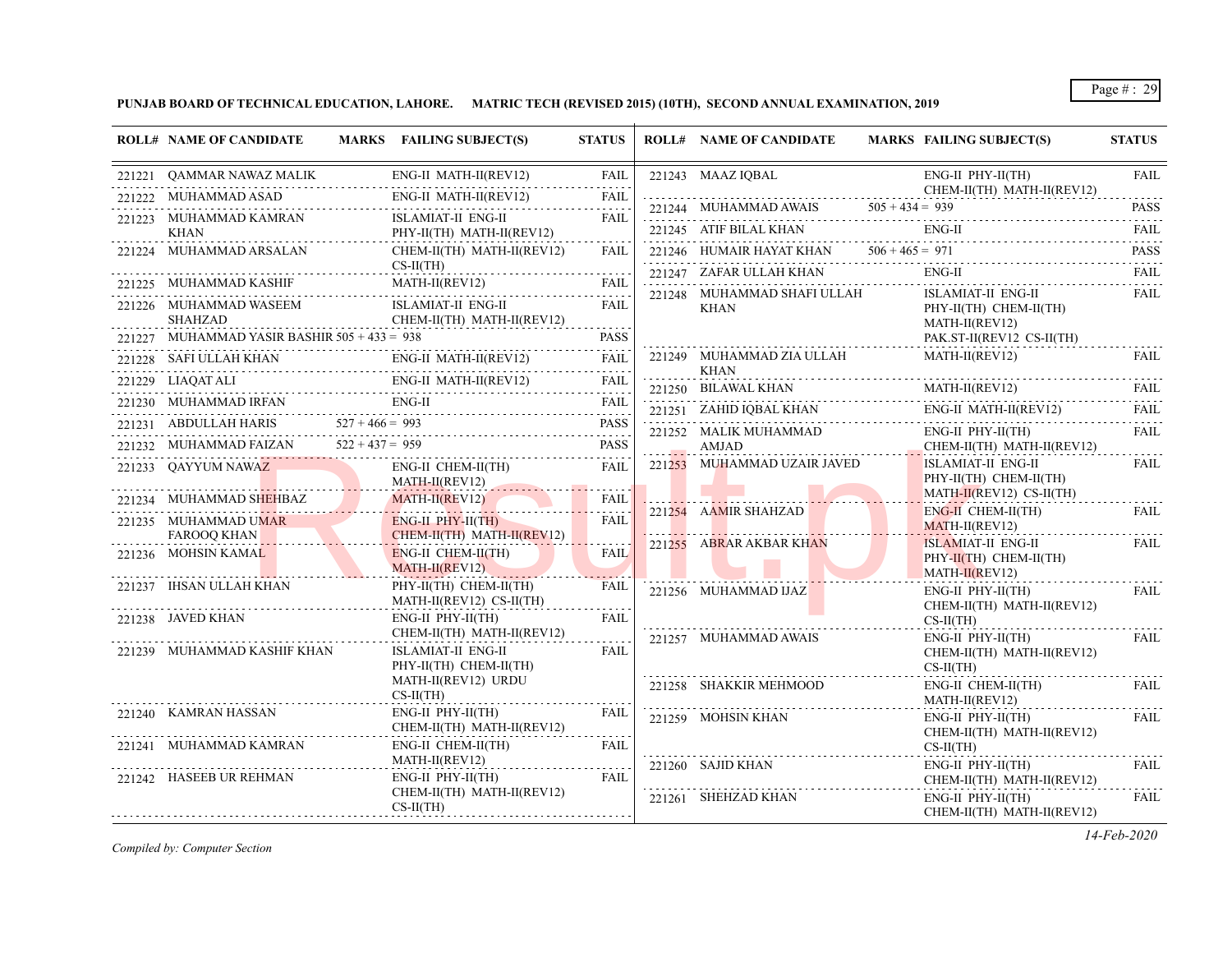**PUNJAB BOARD OF TECHNICAL EDUCATION, LAHORE. MATRIC TECH (REVISED 2015) (10TH), SECOND ANNUAL EXAMINATION, 2019**

| ROLL# | NAME OF CANDIDATE | MARKS | FAILING SUBJECT(S) | STATUS |
|---|---|---|---|---|
| 221221 | QAMMAR NAWAZ MALIK | | ENG-II MATH-II(REV12) | FAIL |
| 221222 | MUHAMMAD ASAD | | ENG-II MATH-II(REV12) | FAIL |
| 221223 | MUHAMMAD KAMRAN KHAN | | ISLAMIAT-II ENG-II PHY-II(TH) MATH-II(REV12) | FAIL |
| 221224 | MUHAMMAD ARSALAN | | CHEM-II(TH) MATH-II(REV12) CS-II(TH) | FAIL |
| 221225 | MUHAMMAD KASHIF | | MATH-II(REV12) | FAIL |
| 221226 | MUHAMMAD WASEEM SHAHZAD | | ISLAMIAT-II ENG-II CHEM-II(TH) MATH-II(REV12) | FAIL |
| 221227 | MUHAMMAD YASIR BASHIR | 505 + 433 = 938 | | PASS |
| 221228 | SAFI ULLAH KHAN | | ENG-II MATH-II(REV12) | FAIL |
| 221229 | LIAQAT ALI | | ENG-II MATH-II(REV12) | FAIL |
| 221230 | MUHAMMAD IRFAN | | ENG-II | FAIL |
| 221231 | ABDULLAH HARIS | 527 + 466 = 993 | | PASS |
| 221232 | MUHAMMAD FAIZAN | 522 + 437 = 959 | | PASS |
| 221233 | QAYYUM NAWAZ | | ENG-II CHEM-II(TH) MATH-II(REV12) | FAIL |
| 221234 | MUHAMMAD SHEHBAZ | | MATH-II(REV12) | FAIL |
| 221235 | MUHAMMAD UMAR FAROOQ KHAN | | ENG-II PHY-II(TH) CHEM-II(TH) MATH-II(REV12) | FAIL |
| 221236 | MOHSIN KAMAL | | ENG-II CHEM-II(TH) MATH-II(REV12) | FAIL |
| 221237 | IHSAN ULLAH KHAN | | PHY-II(TH) CHEM-II(TH) MATH-II(REV12) CS-II(TH) | FAIL |
| 221238 | JAVED KHAN | | ENG-II PHY-II(TH) CHEM-II(TH) MATH-II(REV12) | FAIL |
| 221239 | MUHAMMAD KASHIF KHAN | | ISLAMIAT-II ENG-II PHY-II(TH) CHEM-II(TH) MATH-II(REV12) URDU CS-II(TH) | FAIL |
| 221240 | KAMRAN HASSAN | | ENG-II PHY-II(TH) CHEM-II(TH) MATH-II(REV12) | FAIL |
| 221241 | MUHAMMAD KAMRAN | | ENG-II CHEM-II(TH) MATH-II(REV12) | FAIL |
| 221242 | HASEEB UR REHMAN | | ENG-II PHY-II(TH) CHEM-II(TH) MATH-II(REV12) CS-II(TH) | FAIL |
| 221243 | MAAZ IQBAL | | ENG-II PHY-II(TH) CHEM-II(TH) MATH-II(REV12) | FAIL |
| 221244 | MUHAMMAD AWAIS | 505 + 434 = 939 | | PASS |
| 221245 | ATIF BILAL KHAN | | ENG-II | FAIL |
| 221246 | HUMAIR HAYAT KHAN | 506 + 465 = 971 | | PASS |
| 221247 | ZAFAR ULLAH KHAN | | ENG-II | FAIL |
| 221248 | MUHAMMAD SHAFI ULLAH KHAN | | ISLAMIAT-II ENG-II PHY-II(TH) CHEM-II(TH) MATH-II(REV12) PAK.ST-II(REV12 CS-II(TH) | FAIL |
| 221249 | MUHAMMAD ZIA ULLAH KHAN | | MATH-II(REV12) | FAIL |
| 221250 | BILAWAL KHAN | | MATH-II(REV12) | FAIL |
| 221251 | ZAHID IQBAL KHAN | | ENG-II MATH-II(REV12) | FAIL |
| 221252 | MALIK MUHAMMAD AMJAD | | ENG-II PHY-II(TH) CHEM-II(TH) MATH-II(REV12) | FAIL |
| 221253 | MUHAMMAD UZAIR JAVED | | ISLAMIAT-II ENG-II PHY-II(TH) CHEM-II(TH) MATH-II(REV12) CS-II(TH) | FAIL |
| 221254 | AAMIR SHAHZAD | | ENG-II CHEM-II(TH) MATH-II(REV12) | FAIL |
| 221255 | ABRAR AKBAR KHAN | | ISLAMIAT-II ENG-II PHY-II(TH) CHEM-II(TH) MATH-II(REV12) | FAIL |
| 221256 | MUHAMMAD IJAZ | | ENG-II PHY-II(TH) CHEM-II(TH) MATH-II(REV12) CS-II(TH) | FAIL |
| 221257 | MUHAMMAD AWAIS | | ENG-II PHY-II(TH) CHEM-II(TH) MATH-II(REV12) CS-II(TH) | FAIL |
| 221258 | SHAKKIR MEHMOOD | | ENG-II CHEM-II(TH) MATH-II(REV12) | FAIL |
| 221259 | MOHSIN KHAN | | ENG-II PHY-II(TH) CHEM-II(TH) MATH-II(REV12) CS-II(TH) | FAIL |
| 221260 | SAJID KHAN | | ENG-II PHY-II(TH) CHEM-II(TH) MATH-II(REV12) | FAIL |
| 221261 | SHEHZAD KHAN | | ENG-II PHY-II(TH) CHEM-II(TH) MATH-II(REV12) | FAIL |

*Compiled by: Computer Section*

*14-Feb-2020*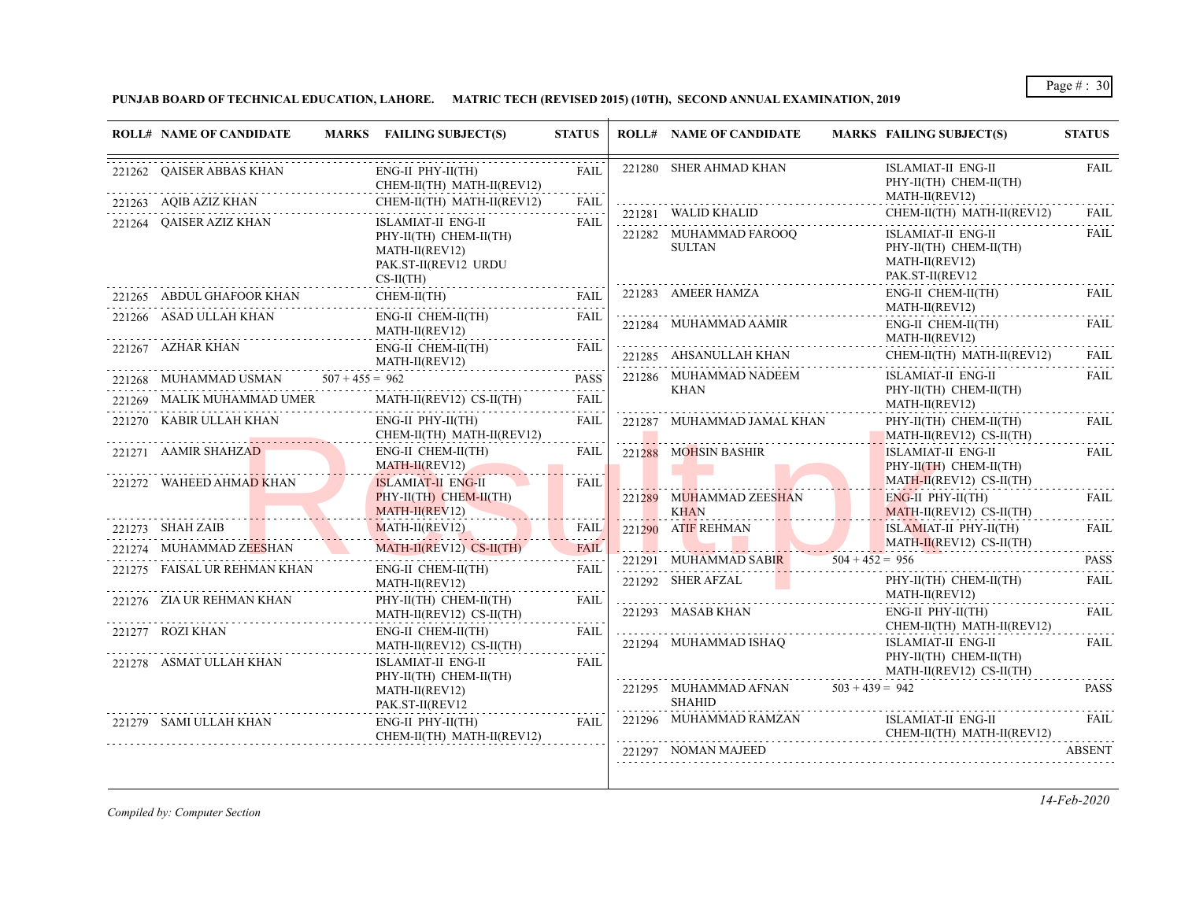**PUNJAB BOARD OF TECHNICAL EDUCATION, LAHORE. MATRIC TECH (REVISED 2015) (10TH), SECOND ANNUAL EXAMINATION, 2019**

| ROLL# | NAME OF CANDIDATE | MARKS | FAILING SUBJECT(S) | STATUS |
|---|---|---|---|---|
| 221262 | QAISER ABBAS KHAN | | ENG-II PHY-II(TH) CHEM-II(TH) MATH-II(REV12) | FAIL |
| 221263 | AQIB AZIZ KHAN | | CHEM-II(TH) MATH-II(REV12) | FAIL |
| 221264 | QAISER AZIZ KHAN | | ISLAMIAT-II ENG-II PHY-II(TH) CHEM-II(TH) MATH-II(REV12) PAK.ST-II(REV12 URDU CS-II(TH) | FAIL |
| 221265 | ABDUL GHAFOOR KHAN | | CHEM-II(TH) | FAIL |
| 221266 | ASAD ULLAH KHAN | | ENG-II CHEM-II(TH) MATH-II(REV12) | FAIL |
| 221267 | AZHAR KHAN | | ENG-II CHEM-II(TH) MATH-II(REV12) | FAIL |
| 221268 | MUHAMMAD USMAN | 507 + 455 = 962 | | PASS |
| 221269 | MALIK MUHAMMAD UMER | | MATH-II(REV12) CS-II(TH) | FAIL |
| 221270 | KABIR ULLAH KHAN | | ENG-II PHY-II(TH) CHEM-II(TH) MATH-II(REV12) | FAIL |
| 221271 | AAMIR SHAHZAD | | ENG-II CHEM-II(TH) MATH-II(REV12) | FAIL |
| 221272 | WAHEED AHMAD KHAN | | ISLAMIAT-II ENG-II PHY-II(TH) CHEM-II(TH) MATH-II(REV12) | FAIL |
| 221273 | SHAH ZAIB | | MATH-II(REV12) | FAIL |
| 221274 | MUHAMMAD ZEESHAN | | MATH-II(REV12) CS-II(TH) | FAIL |
| 221275 | FAISAL UR REHMAN KHAN | | ENG-II CHEM-II(TH) MATH-II(REV12) | FAIL |
| 221276 | ZIA UR REHMAN KHAN | | PHY-II(TH) CHEM-II(TH) MATH-II(REV12) CS-II(TH) | FAIL |
| 221277 | ROZI KHAN | | ENG-II CHEM-II(TH) MATH-II(REV12) CS-II(TH) | FAIL |
| 221278 | ASMAT ULLAH KHAN | | ISLAMIAT-II ENG-II PHY-II(TH) CHEM-II(TH) MATH-II(REV12) PAK.ST-II(REV12 | FAIL |
| 221279 | SAMI ULLAH KHAN | | ENG-II PHY-II(TH) CHEM-II(TH) MATH-II(REV12) | FAIL |
| 221280 | SHER AHMAD KHAN | | ISLAMIAT-II ENG-II PHY-II(TH) CHEM-II(TH) MATH-II(REV12) | FAIL |
| 221281 | WALID KHALID | | CHEM-II(TH) MATH-II(REV12) | FAIL |
| 221282 | MUHAMMAD FAROOQ SULTAN | | ISLAMIAT-II ENG-II PHY-II(TH) CHEM-II(TH) MATH-II(REV12) PAK.ST-II(REV12 | FAIL |
| 221283 | AMEER HAMZA | | ENG-II CHEM-II(TH) MATH-II(REV12) | FAIL |
| 221284 | MUHAMMAD AAMIR | | ENG-II CHEM-II(TH) MATH-II(REV12) | FAIL |
| 221285 | AHSANULLAH KHAN | | CHEM-II(TH) MATH-II(REV12) | FAIL |
| 221286 | MUHAMMAD NADEEM KHAN | | ISLAMIAT-II ENG-II PHY-II(TH) CHEM-II(TH) MATH-II(REV12) | FAIL |
| 221287 | MUHAMMAD JAMAL KHAN | | PHY-II(TH) CHEM-II(TH) MATH-II(REV12) CS-II(TH) | FAIL |
| 221288 | MOHSIN BASHIR | | ISLAMIAT-II ENG-II PHY-II(TH) CHEM-II(TH) MATH-II(REV12) CS-II(TH) | FAIL |
| 221289 | MUHAMMAD ZEESHAN KHAN | | ENG-II PHY-II(TH) MATH-II(REV12) CS-II(TH) | FAIL |
| 221290 | ATIF REHMAN | | ISLAMIAT-II PHY-II(TH) MATH-II(REV12) CS-II(TH) | FAIL |
| 221291 | MUHAMMAD SABIR | 504 + 452 = 956 | | PASS |
| 221292 | SHER AFZAL | | PHY-II(TH) CHEM-II(TH) MATH-II(REV12) | FAIL |
| 221293 | MASAB KHAN | | ENG-II PHY-II(TH) CHEM-II(TH) MATH-II(REV12) | FAIL |
| 221294 | MUHAMMAD ISHAQ | | ISLAMIAT-II ENG-II PHY-II(TH) CHEM-II(TH) MATH-II(REV12) CS-II(TH) | FAIL |
| 221295 | MUHAMMAD AFNAN SHAHID | 503 + 439 = 942 | | PASS |
| 221296 | MUHAMMAD RAMZAN | | ISLAMIAT-II ENG-II CHEM-II(TH) MATH-II(REV12) | FAIL |
| 221297 | NOMAN MAJEED | | | ABSENT |

*Compiled by: Computer Section*

*14-Feb-2020*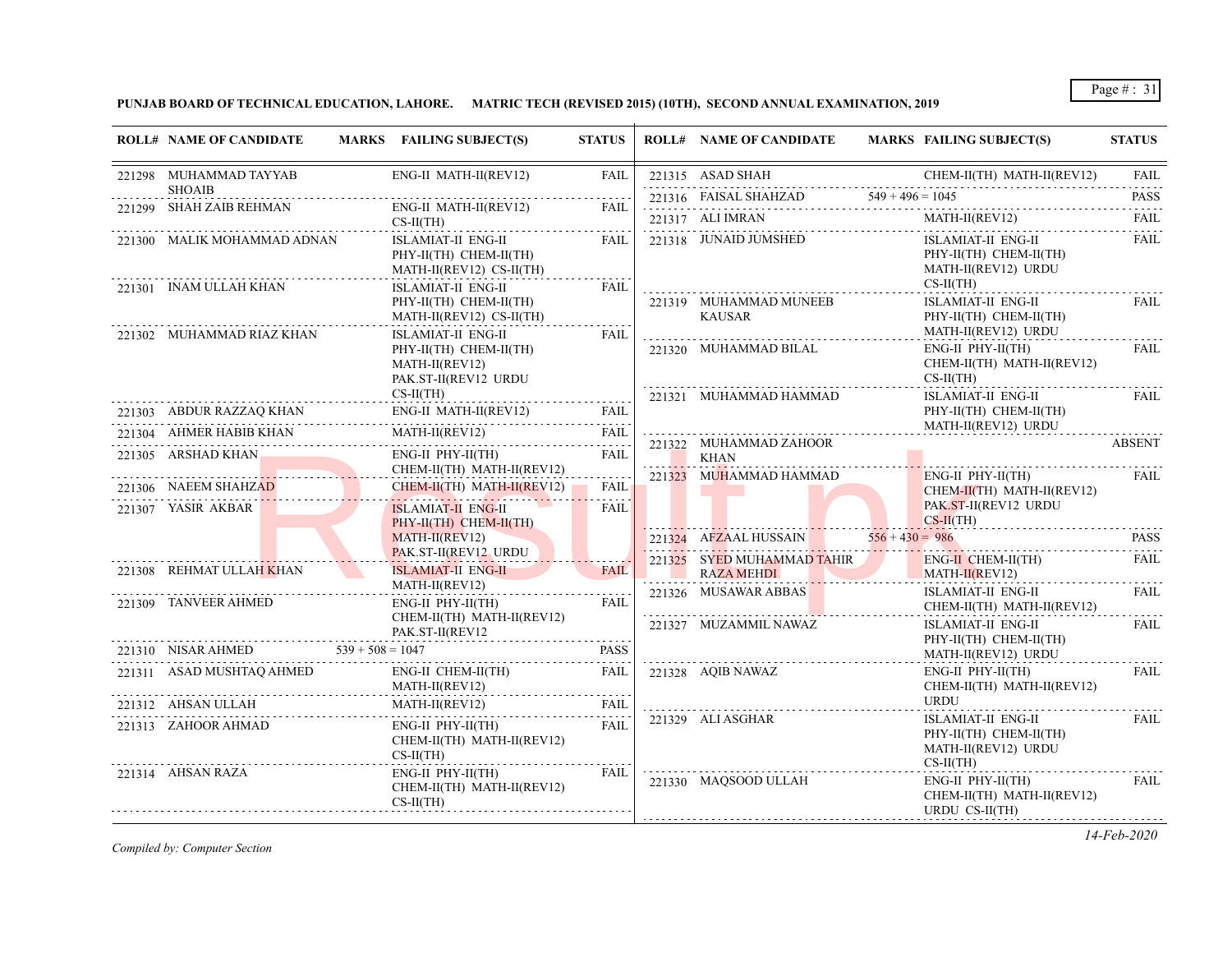**PUNJAB BOARD OF TECHNICAL EDUCATION, LAHORE. MATRIC TECH (REVISED 2015) (10TH), SECOND ANNUAL EXAMINATION, 2019**

| ROLL# | NAME OF CANDIDATE | MARKS | FAILING SUBJECT(S) | STATUS |
|---|---|---|---|---|
| 221298 | MUHAMMAD TAYYAB SHOAIB | | ENG-II MATH-II(REV12) | FAIL |
| 221299 | SHAH ZAIB REHMAN | | ENG-II MATH-II(REV12) CS-II(TH) | FAIL |
| 221300 | MALIK MOHAMMAD ADNAN | | ISLAMIAT-II ENG-II PHY-II(TH) CHEM-II(TH) MATH-II(REV12) CS-II(TH) | FAIL |
| 221301 | INAM ULLAH KHAN | | ISLAMIAT-II ENG-II PHY-II(TH) CHEM-II(TH) MATH-II(REV12) CS-II(TH) | FAIL |
| 221302 | MUHAMMAD RIAZ KHAN | | ISLAMIAT-II ENG-II PHY-II(TH) CHEM-II(TH) MATH-II(REV12) PAK.ST-II(REV12 URDU CS-II(TH) | FAIL |
| 221303 | ABDUR RAZZAQ KHAN | | ENG-II MATH-II(REV12) | FAIL |
| 221304 | AHMER HABIB KHAN | | MATH-II(REV12) | FAIL |
| 221305 | ARSHAD KHAN | | ENG-II PHY-II(TH) CHEM-II(TH) MATH-II(REV12) | FAIL |
| 221306 | NAEEM SHAHZAD | | CHEM-II(TH) MATH-II(REV12) | FAIL |
| 221307 | YASIR AKBAR | | ISLAMIAT-II ENG-II PHY-II(TH) CHEM-II(TH) MATH-II(REV12) PAK.ST-II(REV12 URDU | FAIL |
| 221308 | REHMAT ULLAH KHAN | | ISLAMIAT-II ENG-II MATH-II(REV12) | FAIL |
| 221309 | TANVEER AHMED | | ENG-II PHY-II(TH) CHEM-II(TH) MATH-II(REV12) PAK.ST-II(REV12 | FAIL |
| 221310 | NISAR AHMED | 539 + 508 = 1047 | | PASS |
| 221311 | ASAD MUSHTAQ AHMED | | ENG-II CHEM-II(TH) MATH-II(REV12) | FAIL |
| 221312 | AHSAN ULLAH | | MATH-II(REV12) | FAIL |
| 221313 | ZAHOOR AHMAD | | ENG-II PHY-II(TH) CHEM-II(TH) MATH-II(REV12) CS-II(TH) | FAIL |
| 221314 | AHSAN RAZA | | ENG-II PHY-II(TH) CHEM-II(TH) MATH-II(REV12) CS-II(TH) | FAIL |
| 221315 | ASAD SHAH | | CHEM-II(TH) MATH-II(REV12) | FAIL |
| 221316 | FAISAL SHAHZAD | 549 + 496 = 1045 | | PASS |
| 221317 | ALI IMRAN | | MATH-II(REV12) | FAIL |
| 221318 | JUNAID JUMSHED | | ISLAMIAT-II ENG-II PHY-II(TH) CHEM-II(TH) MATH-II(REV12) URDU CS-II(TH) | FAIL |
| 221319 | MUHAMMAD MUNEEB KAUSAR | | ISLAMIAT-II ENG-II PHY-II(TH) CHEM-II(TH) MATH-II(REV12) URDU | FAIL |
| 221320 | MUHAMMAD BILAL | | ENG-II PHY-II(TH) CHEM-II(TH) MATH-II(REV12) CS-II(TH) | FAIL |
| 221321 | MUHAMMAD HAMMAD | | ISLAMIAT-II ENG-II PHY-II(TH) CHEM-II(TH) MATH-II(REV12) URDU | FAIL |
| 221322 | MUHAMMAD ZAHOOR KHAN | | | ABSENT |
| 221323 | MUHAMMAD HAMMAD | | ENG-II PHY-II(TH) CHEM-II(TH) MATH-II(REV12) PAK.ST-II(REV12 URDU CS-II(TH) | FAIL |
| 221324 | AFZAAL HUSSAIN | 556 + 430 = 986 | | PASS |
| 221325 | SYED MUHAMMAD TAHIR RAZA MEHDI | | ENG-II CHEM-II(TH) MATH-II(REV12) | FAIL |
| 221326 | MUSAWAR ABBAS | | ISLAMIAT-II ENG-II CHEM-II(TH) MATH-II(REV12) | FAIL |
| 221327 | MUZAMMIL NAWAZ | | ISLAMIAT-II ENG-II PHY-II(TH) CHEM-II(TH) MATH-II(REV12) URDU | FAIL |
| 221328 | AQIB NAWAZ | | ENG-II PHY-II(TH) CHEM-II(TH) MATH-II(REV12) URDU | FAIL |
| 221329 | ALI ASGHAR | | ISLAMIAT-II ENG-II PHY-II(TH) CHEM-II(TH) MATH-II(REV12) URDU CS-II(TH) | FAIL |
| 221330 | MAQSOOD ULLAH | | ENG-II PHY-II(TH) CHEM-II(TH) MATH-II(REV12) URDU CS-II(TH) | FAIL |

*Compiled by: Computer Section*

*14-Feb-2020*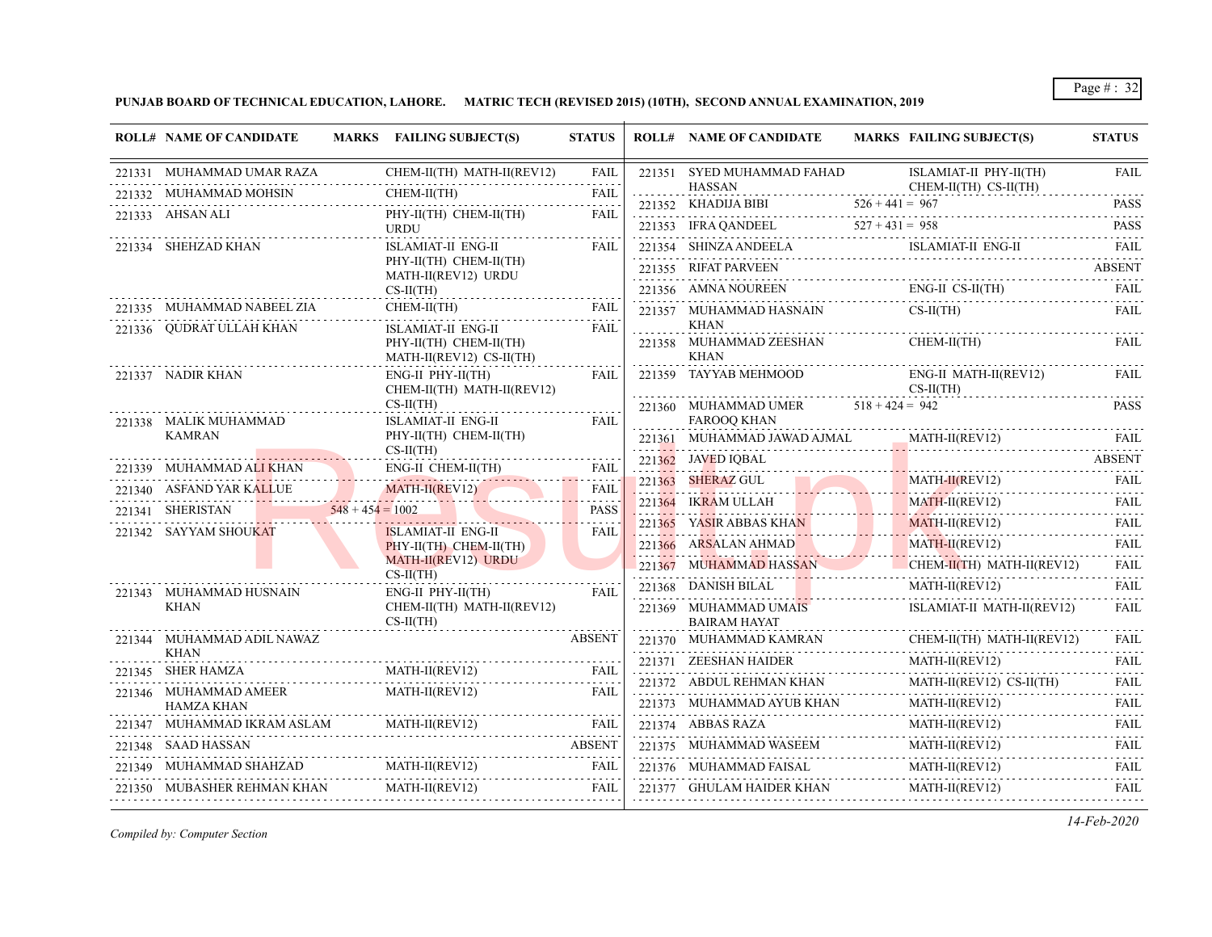**PUNJAB BOARD OF TECHNICAL EDUCATION, LAHORE. MATRIC TECH (REVISED 2015) (10TH), SECOND ANNUAL EXAMINATION, 2019**

| ROLL# | NAME OF CANDIDATE | MARKS | FAILING SUBJECT(S) | STATUS |
|---|---|---|---|---|
| 221331 | MUHAMMAD UMAR RAZA | | CHEM-II(TH) MATH-II(REV12) | FAIL |
| 221332 | MUHAMMAD MOHSIN | | CHEM-II(TH) | FAIL |
| 221333 | AHSAN ALI | | PHY-II(TH) CHEM-II(TH) URDU | FAIL |
| 221334 | SHEHZAD KHAN | | ISLAMIAT-II ENG-II PHY-II(TH) CHEM-II(TH) MATH-II(REV12) URDU CS-II(TH) | FAIL |
| 221335 | MUHAMMAD NABEEL ZIA | | CHEM-II(TH) | FAIL |
| 221336 | QUDRAT ULLAH KHAN | | ISLAMIAT-II ENG-II PHY-II(TH) CHEM-II(TH) MATH-II(REV12) CS-II(TH) | FAIL |
| 221337 | NADIR KHAN | | ENG-II PHY-II(TH) CHEM-II(TH) MATH-II(REV12) CS-II(TH) | FAIL |
| 221338 | MALIK MUHAMMAD KAMRAN | | ISLAMIAT-II ENG-II PHY-II(TH) CHEM-II(TH) CS-II(TH) | FAIL |
| 221339 | MUHAMMAD ALI KHAN | | ENG-II CHEM-II(TH) | FAIL |
| 221340 | ASFAND YAR KALLUE | | MATH-II(REV12) | FAIL |
| 221341 | SHERISTAN | 548 + 454 = 1002 | | PASS |
| 221342 | SAYYAM SHOUKAT | | ISLAMIAT-II ENG-II PHY-II(TH) CHEM-II(TH) MATH-II(REV12) URDU CS-II(TH) | FAIL |
| 221343 | MUHAMMAD HUSNAIN KHAN | | ENG-II PHY-II(TH) CHEM-II(TH) MATH-II(REV12) CS-II(TH) | FAIL |
| 221344 | MUHAMMAD ADIL NAWAZ KHAN | | | ABSENT |
| 221345 | SHER HAMZA | | MATH-II(REV12) | FAIL |
| 221346 | MUHAMMAD AMEER HAMZA KHAN | | MATH-II(REV12) | FAIL |
| 221347 | MUHAMMAD IKRAM ASLAM | | MATH-II(REV12) | FAIL |
| 221348 | SAAD HASSAN | | | ABSENT |
| 221349 | MUHAMMAD SHAHZAD | | MATH-II(REV12) | FAIL |
| 221350 | MUBASHER REHMAN KHAN | | MATH-II(REV12) | FAIL |
| 221351 | SYED MUHAMMAD FAHAD HASSAN | | ISLAMIAT-II PHY-II(TH) CHEM-II(TH) CS-II(TH) | FAIL |
| 221352 | KHADIJA BIBI | 526 + 441 = 967 | | PASS |
| 221353 | IFRA QANDEEL | 527 + 431 = 958 | | PASS |
| 221354 | SHINZA ANDEELA | | ISLAMIAT-II ENG-II | FAIL |
| 221355 | RIFAT PARVEEN | | | ABSENT |
| 221356 | AMNA NOUREEN | | ENG-II CS-II(TH) | FAIL |
| 221357 | MUHAMMAD HASNAIN KHAN | | CS-II(TH) | FAIL |
| 221358 | MUHAMMAD ZEESHAN KHAN | | CHEM-II(TH) | FAIL |
| 221359 | TAYYAB MEHMOOD | | ENG-II MATH-II(REV12) CS-II(TH) | FAIL |
| 221360 | MUHAMMAD UMER FAROOQ KHAN | 518 + 424 = 942 | | PASS |
| 221361 | MUHAMMAD JAWAD AJMAL | | MATH-II(REV12) | FAIL |
| 221362 | JAVED IQBAL | | | ABSENT |
| 221363 | SHERAZ GUL | | MATH-II(REV12) | FAIL |
| 221364 | IKRAM ULLAH | | MATH-II(REV12) | FAIL |
| 221365 | YASIR ABBAS KHAN | | MATH-II(REV12) | FAIL |
| 221366 | ARSALAN AHMAD | | MATH-II(REV12) | FAIL |
| 221367 | MUHAMMAD HASSAN | | CHEM-II(TH) MATH-II(REV12) | FAIL |
| 221368 | DANISH BILAL | | MATH-II(REV12) | FAIL |
| 221369 | MUHAMMAD UMAIS BAIRAM HAYAT | | ISLAMIAT-II MATH-II(REV12) | FAIL |
| 221370 | MUHAMMAD KAMRAN | | CHEM-II(TH) MATH-II(REV12) | FAIL |
| 221371 | ZEESHAN HAIDER | | MATH-II(REV12) | FAIL |
| 221372 | ABDUL REHMAN KHAN | | MATH-II(REV12) CS-II(TH) | FAIL |
| 221373 | MUHAMMAD AYUB KHAN | | MATH-II(REV12) | FAIL |
| 221374 | ABBAS RAZA | | MATH-II(REV12) | FAIL |
| 221375 | MUHAMMAD WASEEM | | MATH-II(REV12) | FAIL |
| 221376 | MUHAMMAD FAISAL | | MATH-II(REV12) | FAIL |
| 221377 | GHULAM HAIDER KHAN | | MATH-II(REV12) | FAIL |

*Compiled by: Computer Section*

*14-Feb-2020*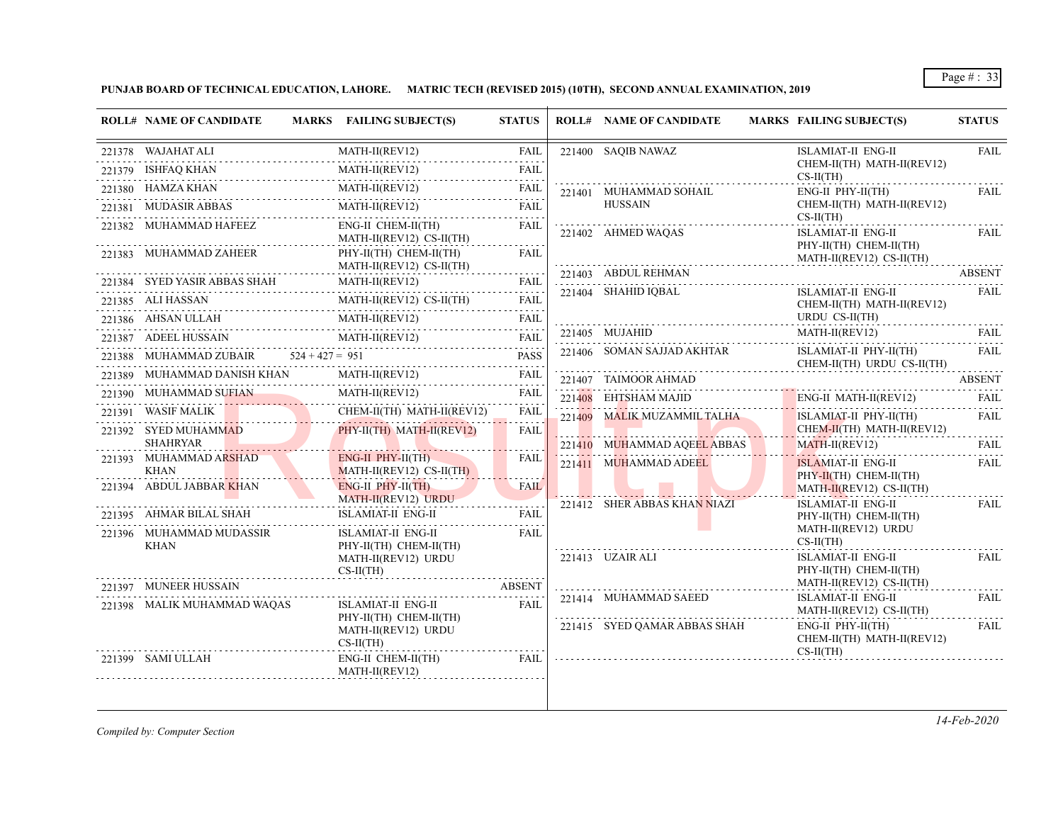**PUNJAB BOARD OF TECHNICAL EDUCATION, LAHORE. MATRIC TECH (REVISED 2015) (10TH), SECOND ANNUAL EXAMINATION, 2019**

| ROLL# | NAME OF CANDIDATE | MARKS | FAILING SUBJECT(S) | STATUS |
|---|---|---|---|---|
| 221378 | WAJAHAT ALI | | MATH-II(REV12) | FAIL |
| 221379 | ISHFAQ KHAN | | MATH-II(REV12) | FAIL |
| 221380 | HAMZA KHAN | | MATH-II(REV12) | FAIL |
| 221381 | MUDASIR ABBAS | | MATH-II(REV12) | FAIL |
| 221382 | MUHAMMAD HAFEEZ | | ENG-II CHEM-II(TH) MATH-II(REV12) CS-II(TH) | FAIL |
| 221383 | MUHAMMAD ZAHEER | | PHY-II(TH) CHEM-II(TH) MATH-II(REV12) CS-II(TH) | FAIL |
| 221384 | SYED YASIR ABBAS SHAH | | MATH-II(REV12) | FAIL |
| 221385 | ALI HASSAN | | MATH-II(REV12) CS-II(TH) | FAIL |
| 221386 | AHSAN ULLAH | | MATH-II(REV12) | FAIL |
| 221387 | ADEEL HUSSAIN | | MATH-II(REV12) | FAIL |
| 221388 | MUHAMMAD ZUBAIR | 524 + 427 = 951 | | PASS |
| 221389 | MUHAMMAD DANISH KHAN | | MATH-II(REV12) | FAIL |
| 221390 | MUHAMMAD SUFIAN | | MATH-II(REV12) | FAIL |
| 221391 | WASIF MALIK | | CHEM-II(TH) MATH-II(REV12) | FAIL |
| 221392 | SYED MUHAMMAD SHAHRYAR | | PHY-II(TH) MATH-II(REV12) | FAIL |
| 221393 | MUHAMMAD ARSHAD KHAN | | ENG-II PHY-II(TH) MATH-II(REV12) CS-II(TH) | FAIL |
| 221394 | ABDUL JABBAR KHAN | | ENG-II PHY-II(TH) MATH-II(REV12) URDU | FAIL |
| 221395 | AHMAR BILAL SHAH | | ISLAMIAT-II ENG-II | FAIL |
| 221396 | MUHAMMAD MUDASSIR KHAN | | ISLAMIAT-II ENG-II PHY-II(TH) CHEM-II(TH) MATH-II(REV12) URDU CS-II(TH) | FAIL |
| 221397 | MUNEER HUSSAIN | | | ABSENT |
| 221398 | MALIK MUHAMMAD WAQAS | | ISLAMIAT-II ENG-II PHY-II(TH) CHEM-II(TH) MATH-II(REV12) URDU CS-II(TH) | FAIL |
| 221399 | SAMI ULLAH | | ENG-II CHEM-II(TH) MATH-II(REV12) | FAIL |
| 221400 | SAQIB NAWAZ | | ISLAMIAT-II ENG-II CHEM-II(TH) MATH-II(REV12) CS-II(TH) | FAIL |
| 221401 | MUHAMMAD SOHAIL HUSSAIN | | ENG-II PHY-II(TH) CHEM-II(TH) MATH-II(REV12) CS-II(TH) | FAIL |
| 221402 | AHMED WAQAS | | ISLAMIAT-II ENG-II PHY-II(TH) CHEM-II(TH) MATH-II(REV12) CS-II(TH) | FAIL |
| 221403 | ABDUL REHMAN | | | ABSENT |
| 221404 | SHAHID IQBAL | | ISLAMIAT-II ENG-II CHEM-II(TH) MATH-II(REV12) URDU CS-II(TH) | FAIL |
| 221405 | MUJAHID | | MATH-II(REV12) | FAIL |
| 221406 | SOMAN SAJJAD AKHTAR | | ISLAMIAT-II PHY-II(TH) CHEM-II(TH) URDU CS-II(TH) | FAIL |
| 221407 | TAIMOOR AHMAD | | | ABSENT |
| 221408 | EHTSHAM MAJID | | ENG-II MATH-II(REV12) | FAIL |
| 221409 | MALIK MUZAMMIL TALHA | | ISLAMIAT-II PHY-II(TH) CHEM-II(TH) MATH-II(REV12) | FAIL |
| 221410 | MUHAMMAD AQEEL ABBAS | | MATH-II(REV12) | FAIL |
| 221411 | MUHAMMAD ADEEL | | ISLAMIAT-II ENG-II PHY-II(TH) CHEM-II(TH) MATH-II(REV12) CS-II(TH) | FAIL |
| 221412 | SHER ABBAS KHAN NIAZI | | ISLAMIAT-II ENG-II PHY-II(TH) CHEM-II(TH) MATH-II(REV12) URDU CS-II(TH) | FAIL |
| 221413 | UZAIR ALI | | ISLAMIAT-II ENG-II PHY-II(TH) CHEM-II(TH) MATH-II(REV12) CS-II(TH) | FAIL |
| 221414 | MUHAMMAD SAEED | | ISLAMIAT-II ENG-II MATH-II(REV12) CS-II(TH) | FAIL |
| 221415 | SYED QAMAR ABBAS SHAH | | ENG-II PHY-II(TH) CHEM-II(TH) MATH-II(REV12) CS-II(TH) | FAIL |

*Compiled by: Computer Section*

*14-Feb-2020*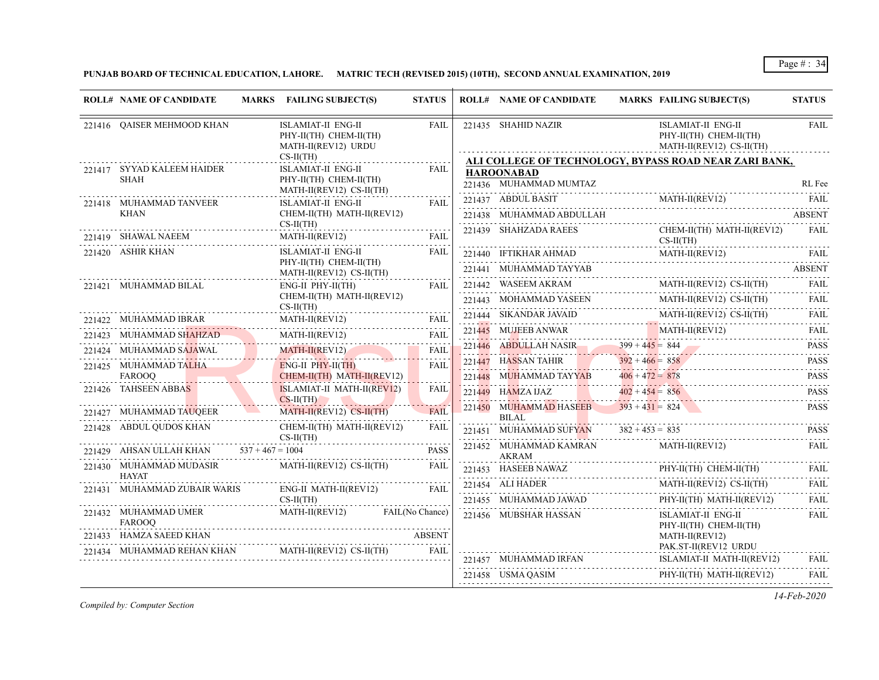**PUNJAB BOARD OF TECHNICAL EDUCATION, LAHORE. MATRIC TECH (REVISED 2015) (10TH), SECOND ANNUAL EXAMINATION, 2019**

| ROLL# | NAME OF CANDIDATE | MARKS | FAILING SUBJECT(S) | STATUS |
|---|---|---|---|---|
| 221416 | QAISER MEHMOOD KHAN | | ISLAMIAT-II ENG-II PHY-II(TH) CHEM-II(TH) MATH-II(REV12) URDU CS-II(TH) | FAIL |
| 221417 | SYYAD KALEEM HAIDER SHAH | | ISLAMIAT-II ENG-II PHY-II(TH) CHEM-II(TH) MATH-II(REV12) CS-II(TH) | FAIL |
| 221418 | MUHAMMAD TANVEER KHAN | | ISLAMIAT-II ENG-II CHEM-II(TH) MATH-II(REV12) CS-II(TH) | FAIL |
| 221419 | SHAWAL NAEEM | | MATH-II(REV12) | FAIL |
| 221420 | ASHIR KHAN | | ISLAMIAT-II ENG-II PHY-II(TH) CHEM-II(TH) MATH-II(REV12) CS-II(TH) | FAIL |
| 221421 | MUHAMMAD BILAL | | ENG-II PHY-II(TH) CHEM-II(TH) MATH-II(REV12) CS-II(TH) | FAIL |
| 221422 | MUHAMMAD IBRAR | | MATH-II(REV12) | FAIL |
| 221423 | MUHAMMAD SHAHZAD | | MATH-II(REV12) | FAIL |
| 221424 | MUHAMMAD SAJAWAL | | MATH-II(REV12) | FAIL |
| 221425 | MUHAMMAD TALHA FAROOQ | | ENG-II PHY-II(TH) CHEM-II(TH) MATH-II(REV12) | FAIL |
| 221426 | TAHSEEN ABBAS | | ISLAMIAT-II MATH-II(REV12) CS-II(TH) | FAIL |
| 221427 | MUHAMMAD TAUQEER | | MATH-II(REV12) CS-II(TH) | FAIL |
| 221428 | ABDUL QUDOS KHAN | | CHEM-II(TH) MATH-II(REV12) CS-II(TH) | FAIL |
| 221429 | AHSAN ULLAH KHAN | 537 + 467 = 1004 | | PASS |
| 221430 | MUHAMMAD MUDASIR HAYAT | | MATH-II(REV12) CS-II(TH) | FAIL |
| 221431 | MUHAMMAD ZUBAIR WARIS | | ENG-II MATH-II(REV12) CS-II(TH) | FAIL |
| 221432 | MUHAMMAD UMER FAROOQ | | MATH-II(REV12) | FAIL(No Chance) |
| 221433 | HAMZA SAEED KHAN | | | ABSENT |
| 221434 | MUHAMMAD REHAN KHAN | | MATH-II(REV12) CS-II(TH) | FAIL |
| 221435 | SHAHID NAZIR | | ISLAMIAT-II ENG-II PHY-II(TH) CHEM-II(TH) MATH-II(REV12) CS-II(TH) | FAIL |

**ALI COLLEGE OF TECHNOLOGY, BYPASS ROAD NEAR ZARI BANK, HAROONABAD**

| ROLL# | NAME OF CANDIDATE | MARKS | FAILING SUBJECT(S) | STATUS |
|---|---|---|---|---|
| 221436 | MUHAMMAD MUMTAZ | | | RL Fee |
| 221437 | ABDUL BASIT | | MATH-II(REV12) | FAIL |
| 221438 | MUHAMMAD ABDULLAH | | | ABSENT |
| 221439 | SHAHZADA RAEES | | CHEM-II(TH) MATH-II(REV12) CS-II(TH) | FAIL |
| 221440 | IFTIKHAR AHMAD | | MATH-II(REV12) | FAIL |
| 221441 | MUHAMMAD TAYYAB | | | ABSENT |
| 221442 | WASEEM AKRAM | | MATH-II(REV12) CS-II(TH) | FAIL |
| 221443 | MOHAMMAD YASEEN | | MATH-II(REV12) CS-II(TH) | FAIL |
| 221444 | SIKANDAR JAVAID | | MATH-II(REV12) CS-II(TH) | FAIL |
| 221445 | MUJEEB ANWAR | | MATH-II(REV12) | FAIL |
| 221446 | ABDULLAH NASIR | 399 + 445 = 844 | | PASS |
| 221447 | HASSAN TAHIR | 392 + 466 = 858 | | PASS |
| 221448 | MUHAMMAD TAYYAB | 406 + 472 = 878 | | PASS |
| 221449 | HAMZA IJAZ | 402 + 454 = 856 | | PASS |
| 221450 | MUHAMMAD HASEEB BILAL | 393 + 431 = 824 | | PASS |
| 221451 | MUHAMMAD SUFYAN | 382 + 453 = 835 | | PASS |
| 221452 | MUHAMMAD KAMRAN AKRAM | | MATH-II(REV12) | FAIL |
| 221453 | HASEEB NAWAZ | | PHY-II(TH) CHEM-II(TH) | FAIL |
| 221454 | ALI HADER | | MATH-II(REV12) CS-II(TH) | FAIL |
| 221455 | MUHAMMAD JAWAD | | PHY-II(TH) MATH-II(REV12) | FAIL |
| 221456 | MUBSHAR HASSAN | | ISLAMIAT-II ENG-II PHY-II(TH) CHEM-II(TH) MATH-II(REV12) PAK.ST-II(REV12 URDU | FAIL |
| 221457 | MUHAMMAD IRFAN | | ISLAMIAT-II MATH-II(REV12) | FAIL |
| 221458 | USMA QASIM | | PHY-II(TH) MATH-II(REV12) | FAIL |

*Compiled by: Computer Section*

*14-Feb-2020*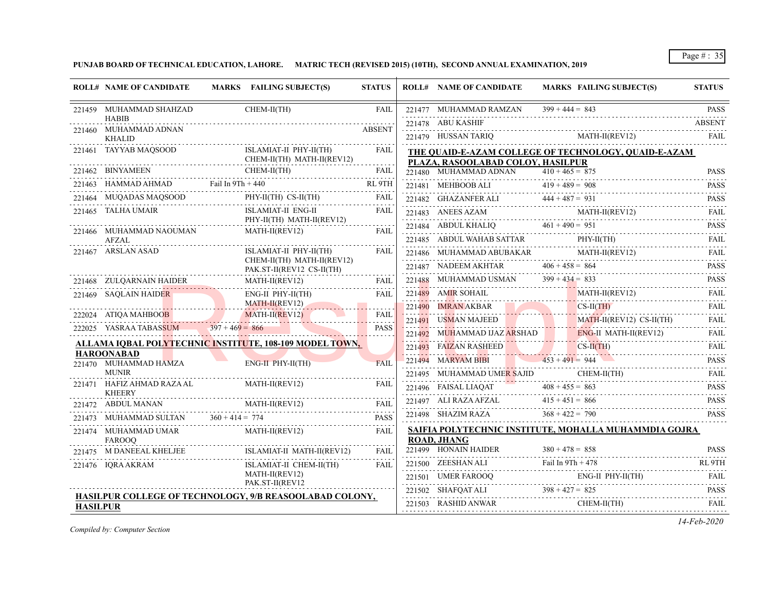**PUNJAB BOARD OF TECHNICAL EDUCATION, LAHORE. MATRIC TECH (REVISED 2015) (10TH), SECOND ANNUAL EXAMINATION, 2019**

| ROLL# | NAME OF CANDIDATE | MARKS | FAILING SUBJECT(S) | STATUS |
|---|---|---|---|---|
| 221459 | MUHAMMAD SHAHZAD HABIB | | CHEM-II(TH) | FAIL |
| 221460 | MUHAMMAD ADNAN KHALID | | | ABSENT |
| 221461 | TAYYAB MAQSOOD | | ISLAMIAT-II PHY-II(TH) CHEM-II(TH) MATH-II(REV12) | FAIL |
| 221462 | BINYAMEEN | | CHEM-II(TH) | FAIL |
| 221463 | HAMMAD AHMAD | Fail In 9Th + 440 | | RL 9TH |
| 221464 | MUQADAS MAQSOOD | | PHY-II(TH) CS-II(TH) | FAIL |
| 221465 | TALHA UMAIR | | ISLAMIAT-II ENG-II PHY-II(TH) MATH-II(REV12) | FAIL |
| 221466 | MUHAMMAD NAOUMAN AFZAL | | MATH-II(REV12) | FAIL |
| 221467 | ARSLAN ASAD | | ISLAMIAT-II PHY-II(TH) CHEM-II(TH) MATH-II(REV12) PAK.ST-II(REV12 CS-II(TH) | FAIL |
| 221468 | ZULQARNAIN HAIDER | | MATH-II(REV12) | FAIL |
| 221469 | SAQLAIN HAIDER | | ENG-II PHY-II(TH) MATH-II(REV12) | FAIL |
| 222024 | ATIQA MAHBOOB | | MATH-II(REV12) | FAIL |
| 222025 | YASRAA TABASSUM | 397 + 469 = 866 | | PASS |

**ALLAMA IQBAL POLYTECHNIC INSTITUTE, 108-109 MODEL TOWN, HAROONABAD**

| ROLL# | NAME OF CANDIDATE | MARKS | FAILING SUBJECT(S) | STATUS |
|---|---|---|---|---|
| 221470 | MUHAMMAD HAMZA MUNIR | | ENG-II PHY-II(TH) | FAIL |
| 221471 | HAFIZ AHMAD RAZA AL KHEERY | | MATH-II(REV12) | FAIL |
| 221472 | ABDUL MANAN | | MATH-II(REV12) | FAIL |
| 221473 | MUHAMMAD SULTAN | 360 + 414 = 774 | | PASS |
| 221474 | MUHAMMAD UMAR FAROOQ | | MATH-II(REV12) | FAIL |
| 221475 | M DANEEAL KHELJEE | | ISLAMIAT-II MATH-II(REV12) | FAIL |
| 221476 | IQRA AKRAM | | ISLAMIAT-II CHEM-II(TH) MATH-II(REV12) PAK.ST-II(REV12 | FAIL |

**HASILPUR COLLEGE OF TECHNOLOGY, 9/B REASOOLABAD COLONY, HASILPUR**

| ROLL# | NAME OF CANDIDATE | MARKS | FAILING SUBJECT(S) | STATUS |
|---|---|---|---|---|
| 221477 | MUHAMMAD RAMZAN | 399 + 444 = 843 | | PASS |
| 221478 | ABU KASHIF | | | ABSENT |
| 221479 | HUSSAN TARIQ | | MATH-II(REV12) | FAIL |

**THE QUAID-E-AZAM COLLEGE OF TECHNOLOGY, QUAID-E-AZAM PLAZA, RASOOLABAD COLOY, HASILPUR**

| ROLL# | NAME OF CANDIDATE | MARKS | FAILING SUBJECT(S) | STATUS |
|---|---|---|---|---|
| 221480 | MUHAMMAD ADNAN | 410 + 465 = 875 | | PASS |
| 221481 | MEHBOOB ALI | 419 + 489 = 908 | | PASS |
| 221482 | GHAZANFER ALI | 444 + 487 = 931 | | PASS |
| 221483 | ANEES AZAM | | MATH-II(REV12) | FAIL |
| 221484 | ABDUL KHALIQ | 461 + 490 = 951 | | PASS |
| 221485 | ABDUL WAHAB SATTAR | | PHY-II(TH) | FAIL |
| 221486 | MUHAMMAD ABUBAKAR | | MATH-II(REV12) | FAIL |
| 221487 | NADEEM AKHTAR | 406 + 458 = 864 | | PASS |
| 221488 | MUHAMMAD USMAN | 399 + 434 = 833 | | PASS |
| 221489 | AMIR SOHAIL | | MATH-II(REV12) | FAIL |
| 221490 | IMRAN AKBAR | | CS-II(TH) | FAIL |
| 221491 | USMAN MAJEED | | MATH-II(REV12) CS-II(TH) | FAIL |
| 221492 | MUHAMMAD IJAZ ARSHAD | | ENG-II MATH-II(REV12) | FAIL |
| 221493 | FAIZAN RASHEED | | CS-II(TH) | FAIL |
| 221494 | MARYAM BIBI | 453 + 491 = 944 | | PASS |
| 221495 | MUHAMMAD UMER SAJID | | CHEM-II(TH) | FAIL |
| 221496 | FAISAL LIAQAT | 408 + 455 = 863 | | PASS |
| 221497 | ALI RAZA AFZAL | 415 + 451 = 866 | | PASS |
| 221498 | SHAZIM RAZA | 368 + 422 = 790 | | PASS |

**SAIFIA POLYTECHNIC INSTITUTE, MOHALLA MUHAMMDIA GOJRA ROAD, JHANG**

| ROLL# | NAME OF CANDIDATE | MARKS | FAILING SUBJECT(S) | STATUS |
|---|---|---|---|---|
| 221499 | HONAIN HAIDER | 380 + 478 = 858 | | PASS |
| 221500 | ZEESHAN ALI | Fail In 9Th + 478 | | RL 9TH |
| 221501 | UMER FAROOQ | | ENG-II PHY-II(TH) | FAIL |
| 221502 | SHAFQAT ALI | 398 + 427 = 825 | | PASS |
| 221503 | RASHID ANWAR | | CHEM-II(TH) | FAIL |

*Compiled by: Computer Section*

*14-Feb-2020*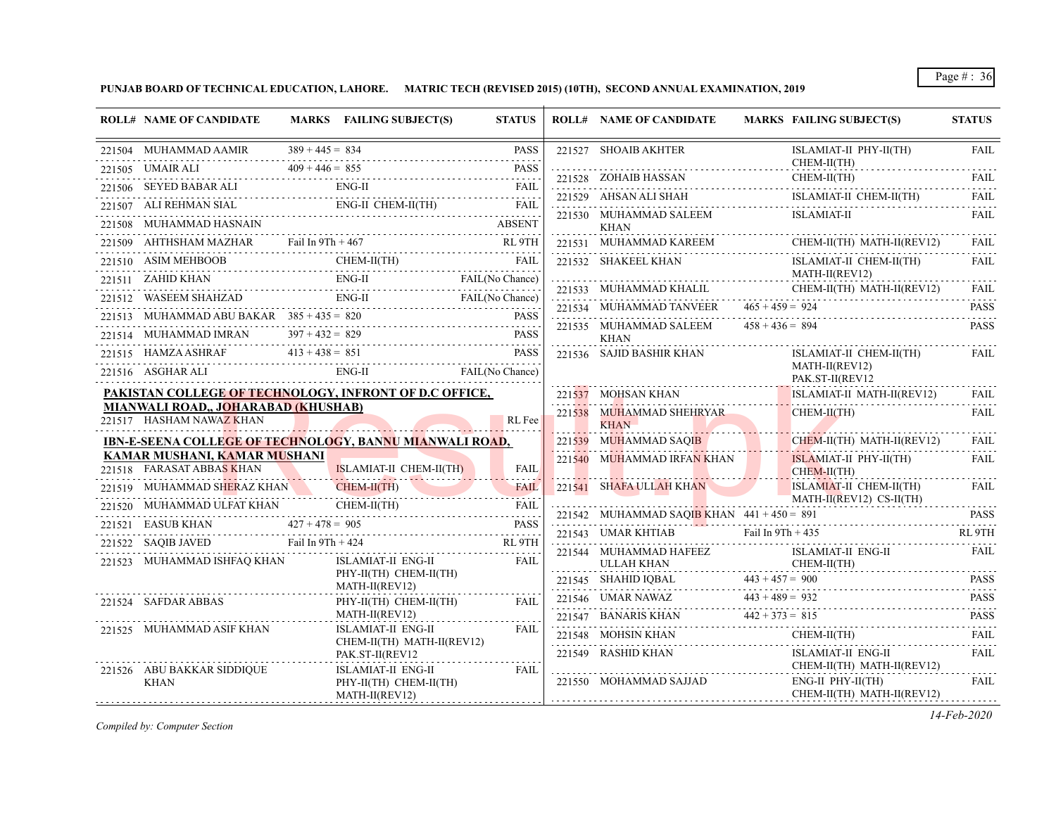**PUNJAB BOARD OF TECHNICAL EDUCATION, LAHORE. MATRIC TECH (REVISED 2015) (10TH), SECOND ANNUAL EXAMINATION, 2019**

| ROLL# | NAME OF CANDIDATE | MARKS | FAILING SUBJECT(S) | STATUS |
|---|---|---|---|---|
| 221504 | MUHAMMAD AAMIR | 389 + 445 = 834 | | PASS |
| 221505 | UMAIR ALI | 409 + 446 = 855 | | PASS |
| 221506 | SEYED BABAR ALI | | ENG-II | FAIL |
| 221507 | ALI REHMAN SIAL | | ENG-II CHEM-II(TH) | FAIL |
| 221508 | MUHAMMAD HASNAIN | | | ABSENT |
| 221509 | AHTHSHAM MAZHAR | Fail In 9Th + 467 | | RL 9TH |
| 221510 | ASIM MEHBOOB | | CHEM-II(TH) | FAIL |
| 221511 | ZAHID KHAN | | ENG-II | FAIL(No Chance) |
| 221512 | WASEEM SHAHZAD | | ENG-II | FAIL(No Chance) |
| 221513 | MUHAMMAD ABU BAKAR | 385 + 435 = 820 | | PASS |
| 221514 | MUHAMMAD IMRAN | 397 + 432 = 829 | | PASS |
| 221515 | HAMZA ASHRAF | 413 + 438 = 851 | | PASS |
| 221516 | ASGHAR ALI | | ENG-II | FAIL(No Chance) |

**PAKISTAN COLLEGE OF TECHNOLOGY, INFRONT OF D.C OFFICE, MIANWALI ROAD,, JOHARABAD (KHUSHAB)**

| ROLL# | NAME OF CANDIDATE | MARKS | FAILING SUBJECT(S) | STATUS |
|---|---|---|---|---|
| 221517 | HASHAM NAWAZ KHAN | | | RL Fee |

**IBN-E-SEENA COLLEGE OF TECHNOLOGY, BANNU MIANWALI ROAD, KAMAR MUSHANI, KAMAR MUSHANI**

| ROLL# | NAME OF CANDIDATE | MARKS | FAILING SUBJECT(S) | STATUS |
|---|---|---|---|---|
| 221518 | FARASAT ABBAS KHAN | | ISLAMIAT-II CHEM-II(TH) | FAIL |
| 221519 | MUHAMMAD SHERAZ KHAN | | CHEM-II(TH) | FAIL |
| 221520 | MUHAMMAD ULFAT KHAN | | CHEM-II(TH) | FAIL |
| 221521 | EASUB KHAN | 427 + 478 = 905 | | PASS |
| 221522 | SAQIB JAVED | Fail In 9Th + 424 | | RL 9TH |
| 221523 | MUHAMMAD ISHFAQ KHAN | | ISLAMIAT-II ENG-II PHY-II(TH) CHEM-II(TH) MATH-II(REV12) | FAIL |
| 221524 | SAFDAR ABBAS | | PHY-II(TH) CHEM-II(TH) MATH-II(REV12) | FAIL |
| 221525 | MUHAMMAD ASIF KHAN | | ISLAMIAT-II ENG-II CHEM-II(TH) MATH-II(REV12) PAK.ST-II(REV12 | FAIL |
| 221526 | ABU BAKKAR SIDDIQUE KHAN | | ISLAMIAT-II ENG-II PHY-II(TH) CHEM-II(TH) MATH-II(REV12) | FAIL |
| 221527 | SHOAIB AKHTER | | ISLAMIAT-II PHY-II(TH) CHEM-II(TH) | FAIL |
| 221528 | ZOHAIB HASSAN | | CHEM-II(TH) | FAIL |
| 221529 | AHSAN ALI SHAH | | ISLAMIAT-II CHEM-II(TH) | FAIL |
| 221530 | MUHAMMAD SALEEM KHAN | | ISLAMIAT-II | FAIL |
| 221531 | MUHAMMAD KAREEM | | CHEM-II(TH) MATH-II(REV12) | FAIL |
| 221532 | SHAKEEL KHAN | | ISLAMIAT-II CHEM-II(TH) MATH-II(REV12) | FAIL |
| 221533 | MUHAMMAD KHALIL | | CHEM-II(TH) MATH-II(REV12) | FAIL |
| 221534 | MUHAMMAD TANVEER | 465 + 459 = 924 | | PASS |
| 221535 | MUHAMMAD SALEEM KHAN | 458 + 436 = 894 | | PASS |
| 221536 | SAJID BASHIR KHAN | | ISLAMIAT-II CHEM-II(TH) MATH-II(REV12) PAK.ST-II(REV12 | FAIL |
| 221537 | MOHSAN KHAN | | ISLAMIAT-II MATH-II(REV12) | FAIL |
| 221538 | MUHAMMAD SHEHRYAR KHAN | | CHEM-II(TH) | FAIL |
| 221539 | MUHAMMAD SAQIB | | CHEM-II(TH) MATH-II(REV12) | FAIL |
| 221540 | MUHAMMAD IRFAN KHAN | | ISLAMIAT-II PHY-II(TH) CHEM-II(TH) | FAIL |
| 221541 | SHAFA ULLAH KHAN | | ISLAMIAT-II CHEM-II(TH) MATH-II(REV12) CS-II(TH) | FAIL |
| 221542 | MUHAMMAD SAQIB KHAN | 441 + 450 = 891 | | PASS |
| 221543 | UMAR KHTIAB | Fail In 9Th + 435 | | RL 9TH |
| 221544 | MUHAMMAD HAFEEZ ULLAH KHAN | | ISLAMIAT-II ENG-II CHEM-II(TH) | FAIL |
| 221545 | SHAHID IQBAL | 443 + 457 = 900 | | PASS |
| 221546 | UMAR NAWAZ | 443 + 489 = 932 | | PASS |
| 221547 | BANARIS KHAN | 442 + 373 = 815 | | PASS |
| 221548 | MOHSIN KHAN | | CHEM-II(TH) | FAIL |
| 221549 | RASHID KHAN | | ISLAMIAT-II ENG-II CHEM-II(TH) MATH-II(REV12) | FAIL |
| 221550 | MOHAMMAD SAJJAD | | ENG-II PHY-II(TH) CHEM-II(TH) MATH-II(REV12) | FAIL |

*Compiled by: Computer Section*

*14-Feb-2020*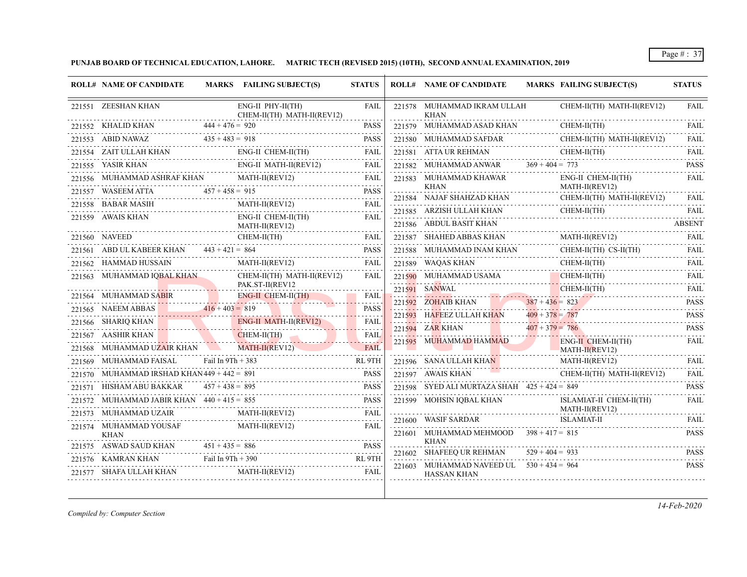**PUNJAB BOARD OF TECHNICAL EDUCATION, LAHORE. MATRIC TECH (REVISED 2015) (10TH), SECOND ANNUAL EXAMINATION, 2019**

| ROLL# | NAME OF CANDIDATE | MARKS | FAILING SUBJECT(S) | STATUS |
|---|---|---|---|---|
| 221551 | ZEESHAN KHAN | | ENG-II PHY-II(TH) CHEM-II(TH) MATH-II(REV12) | FAIL |
| 221552 | KHALID KHAN | 444 + 476 = 920 | | PASS |
| 221553 | ABID NAWAZ | 435 + 483 = 918 | | PASS |
| 221554 | ZAIT ULLAH KHAN | | ENG-II CHEM-II(TH) | FAIL |
| 221555 | YASIR KHAN | | ENG-II MATH-II(REV12) | FAIL |
| 221556 | MUHAMMAD ASHRAF KHAN | | MATH-II(REV12) | FAIL |
| 221557 | WASEEM ATTA | 457 + 458 = 915 | | PASS |
| 221558 | BABAR MASIH | | MATH-II(REV12) | FAIL |
| 221559 | AWAIS KHAN | | ENG-II CHEM-II(TH) MATH-II(REV12) | FAIL |
| 221560 | NAVEED | | CHEM-II(TH) | FAIL |
| 221561 | ABD UL KABEER KHAN | 443 + 421 = 864 | | PASS |
| 221562 | HAMMAD HUSSAIN | | MATH-II(REV12) | FAIL |
| 221563 | MUHAMMAD IQBAL KHAN | | CHEM-II(TH) MATH-II(REV12) PAK.ST-II(REV12 | FAIL |
| 221564 | MUHAMMAD SABIR | | ENG-II CHEM-II(TH) | FAIL |
| 221565 | NAEEM ABBAS | 416 + 403 = 819 | | PASS |
| 221566 | SHARIQ KHAN | | ENG-II MATH-II(REV12) | FAIL |
| 221567 | AASHIR KHAN | | CHEM-II(TH) | FAIL |
| 221568 | MUHAMMAD UZAIR KHAN | | MATH-II(REV12) | FAIL |
| 221569 | MUHAMMAD FAISAL | Fail In 9Th + 383 | | RL 9TH |
| 221570 | MUHAMMAD IRSHAD KHAN | 449 + 442 = 891 | | PASS |
| 221571 | HISHAM ABU BAKKAR | 457 + 438 = 895 | | PASS |
| 221572 | MUHAMMAD JABIR KHAN | 440 + 415 = 855 | | PASS |
| 221573 | MUHAMMAD UZAIR | | MATH-II(REV12) | FAIL |
| 221574 | MUHAMMAD YOUSAF KHAN | | MATH-II(REV12) | FAIL |
| 221575 | ASWAD SAUD KHAN | 451 + 435 = 886 | | PASS |
| 221576 | KAMRAN KHAN | Fail In 9Th + 390 | | RL 9TH |
| 221577 | SHAFA ULLAH KHAN | | MATH-II(REV12) | FAIL |
| 221578 | MUHAMMAD IKRAM ULLAH KHAN | | CHEM-II(TH) MATH-II(REV12) | FAIL |
| 221579 | MUHAMMAD ASAD KHAN | | CHEM-II(TH) | FAIL |
| 221580 | MUHAMMAD SAFDAR | | CHEM-II(TH) MATH-II(REV12) | FAIL |
| 221581 | ATTA UR REHMAN | | CHEM-II(TH) | FAIL |
| 221582 | MUHAMMAD ANWAR | 369 + 404 = 773 | | PASS |
| 221583 | MUHAMMAD KHAWAR KHAN | | ENG-II CHEM-II(TH) MATH-II(REV12) | FAIL |
| 221584 | NAJAF SHAHZAD KHAN | | CHEM-II(TH) MATH-II(REV12) | FAIL |
| 221585 | ARZISH ULLAH KHAN | | CHEM-II(TH) | FAIL |
| 221586 | ABDUL BASIT KHAN | | | ABSENT |
| 221587 | SHAHED ABBAS KHAN | | MATH-II(REV12) | FAIL |
| 221588 | MUHAMMAD INAM KHAN | | CHEM-II(TH) CS-II(TH) | FAIL |
| 221589 | WAQAS KHAN | | CHEM-II(TH) | FAIL |
| 221590 | MUHAMMAD USAMA | | CHEM-II(TH) | FAIL |
| 221591 | SANWAL | | CHEM-II(TH) | FAIL |
| 221592 | ZOHAIB KHAN | 387 + 436 = 823 | | PASS |
| 221593 | HAFEEZ ULLAH KHAN | 409 + 378 = 787 | | PASS |
| 221594 | ZAR KHAN | 407 + 379 = 786 | | PASS |
| 221595 | MUHAMMAD HAMMAD | | ENG-II CHEM-II(TH) MATH-II(REV12) | FAIL |
| 221596 | SANA ULLAH KHAN | | MATH-II(REV12) | FAIL |
| 221597 | AWAIS KHAN | | CHEM-II(TH) MATH-II(REV12) | FAIL |
| 221598 | SYED ALI MURTAZA SHAH | 425 + 424 = 849 | | PASS |
| 221599 | MOHSIN IQBAL KHAN | | ISLAMIAT-II CHEM-II(TH) MATH-II(REV12) | FAIL |
| 221600 | WASIF SARDAR | | ISLAMIAT-II | FAIL |
| 221601 | MUHAMMAD MEHMOOD KHAN | 398 + 417 = 815 | | PASS |
| 221602 | SHAFEEQ UR REHMAN | 529 + 404 = 933 | | PASS |
| 221603 | MUHAMMAD NAVEED UL HASSAN KHAN | 530 + 434 = 964 | | PASS |

*Compiled by: Computer Section*

*14-Feb-2020*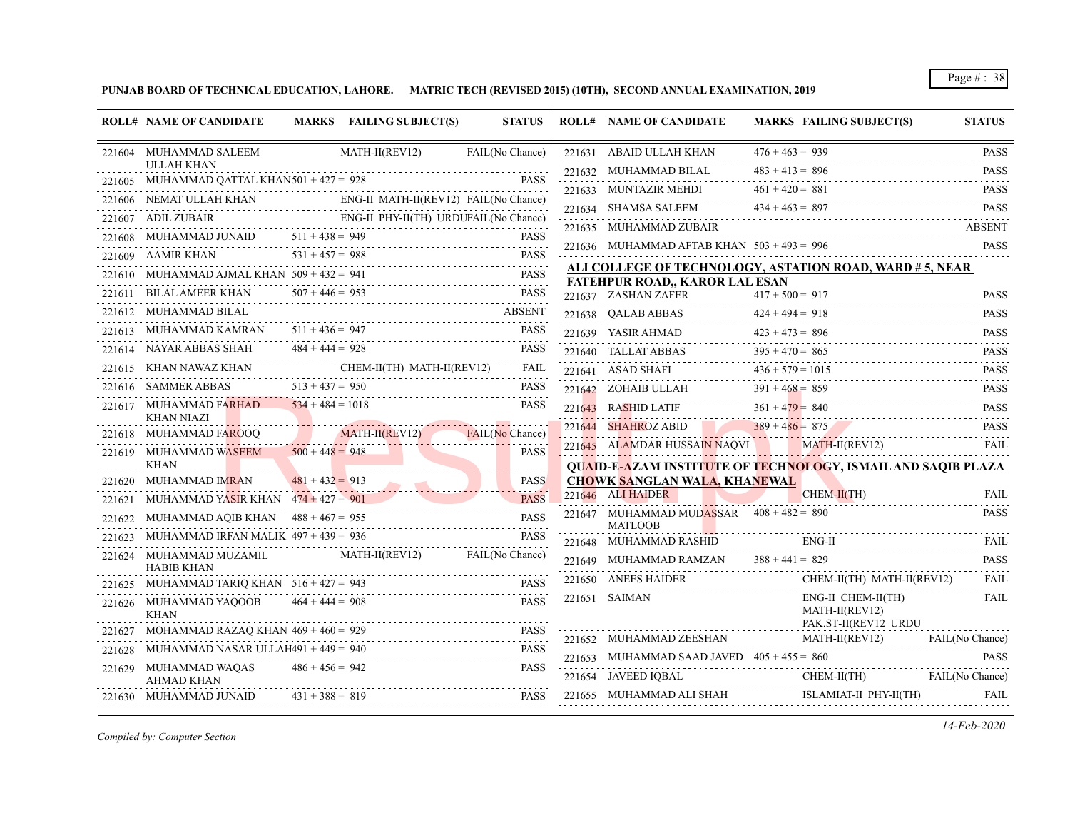**PUNJAB BOARD OF TECHNICAL EDUCATION, LAHORE. MATRIC TECH (REVISED 2015) (10TH), SECOND ANNUAL EXAMINATION, 2019**

| ROLL# | NAME OF CANDIDATE | MARKS | FAILING SUBJECT(S) | STATUS |
|---|---|---|---|---|
| 221604 | MUHAMMAD SALEEM ULLAH KHAN | | MATH-II(REV12) | FAIL(No Chance) |
| 221605 | MUHAMMAD QATTAL KHAN | 501 + 427 = 928 | | PASS |
| 221606 | NEMAT ULLAH KHAN | | ENG-II MATH-II(REV12) | FAIL(No Chance) |
| 221607 | ADIL ZUBAIR | | ENG-II PHY-II(TH) URDU | FAIL(No Chance) |
| 221608 | MUHAMMAD JUNAID | 511 + 438 = 949 | | PASS |
| 221609 | AAMIR KHAN | 531 + 457 = 988 | | PASS |
| 221610 | MUHAMMAD AJMAL KHAN | 509 + 432 = 941 | | PASS |
| 221611 | BILAL AMEER KHAN | 507 + 446 = 953 | | PASS |
| 221612 | MUHAMMAD BILAL | | | ABSENT |
| 221613 | MUHAMMAD KAMRAN | 511 + 436 = 947 | | PASS |
| 221614 | NAYAR ABBAS SHAH | 484 + 444 = 928 | | PASS |
| 221615 | KHAN NAWAZ KHAN | | CHEM-II(TH) MATH-II(REV12) | FAIL |
| 221616 | SAMMER ABBAS | 513 + 437 = 950 | | PASS |
| 221617 | MUHAMMAD FARHAD KHAN NIAZI | 534 + 484 = 1018 | | PASS |
| 221618 | MUHAMMAD FAROOQ | | MATH-II(REV12) | FAIL(No Chance) |
| 221619 | MUHAMMAD WASEEM KHAN | 500 + 448 = 948 | | PASS |
| 221620 | MUHAMMAD IMRAN | 481 + 432 = 913 | | PASS |
| 221621 | MUHAMMAD YASIR KHAN | 474 + 427 = 901 | | PASS |
| 221622 | MUHAMMAD AQIB KHAN | 488 + 467 = 955 | | PASS |
| 221623 | MUHAMMAD IRFAN MALIK | 497 + 439 = 936 | | PASS |
| 221624 | MUHAMMAD MUZAMIL HABIB KHAN | | MATH-II(REV12) | FAIL(No Chance) |
| 221625 | MUHAMMAD TARIQ KHAN | 516 + 427 = 943 | | PASS |
| 221626 | MUHAMMAD YAQOOB KHAN | 464 + 444 = 908 | | PASS |
| 221627 | MOHAMMAD RAZAQ KHAN | 469 + 460 = 929 | | PASS |
| 221628 | MUHAMMAD NASAR ULLAH | 491 + 449 = 940 | | PASS |
| 221629 | MUHAMMAD WAQAS AHMAD KHAN | 486 + 456 = 942 | | PASS |
| 221630 | MUHAMMAD JUNAID | 431 + 388 = 819 | | PASS |
| 221631 | ABAID ULLAH KHAN | 476 + 463 = 939 | | PASS |
| 221632 | MUHAMMAD BILAL | 483 + 413 = 896 | | PASS |
| 221633 | MUNTAZIR MEHDI | 461 + 420 = 881 | | PASS |
| 221634 | SHAMSA SALEEM | 434 + 463 = 897 | | PASS |
| 221635 | MUHAMMAD ZUBAIR | | | ABSENT |
| 221636 | MUHAMMAD AFTAB KHAN | 503 + 493 = 996 | | PASS |

**ALI COLLEGE OF TECHNOLOGY, ASTATION ROAD, WARD # 5, NEAR FATEHPUR ROAD,, KAROR LAL ESAN**

| ROLL# | NAME OF CANDIDATE | MARKS | FAILING SUBJECT(S) | STATUS |
|---|---|---|---|---|
| 221637 | ZASHAN ZAFER | 417 + 500 = 917 | | PASS |
| 221638 | QALAB ABBAS | 424 + 494 = 918 | | PASS |
| 221639 | YASIR AHMAD | 423 + 473 = 896 | | PASS |
| 221640 | TALLAT ABBAS | 395 + 470 = 865 | | PASS |
| 221641 | ASAD SHAFI | 436 + 579 = 1015 | | PASS |
| 221642 | ZOHAIB ULLAH | 391 + 468 = 859 | | PASS |
| 221643 | RASHID LATIF | 361 + 479 = 840 | | PASS |
| 221644 | SHAHROZ ABID | 389 + 486 = 875 | | PASS |
| 221645 | ALAMDAR HUSSAIN NAQVI | | MATH-II(REV12) | FAIL |

**QUAID-E-AZAM INSTITUTE OF TECHNOLOGY, ISMAIL AND SAQIB PLAZA CHOWK SANGLAN WALA, KHANEWAL**

| ROLL# | NAME OF CANDIDATE | MARKS | FAILING SUBJECT(S) | STATUS |
|---|---|---|---|---|
| 221646 | ALI HAIDER | | CHEM-II(TH) | FAIL |
| 221647 | MUHAMMAD MUDASSAR MATLOOB | 408 + 482 = 890 | | PASS |
| 221648 | MUHAMMAD RASHID | | ENG-II | FAIL |
| 221649 | MUHAMMAD RAMZAN | 388 + 441 = 829 | | PASS |
| 221650 | ANEES HAIDER | | CHEM-II(TH) MATH-II(REV12) | FAIL |
| 221651 | SAIMAN | | ENG-II CHEM-II(TH) MATH-II(REV12) PAK.ST-II(REV12 URDU | FAIL |
| 221652 | MUHAMMAD ZEESHAN | | MATH-II(REV12) | FAIL(No Chance) |
| 221653 | MUHAMMAD SAAD JAVED | 405 + 455 = 860 | | PASS |
| 221654 | JAVEED IQBAL | | CHEM-II(TH) | FAIL(No Chance) |
| 221655 | MUHAMMAD ALI SHAH | | ISLAMIAT-II PHY-II(TH) | FAIL |

*Compiled by: Computer Section*

*14-Feb-2020*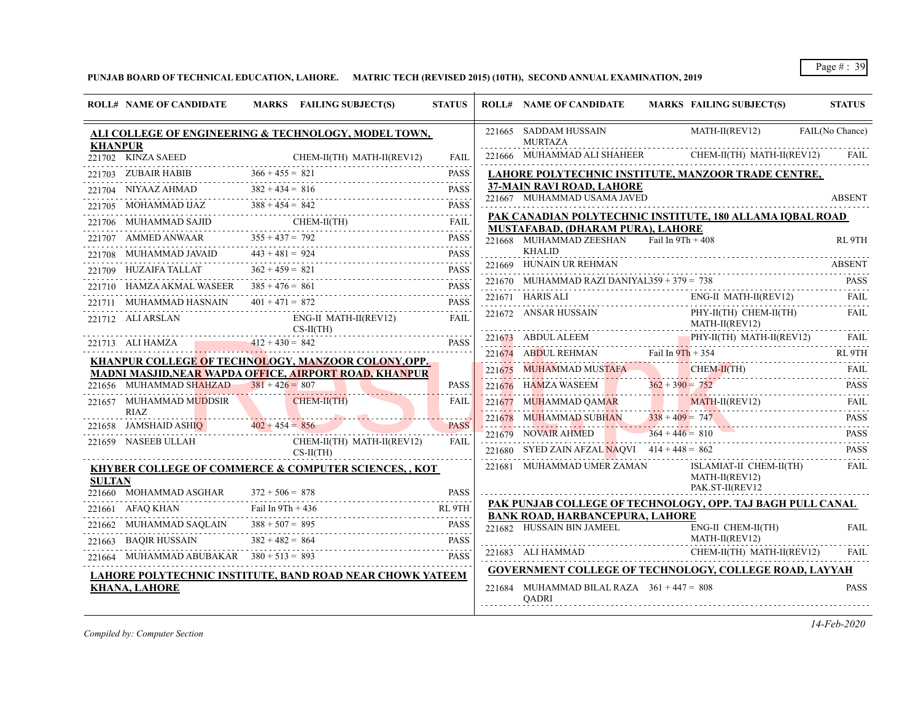**PUNJAB BOARD OF TECHNICAL EDUCATION, LAHORE. MATRIC TECH (REVISED 2015) (10TH), SECOND ANNUAL EXAMINATION, 2019**

| ROLL# | NAME OF CANDIDATE | MARKS | FAILING SUBJECT(S) | STATUS |
|---|---|---|---|---|
| **ALI COLLEGE OF ENGINEERING & TECHNOLOGY, MODEL TOWN, KHANPUR** | | | | |
| 221702 | KINZA SAEED | | CHEM-II(TH) MATH-II(REV12) | FAIL |
| 221703 | ZUBAIR HABIB | 366 + 455 = 821 | | PASS |
| 221704 | NIYAAZ AHMAD | 382 + 434 = 816 | | PASS |
| 221705 | MOHAMMAD IJAZ | 388 + 454 = 842 | | PASS |
| 221706 | MUHAMMAD SAJID | | CHEM-II(TH) | FAIL |
| 221707 | AMMED ANWAAR | 355 + 437 = 792 | | PASS |
| 221708 | MUHAMMAD JAVAID | 443 + 481 = 924 | | PASS |
| 221709 | HUZAIFA TALLAT | 362 + 459 = 821 | | PASS |
| 221710 | HAMZA AKMAL WASEER | 385 + 476 = 861 | | PASS |
| 221711 | MUHAMMAD HASNAIN | 401 + 471 = 872 | | PASS |
| 221712 | ALI ARSLAN | | ENG-II MATH-II(REV12) CS-II(TH) | FAIL |
| 221713 | ALI HAMZA | 412 + 430 = 842 | | PASS |
| **KHANPUR COLLEGE OF TECHNOLOGY, MANZOOR COLONY,OPP. MADNI MASJID,NEAR WAPDA OFFICE, AIRPORT ROAD, KHANPUR** | | | | |
| 221656 | MUHAMMAD SHAHZAD | 381 + 426 = 807 | | PASS |
| 221657 | MUHAMMAD MUDDSIR RIAZ | | CHEM-II(TH) | FAIL |
| 221658 | JAMSHAID ASHIQ | 402 + 454 = 856 | | PASS |
| 221659 | NASEEB ULLAH | | CHEM-II(TH) MATH-II(REV12) CS-II(TH) | FAIL |
| **KHYBER COLLEGE OF COMMERCE & COMPUTER SCIENCES, , KOT SULTAN** | | | | |
| 221660 | MOHAMMAD ASGHAR | 372 + 506 = 878 | | PASS |
| 221661 | AFAQ KHAN | Fail In 9Th + 436 | | RL 9TH |
| 221662 | MUHAMMAD SAQLAIN | 388 + 507 = 895 | | PASS |
| 221663 | BAQIR HUSSAIN | 382 + 482 = 864 | | PASS |
| 221664 | MUHAMMAD ABUBAKAR | 380 + 513 = 893 | | PASS |
| **LAHORE POLYTECHNIC INSTITUTE, BAND ROAD NEAR CHOWK YATEEM KHANA, LAHORE** | | | | |
| 221665 | SADDAM HUSSAIN MURTAZA | | MATH-II(REV12) | FAIL(No Chance) |
| 221666 | MUHAMMAD ALI SHAHEER | | CHEM-II(TH) MATH-II(REV12) | FAIL |
| **LAHORE POLYTECHNIC INSTITUTE, MANZOOR TRADE CENTRE, 37-MAIN RAVI ROAD, LAHORE** | | | | |
| 221667 | MUHAMMAD USAMA JAVED | | | ABSENT |
| **PAK CANADIAN POLYTECHNIC INSTITUTE, 180 ALLAMA IQBAL ROAD MUSTAFABAD, (DHARAM PURA), LAHORE** | | | | |
| 221668 | MUHAMMAD ZEESHAN KHALID | Fail In 9Th + 408 | | RL 9TH |
| 221669 | HUNAIN UR REHMAN | | | ABSENT |
| 221670 | MUHAMMAD RAZI DANIYAL | 359 + 379 = 738 | | PASS |
| 221671 | HARIS ALI | | ENG-II MATH-II(REV12) | FAIL |
| 221672 | ANSAR HUSSAIN | | PHY-II(TH) CHEM-II(TH) MATH-II(REV12) | FAIL |
| 221673 | ABDUL ALEEM | | PHY-II(TH) MATH-II(REV12) | FAIL |
| 221674 | ABDUL REHMAN | Fail In 9Th + 354 | | RL 9TH |
| 221675 | MUHAMMAD MUSTAFA | | CHEM-II(TH) | FAIL |
| 221676 | HAMZA WASEEM | 362 + 390 = 752 | | PASS |
| 221677 | MUHAMMAD QAMAR | | MATH-II(REV12) | FAIL |
| 221678 | MUHAMMAD SUBHAN | 338 + 409 = 747 | | PASS |
| 221679 | NOVAIR AHMED | 364 + 446 = 810 | | PASS |
| 221680 | SYED ZAIN AFZAL NAQVI | 414 + 448 = 862 | | PASS |
| 221681 | MUHAMMAD UMER ZAMAN | | ISLAMIAT-II CHEM-II(TH) MATH-II(REV12) PAK.ST-II(REV12 | FAIL |
| **PAK PUNJAB COLLEGE OF TECHNOLOGY, OPP. TAJ BAGH PULL CANAL BANK ROAD, HARBANCEPURA, LAHORE** | | | | |
| 221682 | HUSSAIN BIN JAMEEL | | ENG-II CHEM-II(TH) MATH-II(REV12) | FAIL |
| 221683 | ALI HAMMAD | | CHEM-II(TH) MATH-II(REV12) | FAIL |
| **GOVERNMENT COLLEGE OF TECHNOLOGY, COLLEGE ROAD, LAYYAH** | | | | |
| 221684 | MUHAMMAD BILAL RAZA QADRI | 361 + 447 = 808 | | PASS |

*Compiled by: Computer Section*

*14-Feb-2020*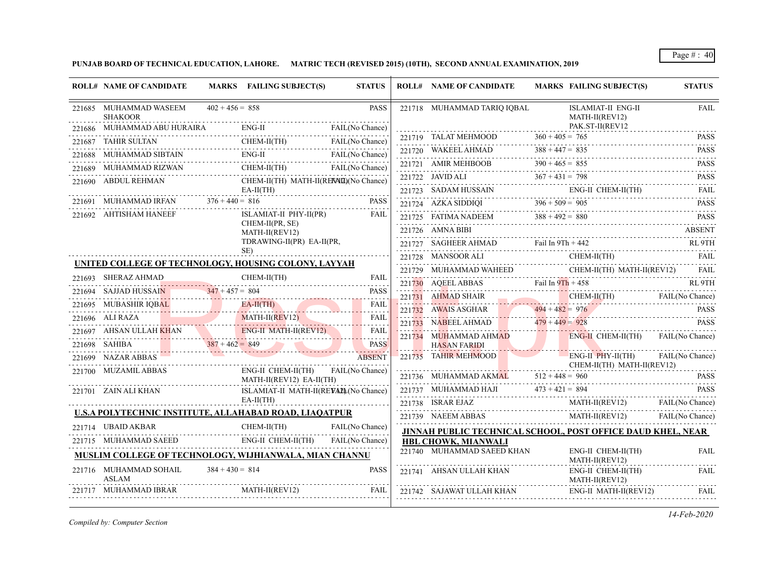**PUNJAB BOARD OF TECHNICAL EDUCATION, LAHORE. MATRIC TECH (REVISED 2015) (10TH), SECOND ANNUAL EXAMINATION, 2019**

| ROLL# | NAME OF CANDIDATE | MARKS | FAILING SUBJECT(S) | STATUS |
|---|---|---|---|---|
| 221685 | MUHAMMAD WASEEM SHAKOOR | 402 + 456 = 858 | | PASS |
| 221686 | MUHAMMAD ABU HURAIRA | | ENG-II | FAIL(No Chance) |
| 221687 | TAHIR SULTAN | | CHEM-II(TH) | FAIL(No Chance) |
| 221688 | MUHAMMAD SIBTAIN | | ENG-II | FAIL(No Chance) |
| 221689 | MUHAMMAD RIZWAN | | CHEM-II(TH) | FAIL(No Chance) |
| 221690 | ABDUL REHMAN | | CHEM-II(TH) MATH-II(REV12) EA-II(TH) | FAIL(No Chance) |
| 221691 | MUHAMMAD IRFAN | 376 + 440 = 816 | | PASS |
| 221692 | AHTISHAM HANEEF | | ISLAMIAT-II PHY-II(PR) CHEM-II(PR, SE) MATH-II(REV12) TDRAWING-II(PR) EA-II(PR, SE) | FAIL |

**UNITED COLLEGE OF TECHNOLOGY, HOUSING COLONY, LAYYAH**

| ROLL# | NAME OF CANDIDATE | MARKS | FAILING SUBJECT(S) | STATUS |
|---|---|---|---|---|
| 221693 | SHERAZ AHMAD | | CHEM-II(TH) | FAIL |
| 221694 | SAJJAD HUSSAIN | 347 + 457 = 804 | | PASS |
| 221695 | MUBASHIR IQBAL | | EA-II(TH) | FAIL |
| 221696 | ALI RAZA | | MATH-II(REV12) | FAIL |
| 221697 | AHSAN ULLAH KHAN | | ENG-II MATH-II(REV12) | FAIL |
| 221698 | SAHIBA | 387 + 462 = 849 | | PASS |
| 221699 | NAZAR ABBAS | | | ABSENT |
| 221700 | MUZAMIL ABBAS | | ENG-II CHEM-II(TH) MATH-II(REV12) EA-II(TH) | FAIL(No Chance) |
| 221701 | ZAIN ALI KHAN | | ISLAMIAT-II MATH-II(REV12) EA-II(TH) | FAIL(No Chance) |

**U.S.A POLYTECHNIC INSTITUTE, ALLAHABAD ROAD, LIAQATPUR**

| ROLL# | NAME OF CANDIDATE | MARKS | FAILING SUBJECT(S) | STATUS |
|---|---|---|---|---|
| 221714 | UBAID AKBAR | | CHEM-II(TH) | FAIL(No Chance) |
| 221715 | MUHAMMAD SAEED | | ENG-II CHEM-II(TH) | FAIL(No Chance) |

**MUSLIM COLLEGE OF TECHNOLOGY, WIJHIANWALA, MIAN CHANNU**

| ROLL# | NAME OF CANDIDATE | MARKS | FAILING SUBJECT(S) | STATUS |
|---|---|---|---|---|
| 221716 | MUHAMMAD SOHAIL ASLAM | 384 + 430 = 814 | | PASS |
| 221717 | MUHAMMAD IBRAR | | MATH-II(REV12) | FAIL |
| 221718 | MUHAMMAD TARIQ IQBAL | | ISLAMIAT-II ENG-II MATH-II(REV12) PAK.ST-II(REV12 | FAIL |
| 221719 | TALAT MEHMOOD | 360 + 405 = 765 | | PASS |
| 221720 | WAKEEL AHMAD | 388 + 447 = 835 | | PASS |
| 221721 | AMIR MEHBOOB | 390 + 465 = 855 | | PASS |
| 221722 | JAVID ALI | 367 + 431 = 798 | | PASS |
| 221723 | SADAM HUSSAIN | | ENG-II CHEM-II(TH) | FAIL |
| 221724 | AZKA SIDDIQI | 396 + 509 = 905 | | PASS |
| 221725 | FATIMA NADEEM | 388 + 492 = 880 | | PASS |
| 221726 | AMNA BIBI | | | ABSENT |
| 221727 | SAGHEER AHMAD | Fail In 9Th + 442 | | RL 9TH |
| 221728 | MANSOOR ALI | | CHEM-II(TH) | FAIL |
| 221729 | MUHAMMAD WAHEED | | CHEM-II(TH) MATH-II(REV12) | FAIL |
| 221730 | AQEEL ABBAS | Fail In 9Th + 458 | | RL 9TH |
| 221731 | AHMAD SHAIR | | CHEM-II(TH) | FAIL(No Chance) |
| 221732 | AWAIS ASGHAR | 494 + 482 = 976 | | PASS |
| 221733 | NABEEL AHMAD | 479 + 449 = 928 | | PASS |
| 221734 | MUHAMMAD AHMAD HASAN FARIDI | | ENG-II CHEM-II(TH) | FAIL(No Chance) |
| 221735 | TAHIR MEHMOOD | | ENG-II PHY-II(TH) CHEM-II(TH) MATH-II(REV12) | FAIL(No Chance) |
| 221736 | MUHAMMAD AKMAL | 512 + 448 = 960 | | PASS |
| 221737 | MUHAMMAD HAJI | 473 + 421 = 894 | | PASS |
| 221738 | ISRAR EJAZ | | MATH-II(REV12) | FAIL(No Chance) |
| 221739 | NAEEM ABBAS | | MATH-II(REV12) | FAIL(No Chance) |

**JINNAH PUBLIC TECHNICAL SCHOOL, POST OFFICE DAUD KHEL, NEAR HBL CHOWK, MIANWALI**

| ROLL# | NAME OF CANDIDATE | MARKS | FAILING SUBJECT(S) | STATUS |
|---|---|---|---|---|
| 221740 | MUHAMMAD SAEED KHAN | | ENG-II CHEM-II(TH) MATH-II(REV12) | FAIL |
| 221741 | AHSAN ULLAH KHAN | | ENG-II CHEM-II(TH) MATH-II(REV12) | FAIL |
| 221742 | SAJAWAT ULLAH KHAN | | ENG-II MATH-II(REV12) | FAIL |

*Compiled by: Computer Section*

*14-Feb-2020*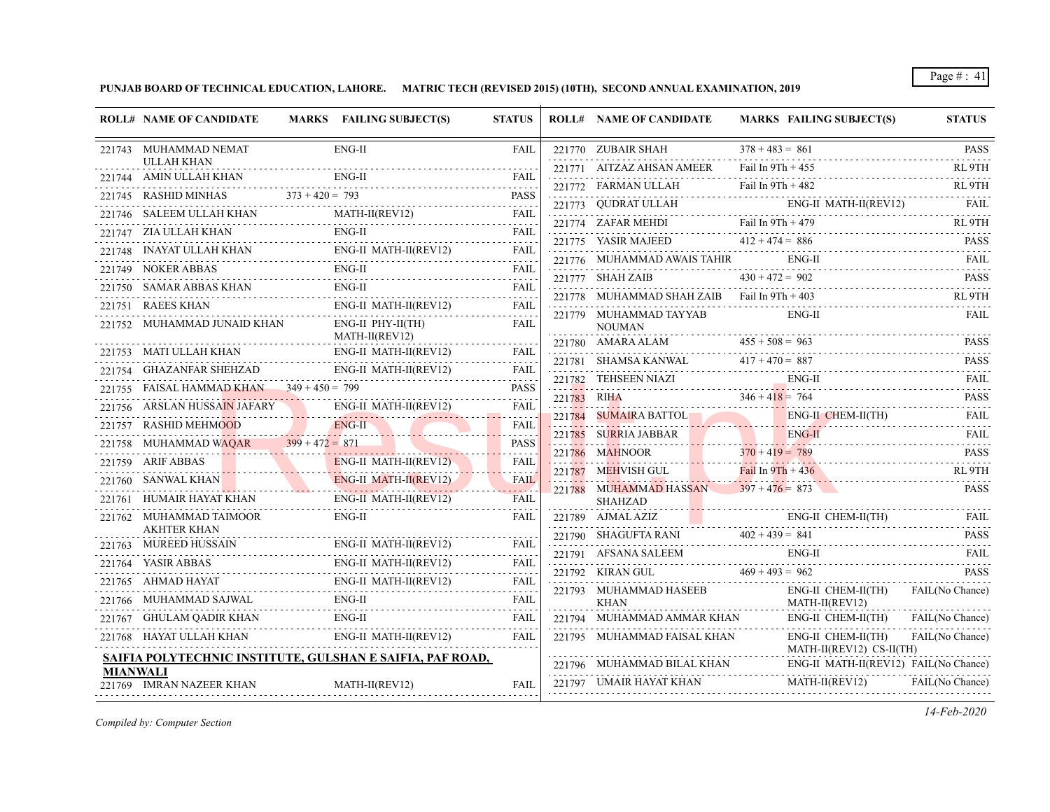**PUNJAB BOARD OF TECHNICAL EDUCATION, LAHORE. MATRIC TECH (REVISED 2015) (10TH), SECOND ANNUAL EXAMINATION, 2019**

| ROLL# | NAME OF CANDIDATE | MARKS | FAILING SUBJECT(S) | STATUS |
|---|---|---|---|---|
| 221743 | MUHAMMAD NEMAT ULLAH KHAN | | ENG-II | FAIL |
| 221744 | AMIN ULLAH KHAN | | ENG-II | FAIL |
| 221745 | RASHID MINHAS | 373 + 420 = 793 | | PASS |
| 221746 | SALEEM ULLAH KHAN | | MATH-II(REV12) | FAIL |
| 221747 | ZIA ULLAH KHAN | | ENG-II | FAIL |
| 221748 | INAYAT ULLAH KHAN | | ENG-II MATH-II(REV12) | FAIL |
| 221749 | NOKER ABBAS | | ENG-II | FAIL |
| 221750 | SAMAR ABBAS KHAN | | ENG-II | FAIL |
| 221751 | RAEES KHAN | | ENG-II MATH-II(REV12) | FAIL |
| 221752 | MUHAMMAD JUNAID KHAN | | ENG-II PHY-II(TH) MATH-II(REV12) | FAIL |
| 221753 | MATI ULLAH KHAN | | ENG-II MATH-II(REV12) | FAIL |
| 221754 | GHAZANFAR SHEHZAD | | ENG-II MATH-II(REV12) | FAIL |
| 221755 | FAISAL HAMMAD KHAN | 349 + 450 = 799 | | PASS |
| 221756 | ARSLAN HUSSAIN JAFARY | | ENG-II MATH-II(REV12) | FAIL |
| 221757 | RASHID MEHMOOD | | ENG-II | FAIL |
| 221758 | MUHAMMAD WAQAR | 399 + 472 = 871 | | PASS |
| 221759 | ARIF ABBAS | | ENG-II MATH-II(REV12) | FAIL |
| 221760 | SANWAL KHAN | | ENG-II MATH-II(REV12) | FAIL |
| 221761 | HUMAIR HAYAT KHAN | | ENG-II MATH-II(REV12) | FAIL |
| 221762 | MUHAMMAD TAIMOOR AKHTER KHAN | | ENG-II | FAIL |
| 221763 | MUREED HUSSAIN | | ENG-II MATH-II(REV12) | FAIL |
| 221764 | YASIR ABBAS | | ENG-II MATH-II(REV12) | FAIL |
| 221765 | AHMAD HAYAT | | ENG-II MATH-II(REV12) | FAIL |
| 221766 | MUHAMMAD SAJWAL | | ENG-II | FAIL |
| 221767 | GHULAM QADIR KHAN | | ENG-II | FAIL |
| 221768 | HAYAT ULLAH KHAN | | ENG-II MATH-II(REV12) | FAIL |

**SAIFIA POLYTECHNIC INSTITUTE, GULSHAN E SAIFIA, PAF ROAD, MIANWALI**

| ROLL# | NAME OF CANDIDATE | MARKS | FAILING SUBJECT(S) | STATUS |
|---|---|---|---|---|
| 221769 | IMRAN NAZEER KHAN | | MATH-II(REV12) | FAIL |
| 221770 | ZUBAIR SHAH | 378 + 483 = 861 | | PASS |
| 221771 | AITZAZ AHSAN AMEER | Fail In 9Th + 455 | | RL 9TH |
| 221772 | FARMAN ULLAH | Fail In 9Th + 482 | | RL 9TH |
| 221773 | QUDRAT ULLAH | | ENG-II MATH-II(REV12) | FAIL |
| 221774 | ZAFAR MEHDI | Fail In 9Th + 479 | | RL 9TH |
| 221775 | YASIR MAJEED | 412 + 474 = 886 | | PASS |
| 221776 | MUHAMMAD AWAIS TAHIR | | ENG-II | FAIL |
| 221777 | SHAH ZAIB | 430 + 472 = 902 | | PASS |
| 221778 | MUHAMMAD SHAH ZAIB | Fail In 9Th + 403 | | RL 9TH |
| 221779 | MUHAMMAD TAYYAB NOUMAN | | ENG-II | FAIL |
| 221780 | AMARA ALAM | 455 + 508 = 963 | | PASS |
| 221781 | SHAMSA KANWAL | 417 + 470 = 887 | | PASS |
| 221782 | TEHSEEN NIAZI | | ENG-II | FAIL |
| 221783 | RIHA | 346 + 418 = 764 | | PASS |
| 221784 | SUMAIRA BATTOL | | ENG-II CHEM-II(TH) | FAIL |
| 221785 | SURRIA JABBAR | | ENG-II | FAIL |
| 221786 | MAHNOOR | 370 + 419 = 789 | | PASS |
| 221787 | MEHVISH GUL | Fail In 9Th + 436 | | RL 9TH |
| 221788 | MUHAMMAD HASSAN SHAHZAD | 397 + 476 = 873 | | PASS |
| 221789 | AJMAL AZIZ | | ENG-II CHEM-II(TH) | FAIL |
| 221790 | SHAGUFTA RANI | 402 + 439 = 841 | | PASS |
| 221791 | AFSANA SALEEM | | ENG-II | FAIL |
| 221792 | KIRAN GUL | 469 + 493 = 962 | | PASS |
| 221793 | MUHAMMAD HASEEB KHAN | | ENG-II CHEM-II(TH) MATH-II(REV12) | FAIL(No Chance) |
| 221794 | MUHAMMAD AMMAR KHAN | | ENG-II CHEM-II(TH) | FAIL(No Chance) |
| 221795 | MUHAMMAD FAISAL KHAN | | ENG-II CHEM-II(TH) MATH-II(REV12) CS-II(TH) | FAIL(No Chance) |
| 221796 | MUHAMMAD BILAL KHAN | | ENG-II MATH-II(REV12) | FAIL(No Chance) |
| 221797 | UMAIR HAYAT KHAN | | MATH-II(REV12) | FAIL(No Chance) |

*Compiled by: Computer Section*

*14-Feb-2020*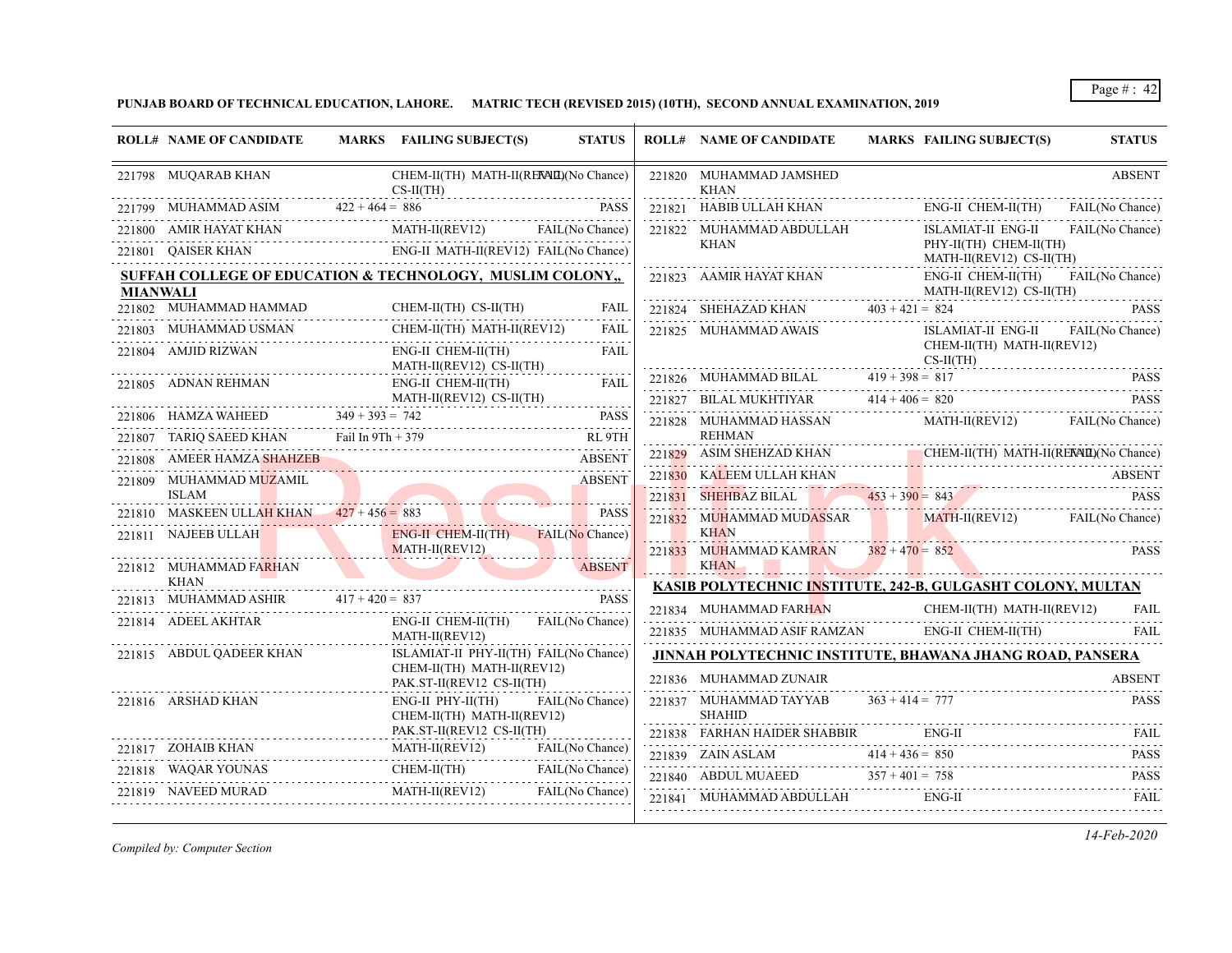**PUNJAB BOARD OF TECHNICAL EDUCATION, LAHORE. MATRIC TECH (REVISED 2015) (10TH), SECOND ANNUAL EXAMINATION, 2019**

| ROLL# | NAME OF CANDIDATE | MARKS | FAILING SUBJECT(S) | STATUS |
|---|---|---|---|---|
| 221798 | MUQARAB KHAN | | CHEM-II(TH) MATH-II(REV12) CS-II(TH) | FAIL(No Chance) |
| 221799 | MUHAMMAD ASIM | 422 + 464 = 886 | | PASS |
| 221800 | AMIR HAYAT KHAN | | MATH-II(REV12) | FAIL(No Chance) |
| 221801 | QAISER KHAN | | ENG-II MATH-II(REV12) | FAIL(No Chance) |

**SUFFAH COLLEGE OF EDUCATION & TECHNOLOGY, MUSLIM COLONY,, MIANWALI**

| ROLL# | NAME OF CANDIDATE | MARKS | FAILING SUBJECT(S) | STATUS |
|---|---|---|---|---|
| 221802 | MUHAMMAD HAMMAD | | CHEM-II(TH) CS-II(TH) | FAIL |
| 221803 | MUHAMMAD USMAN | | CHEM-II(TH) MATH-II(REV12) | FAIL |
| 221804 | AMJID RIZWAN | | ENG-II CHEM-II(TH) MATH-II(REV12) CS-II(TH) | FAIL |
| 221805 | ADNAN REHMAN | | ENG-II CHEM-II(TH) MATH-II(REV12) CS-II(TH) | FAIL |
| 221806 | HAMZA WAHEED | 349 + 393 = 742 | | PASS |
| 221807 | TARIQ SAEED KHAN | Fail In 9Th + 379 | | RL 9TH |
| 221808 | AMEER HAMZA SHAHZEB | | | ABSENT |
| 221809 | MUHAMMAD MUZAMIL ISLAM | | | ABSENT |
| 221810 | MASKEEN ULLAH KHAN | 427 + 456 = 883 | | PASS |
| 221811 | NAJEEB ULLAH | | ENG-II CHEM-II(TH) MATH-II(REV12) | FAIL(No Chance) |
| 221812 | MUHAMMAD FARHAN KHAN | | | ABSENT |
| 221813 | MUHAMMAD ASHIR | 417 + 420 = 837 | | PASS |
| 221814 | ADEEL AKHTAR | | ENG-II CHEM-II(TH) MATH-II(REV12) | FAIL(No Chance) |
| 221815 | ABDUL QADEER KHAN | | ISLAMIAT-II PHY-II(TH) CHEM-II(TH) MATH-II(REV12) PAK.ST-II(REV12 CS-II(TH) | FAIL(No Chance) |
| 221816 | ARSHAD KHAN | | ENG-II PHY-II(TH) CHEM-II(TH) MATH-II(REV12) PAK.ST-II(REV12 CS-II(TH) | FAIL(No Chance) |
| 221817 | ZOHAIB KHAN | | MATH-II(REV12) | FAIL(No Chance) |
| 221818 | WAQAR YOUNAS | | CHEM-II(TH) | FAIL(No Chance) |
| 221819 | NAVEED MURAD | | MATH-II(REV12) | FAIL(No Chance) |
| 221820 | MUHAMMAD JAMSHED KHAN | | | ABSENT |
| 221821 | HABIB ULLAH KHAN | | ENG-II CHEM-II(TH) | FAIL(No Chance) |
| 221822 | MUHAMMAD ABDULLAH KHAN | | ISLAMIAT-II ENG-II PHY-II(TH) CHEM-II(TH) MATH-II(REV12) CS-II(TH) | FAIL(No Chance) |
| 221823 | AAMIR HAYAT KHAN | | ENG-II CHEM-II(TH) MATH-II(REV12) CS-II(TH) | FAIL(No Chance) |
| 221824 | SHEHAZAD KHAN | 403 + 421 = 824 | | PASS |
| 221825 | MUHAMMAD AWAIS | | ISLAMIAT-II ENG-II CHEM-II(TH) MATH-II(REV12) CS-II(TH) | FAIL(No Chance) |
| 221826 | MUHAMMAD BILAL | 419 + 398 = 817 | | PASS |
| 221827 | BILAL MUKHTIYAR | 414 + 406 = 820 | | PASS |
| 221828 | MUHAMMAD HASSAN REHMAN | | MATH-II(REV12) | FAIL(No Chance) |
| 221829 | ASIM SHEHZAD KHAN | | CHEM-II(TH) MATH-II(REV12) | FAIL(No Chance) |
| 221830 | KALEEM ULLAH KHAN | | | ABSENT |
| 221831 | SHEHBAZ BILAL | 453 + 390 = 843 | | PASS |
| 221832 | MUHAMMAD MUDASSAR KHAN | | MATH-II(REV12) | FAIL(No Chance) |
| 221833 | MUHAMMAD KAMRAN KHAN | 382 + 470 = 852 | | PASS |

**KASIB POLYTECHNIC INSTITUTE, 242-B, GULGASHT COLONY, MULTAN**

| ROLL# | NAME OF CANDIDATE | MARKS | FAILING SUBJECT(S) | STATUS |
|---|---|---|---|---|
| 221834 | MUHAMMAD FARHAN | | CHEM-II(TH) MATH-II(REV12) | FAIL |
| 221835 | MUHAMMAD ASIF RAMZAN | | ENG-II CHEM-II(TH) | FAIL |

**JINNAH POLYTECHNIC INSTITUTE, BHAWANA JHANG ROAD, PANSERA**

| ROLL# | NAME OF CANDIDATE | MARKS | FAILING SUBJECT(S) | STATUS |
|---|---|---|---|---|
| 221836 | MUHAMMAD ZUNAIR | | | ABSENT |
| 221837 | MUHAMMAD TAYYAB SHAHID | 363 + 414 = 777 | | PASS |
| 221838 | FARHAN HAIDER SHABBIR | | ENG-II | FAIL |
| 221839 | ZAIN ASLAM | 414 + 436 = 850 | | PASS |
| 221840 | ABDUL MUAEED | 357 + 401 = 758 | | PASS |
| 221841 | MUHAMMAD ABDULLAH | | ENG-II | FAIL |

*Compiled by: Computer Section*

*14-Feb-2020*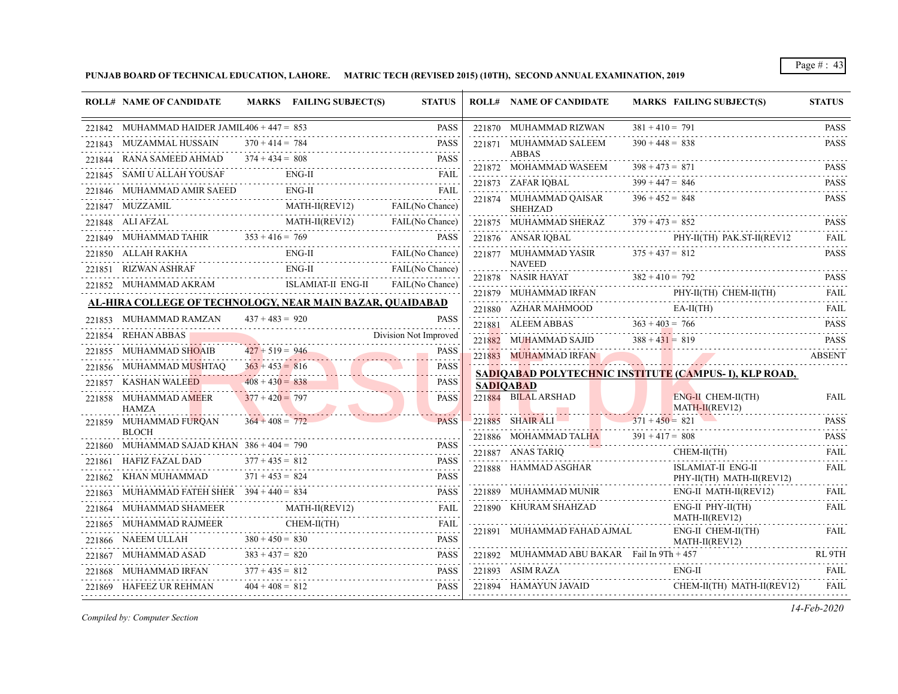**PUNJAB BOARD OF TECHNICAL EDUCATION, LAHORE. MATRIC TECH (REVISED 2015) (10TH), SECOND ANNUAL EXAMINATION, 2019**

| ROLL# | NAME OF CANDIDATE | MARKS | FAILING SUBJECT(S) | STATUS |
|---|---|---|---|---|
| 221842 | MUHAMMAD HAIDER JAMIL | 406 + 447 = 853 | | PASS |
| 221843 | MUZAMMAL HUSSAIN | 370 + 414 = 784 | | PASS |
| 221844 | RANA SAMEED AHMAD | 374 + 434 = 808 | | PASS |
| 221845 | SAMI U ALLAH YOUSAF | | ENG-II | FAIL |
| 221846 | MUHAMMAD AMIR SAEED | | ENG-II | FAIL |
| 221847 | MUZZAMIL | | MATH-II(REV12) | FAIL(No Chance) |
| 221848 | ALI AFZAL | | MATH-II(REV12) | FAIL(No Chance) |
| 221849 | MUHAMMAD TAHIR | 353 + 416 = 769 | | PASS |
| 221850 | ALLAH RAKHA | | ENG-II | FAIL(No Chance) |
| 221851 | RIZWAN ASHRAF | | ENG-II | FAIL(No Chance) |
| 221852 | MUHAMMAD AKRAM | | ISLAMIAT-II ENG-II | FAIL(No Chance) |

**AL-HIRA COLLEGE OF TECHNOLOGY, NEAR MAIN BAZAR, QUAIDABAD**

| ROLL# | NAME OF CANDIDATE | MARKS | FAILING SUBJECT(S) | STATUS |
|---|---|---|---|---|
| 221853 | MUHAMMAD RAMZAN | 437 + 483 = 920 | | PASS |
| 221854 | REHAN ABBAS | | | Division Not Improved |
| 221855 | MUHAMMAD SHOAIB | 427 + 519 = 946 | | PASS |
| 221856 | MUHAMMAD MUSHTAQ | 363 + 453 = 816 | | PASS |
| 221857 | KASHAN WALEED | 408 + 430 = 838 | | PASS |
| 221858 | MUHAMMAD AMEER HAMZA | 377 + 420 = 797 | | PASS |
| 221859 | MUHAMMAD FURQAN BLOCH | 364 + 408 = 772 | | PASS |
| 221860 | MUHAMMAD SAJAD KHAN | 386 + 404 = 790 | | PASS |
| 221861 | HAFIZ FAZAL DAD | 377 + 435 = 812 | | PASS |
| 221862 | KHAN MUHAMMAD | 371 + 453 = 824 | | PASS |
| 221863 | MUHAMMAD FATEH SHER | 394 + 440 = 834 | | PASS |
| 221864 | MUHAMMAD SHAMEER | | MATH-II(REV12) | FAIL |
| 221865 | MUHAMMAD RAJMEER | | CHEM-II(TH) | FAIL |
| 221866 | NAEEM ULLAH | 380 + 450 = 830 | | PASS |
| 221867 | MUHAMMAD ASAD | 383 + 437 = 820 | | PASS |
| 221868 | MUHAMMAD IRFAN | 377 + 435 = 812 | | PASS |
| 221869 | HAFEEZ UR REHMAN | 404 + 408 = 812 | | PASS |
| 221870 | MUHAMMAD RIZWAN | 381 + 410 = 791 | | PASS |
| 221871 | MUHAMMAD SALEEM ABBAS | 390 + 448 = 838 | | PASS |
| 221872 | MOHAMMAD WASEEM | 398 + 473 = 871 | | PASS |
| 221873 | ZAFAR IQBAL | 399 + 447 = 846 | | PASS |
| 221874 | MUHAMMAD QAISAR SHEHZAD | 396 + 452 = 848 | | PASS |
| 221875 | MUHAMMAD SHERAZ | 379 + 473 = 852 | | PASS |
| 221876 | ANSAR IQBAL | | PHY-II(TH) PAK.ST-II(REV12 | FAIL |
| 221877 | MUHAMMAD YASIR NAVEED | 375 + 437 = 812 | | PASS |
| 221878 | NASIR HAYAT | 382 + 410 = 792 | | PASS |
| 221879 | MUHAMMAD IRFAN | | PHY-II(TH) CHEM-II(TH) | FAIL |
| 221880 | AZHAR MAHMOOD | | EA-II(TH) | FAIL |
| 221881 | ALEEM ABBAS | 363 + 403 = 766 | | PASS |
| 221882 | MUHAMMAD SAJID | 388 + 431 = 819 | | PASS |
| 221883 | MUHAMMAD IRFAN | | | ABSENT |

**SADIQABAD POLYTECHNIC INSTITUTE (CAMPUS- I), KLP ROAD, SADIQABAD**

| ROLL# | NAME OF CANDIDATE | MARKS | FAILING SUBJECT(S) | STATUS |
|---|---|---|---|---|
| 221884 | BILAL ARSHAD | | ENG-II CHEM-II(TH) MATH-II(REV12) | FAIL |
| 221885 | SHAIR ALI | 371 + 450 = 821 | | PASS |
| 221886 | MOHAMMAD TALHA | 391 + 417 = 808 | | PASS |
| 221887 | ANAS TARIQ | | CHEM-II(TH) | FAIL |
| 221888 | HAMMAD ASGHAR | | ISLAMIAT-II ENG-II PHY-II(TH) MATH-II(REV12) | FAIL |
| 221889 | MUHAMMAD MUNIR | | ENG-II MATH-II(REV12) | FAIL |
| 221890 | KHURAM SHAHZAD | | ENG-II PHY-II(TH) MATH-II(REV12) | FAIL |
| 221891 | MUHAMMAD FAHAD AJMAL | | ENG-II CHEM-II(TH) MATH-II(REV12) | FAIL |
| 221892 | MUHAMMAD ABU BAKAR | Fail In 9Th + 457 | | RL 9TH |
| 221893 | ASIM RAZA | | ENG-II | FAIL |
| 221894 | HAMAYUN JAVAID | | CHEM-II(TH) MATH-II(REV12) | FAIL |

*Compiled by: Computer Section*

*14-Feb-2020*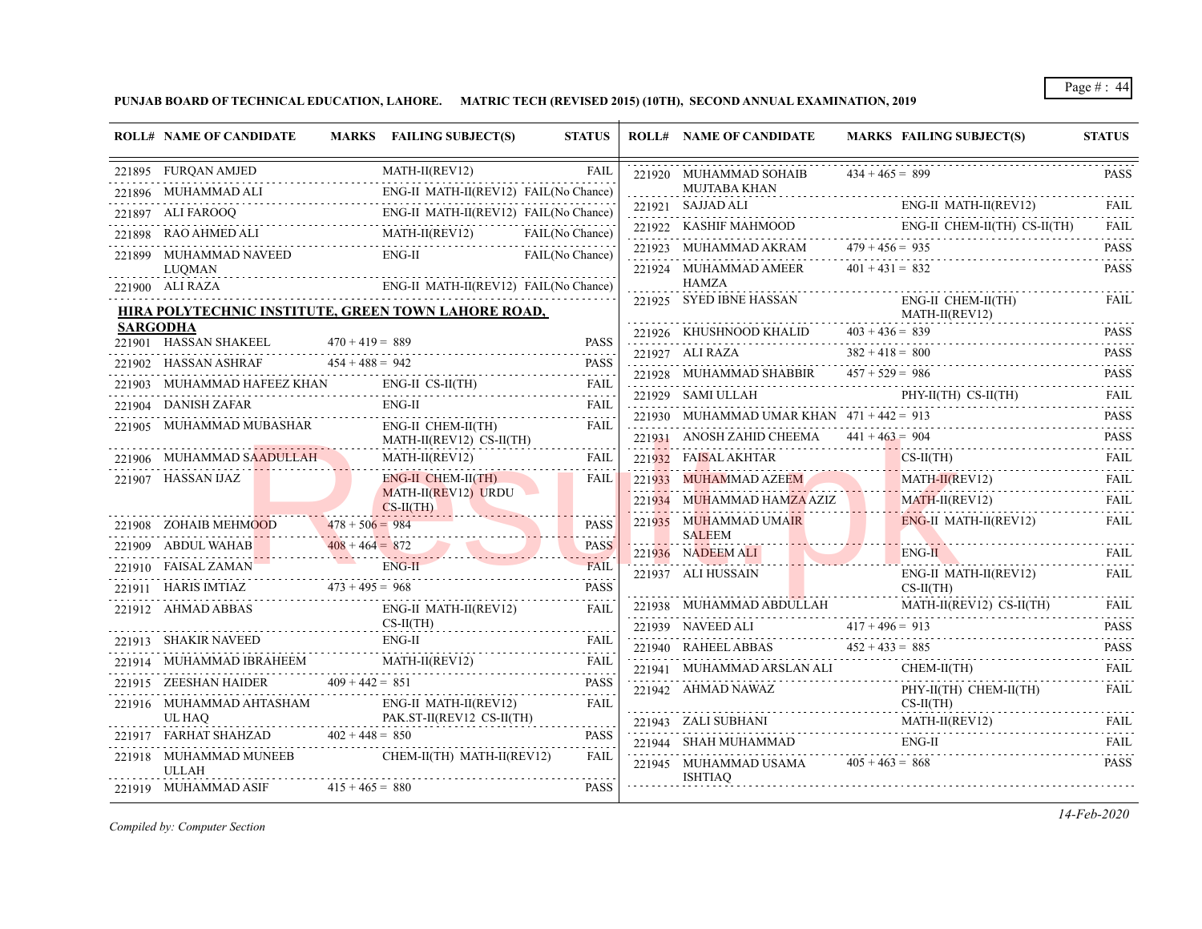**PUNJAB BOARD OF TECHNICAL EDUCATION, LAHORE. MATRIC TECH (REVISED 2015) (10TH), SECOND ANNUAL EXAMINATION, 2019**

| ROLL# | NAME OF CANDIDATE | MARKS | FAILING SUBJECT(S) | STATUS |
|---|---|---|---|---|
| 221895 | FURQAN AMJED | | MATH-II(REV12) | FAIL |
| 221896 | MUHAMMAD ALI | | ENG-II MATH-II(REV12) | FAIL(No Chance) |
| 221897 | ALI FAROOQ | | ENG-II MATH-II(REV12) | FAIL(No Chance) |
| 221898 | RAO AHMED ALI | | MATH-II(REV12) | FAIL(No Chance) |
| 221899 | MUHAMMAD NAVEED LUQMAN | | ENG-II | FAIL(No Chance) |
| 221900 | ALI RAZA | | ENG-II MATH-II(REV12) | FAIL(No Chance) |

**HIRA POLYTECHNIC INSTITUTE, GREEN TOWN LAHORE ROAD, SARGODHA**

| ROLL# | NAME OF CANDIDATE | MARKS | FAILING SUBJECT(S) | STATUS |
|---|---|---|---|---|
| 221901 | HASSAN SHAKEEL | 470 + 419 = 889 | | PASS |
| 221902 | HASSAN ASHRAF | 454 + 488 = 942 | | PASS |
| 221903 | MUHAMMAD HAFEEZ KHAN | | ENG-II CS-II(TH) | FAIL |
| 221904 | DANISH ZAFAR | | ENG-II | FAIL |
| 221905 | MUHAMMAD MUBASHAR | | ENG-II CHEM-II(TH) MATH-II(REV12) CS-II(TH) | FAIL |
| 221906 | MUHAMMAD SAADULLAH | | MATH-II(REV12) | FAIL |
| 221907 | HASSAN IJAZ | | ENG-II CHEM-II(TH) MATH-II(REV12) URDU CS-II(TH) | FAIL |
| 221908 | ZOHAIB MEHMOOD | 478 + 506 = 984 | | PASS |
| 221909 | ABDUL WAHAB | 408 + 464 = 872 | | PASS |
| 221910 | FAISAL ZAMAN | | ENG-II | FAIL |
| 221911 | HARIS IMTIAZ | 473 + 495 = 968 | | PASS |
| 221912 | AHMAD ABBAS | | ENG-II MATH-II(REV12) CS-II(TH) | FAIL |
| 221913 | SHAKIR NAVEED | | ENG-II | FAIL |
| 221914 | MUHAMMAD IBRAHEEM | | MATH-II(REV12) | FAIL |
| 221915 | ZEESHAN HAIDER | 409 + 442 = 851 | | PASS |
| 221916 | MUHAMMAD AHTASHAM UL HAQ | | ENG-II MATH-II(REV12) PAK.ST-II(REV12 CS-II(TH) | FAIL |
| 221917 | FARHAT SHAHZAD | 402 + 448 = 850 | | PASS |
| 221918 | MUHAMMAD MUNEEB ULLAH | | CHEM-II(TH) MATH-II(REV12) | FAIL |
| 221919 | MUHAMMAD ASIF | 415 + 465 = 880 | | PASS |
| 221920 | MUHAMMAD SOHAIB MUJTABA KHAN | 434 + 465 = 899 | | PASS |
| 221921 | SAJJAD ALI | | ENG-II MATH-II(REV12) | FAIL |
| 221922 | KASHIF MAHMOOD | | ENG-II CHEM-II(TH) CS-II(TH) | FAIL |
| 221923 | MUHAMMAD AKRAM | 479 + 456 = 935 | | PASS |
| 221924 | MUHAMMAD AMEER HAMZA | 401 + 431 = 832 | | PASS |
| 221925 | SYED IBNE HASSAN | | ENG-II CHEM-II(TH) MATH-II(REV12) | FAIL |
| 221926 | KHUSHNOOD KHALID | 403 + 436 = 839 | | PASS |
| 221927 | ALI RAZA | 382 + 418 = 800 | | PASS |
| 221928 | MUHAMMAD SHABBIR | 457 + 529 = 986 | | PASS |
| 221929 | SAMI ULLAH | | PHY-II(TH) CS-II(TH) | FAIL |
| 221930 | MUHAMMAD UMAR KHAN | 471 + 442 = 913 | | PASS |
| 221931 | ANOSH ZAHID CHEEMA | 441 + 463 = 904 | | PASS |
| 221932 | FAISAL AKHTAR | | CS-II(TH) | FAIL |
| 221933 | MUHAMMAD AZEEM | | MATH-II(REV12) | FAIL |
| 221934 | MUHAMMAD HAMZA AZIZ | | MATH-II(REV12) | FAIL |
| 221935 | MUHAMMAD UMAIR SALEEM | | ENG-II MATH-II(REV12) | FAIL |
| 221936 | NADEEM ALI | | ENG-II | FAIL |
| 221937 | ALI HUSSAIN | | ENG-II MATH-II(REV12) CS-II(TH) | FAIL |
| 221938 | MUHAMMAD ABDULLAH | | MATH-II(REV12) CS-II(TH) | FAIL |
| 221939 | NAVEED ALI | 417 + 496 = 913 | | PASS |
| 221940 | RAHEEL ABBAS | 452 + 433 = 885 | | PASS |
| 221941 | MUHAMMAD ARSLAN ALI | | CHEM-II(TH) | FAIL |
| 221942 | AHMAD NAWAZ | | PHY-II(TH) CHEM-II(TH) CS-II(TH) | FAIL |
| 221943 | ZALI SUBHANI | | MATH-II(REV12) | FAIL |
| 221944 | SHAH MUHAMMAD | | ENG-II | FAIL |
| 221945 | MUHAMMAD USAMA ISHTIAQ | 405 + 463 = 868 | | PASS |

*Compiled by: Computer Section*

*14-Feb-2020*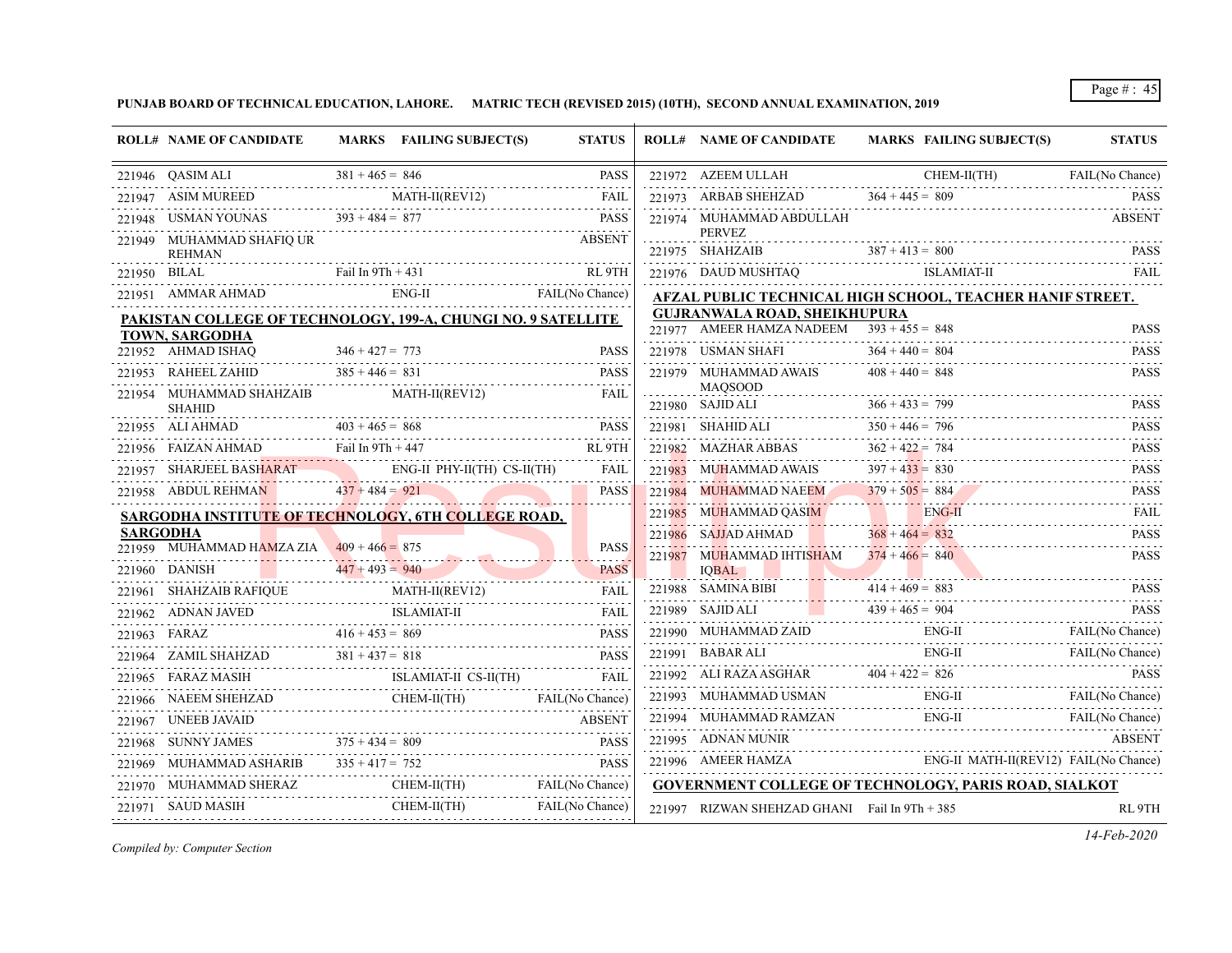**PUNJAB BOARD OF TECHNICAL EDUCATION, LAHORE. MATRIC TECH (REVISED 2015) (10TH), SECOND ANNUAL EXAMINATION, 2019**

| ROLL# | NAME OF CANDIDATE | MARKS | FAILING SUBJECT(S) | STATUS |
|---|---|---|---|---|
| 221946 | QASIM ALI | 381 + 465 = 846 | | PASS |
| 221947 | ASIM MUREED | | MATH-II(REV12) | FAIL |
| 221948 | USMAN YOUNAS | 393 + 484 = 877 | | PASS |
| 221949 | MUHAMMAD SHAFIQ UR REHMAN | | | ABSENT |
| 221950 | BILAL | Fail In 9Th + 431 | | RL 9TH |
| 221951 | AMMAR AHMAD | | ENG-II | FAIL(No Chance) |

**PAKISTAN COLLEGE OF TECHNOLOGY, 199-A, CHUNGI NO. 9 SATELLITE TOWN, SARGODHA**

| ROLL# | NAME OF CANDIDATE | MARKS | FAILING SUBJECT(S) | STATUS |
|---|---|---|---|---|
| 221952 | AHMAD ISHAQ | 346 + 427 = 773 | | PASS |
| 221953 | RAHEEL ZAHID | 385 + 446 = 831 | | PASS |
| 221954 | MUHAMMAD SHAHZAIB SHAHID | | MATH-II(REV12) | FAIL |
| 221955 | ALI AHMAD | 403 + 465 = 868 | | PASS |
| 221956 | FAIZAN AHMAD | Fail In 9Th + 447 | | RL 9TH |
| 221957 | SHARJEEL BASHARAT | | ENG-II PHY-II(TH) CS-II(TH) | FAIL |
| 221958 | ABDUL REHMAN | 437 + 484 = 921 | | PASS |

**SARGODHA INSTITUTE OF TECHNOLOGY, 6TH COLLEGE ROAD, SARGODHA**

| ROLL# | NAME OF CANDIDATE | MARKS | FAILING SUBJECT(S) | STATUS |
|---|---|---|---|---|
| 221959 | MUHAMMAD HAMZA ZIA | 409 + 466 = 875 | | PASS |
| 221960 | DANISH | 447 + 493 = 940 | | PASS |
| 221961 | SHAHZAIB RAFIQUE | | MATH-II(REV12) | FAIL |
| 221962 | ADNAN JAVED | | ISLAMIAT-II | FAIL |
| 221963 | FARAZ | 416 + 453 = 869 | | PASS |
| 221964 | ZAMIL SHAHZAD | 381 + 437 = 818 | | PASS |
| 221965 | FARAZ MASIH | | ISLAMIAT-II CS-II(TH) | FAIL |
| 221966 | NAEEM SHEHZAD | | CHEM-II(TH) | FAIL(No Chance) |
| 221967 | UNEEB JAVAID | | | ABSENT |
| 221968 | SUNNY JAMES | 375 + 434 = 809 | | PASS |
| 221969 | MUHAMMAD ASHARIB | 335 + 417 = 752 | | PASS |
| 221970 | MUHAMMAD SHERAZ | | CHEM-II(TH) | FAIL(No Chance) |
| 221971 | SAUD MASIH | | CHEM-II(TH) | FAIL(No Chance) |
| 221972 | AZEEM ULLAH | | CHEM-II(TH) | FAIL(No Chance) |
| 221973 | ARBAB SHEHZAD | 364 + 445 = 809 | | PASS |
| 221974 | MUHAMMAD ABDULLAH PERVEZ | | | ABSENT |
| 221975 | SHAHZAIB | 387 + 413 = 800 | | PASS |
| 221976 | DAUD MUSHTAQ | | ISLAMIAT-II | FAIL |

**AFZAL PUBLIC TECHNICAL HIGH SCHOOL, TEACHER HANIF STREET. GUJRANWALA ROAD, SHEIKHUPURA**

| ROLL# | NAME OF CANDIDATE | MARKS | FAILING SUBJECT(S) | STATUS |
|---|---|---|---|---|
| 221977 | AMEER HAMZA NADEEM | 393 + 455 = 848 | | PASS |
| 221978 | USMAN SHAFI | 364 + 440 = 804 | | PASS |
| 221979 | MUHAMMAD AWAIS MAQSOOD | 408 + 440 = 848 | | PASS |
| 221980 | SAJID ALI | 366 + 433 = 799 | | PASS |
| 221981 | SHAHID ALI | 350 + 446 = 796 | | PASS |
| 221982 | MAZHAR ABBAS | 362 + 422 = 784 | | PASS |
| 221983 | MUHAMMAD AWAIS | 397 + 433 = 830 | | PASS |
| 221984 | MUHAMMAD NAEEM | 379 + 505 = 884 | | PASS |
| 221985 | MUHAMMAD QASIM | | ENG-II | FAIL |
| 221986 | SAJJAD AHMAD | 368 + 464 = 832 | | PASS |
| 221987 | MUHAMMAD IHTISHAM IQBAL | 374 + 466 = 840 | | PASS |
| 221988 | SAMINA BIBI | 414 + 469 = 883 | | PASS |
| 221989 | SAJID ALI | 439 + 465 = 904 | | PASS |
| 221990 | MUHAMMAD ZAID | | ENG-II | FAIL(No Chance) |
| 221991 | BABAR ALI | | ENG-II | FAIL(No Chance) |
| 221992 | ALI RAZA ASGHAR | 404 + 422 = 826 | | PASS |
| 221993 | MUHAMMAD USMAN | | ENG-II | FAIL(No Chance) |
| 221994 | MUHAMMAD RAMZAN | | ENG-II | FAIL(No Chance) |
| 221995 | ADNAN MUNIR | | | ABSENT |
| 221996 | AMEER HAMZA | | ENG-II MATH-II(REV12) | FAIL(No Chance) |

**GOVERNMENT COLLEGE OF TECHNOLOGY, PARIS ROAD, SIALKOT**

| ROLL# | NAME OF CANDIDATE | MARKS | FAILING SUBJECT(S) | STATUS |
|---|---|---|---|---|
| 221997 | RIZWAN SHEHZAD GHANI | Fail In 9Th + 385 | | RL 9TH |

*Compiled by: Computer Section*

*14-Feb-2020*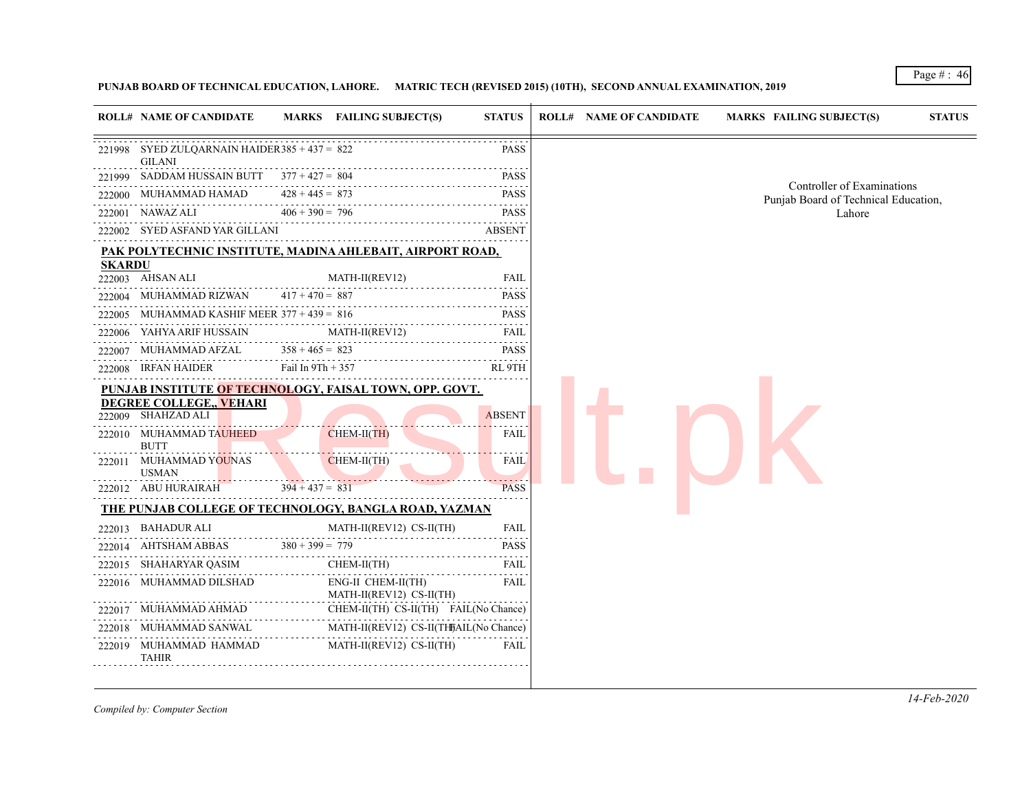**PUNJAB BOARD OF TECHNICAL EDUCATION, LAHORE. MATRIC TECH (REVISED 2015) (10TH), SECOND ANNUAL EXAMINATION, 2019**

| ROLL# | NAME OF CANDIDATE | MARKS | FAILING SUBJECT(S) | STATUS |
|---|---|---|---|---|
| 221998 | SYED ZULQARNAIN HAIDER GILANI | 385 + 437 = 822 | | PASS |
| 221999 | SADDAM HUSSAIN BUTT | 377 + 427 = 804 | | PASS |
| 222000 | MUHAMMAD HAMAD | 428 + 445 = 873 | | PASS |
| 222001 | NAWAZ ALI | 406 + 390 = 796 | | PASS |
| 222002 | SYED ASFAND YAR GILLANI | | | ABSENT |

**PAK POLYTECHNIC INSTITUTE, MADINA AHLEBAIT, AIRPORT ROAD, SKARDU**

| ROLL# | NAME OF CANDIDATE | MARKS | FAILING SUBJECT(S) | STATUS |
|---|---|---|---|---|
| 222003 | AHSAN ALI | | MATH-II(REV12) | FAIL |
| 222004 | MUHAMMAD RIZWAN | 417 + 470 = 887 | | PASS |
| 222005 | MUHAMMAD KASHIF MEER | 377 + 439 = 816 | | PASS |
| 222006 | YAHYA ARIF HUSSAIN | | MATH-II(REV12) | FAIL |
| 222007 | MUHAMMAD AFZAL | 358 + 465 = 823 | | PASS |
| 222008 | IRFAN HAIDER | Fail In 9Th + 357 | | RL 9TH |

**PUNJAB INSTITUTE OF TECHNOLOGY, FAISAL TOWN, OPP. GOVT. DEGREE COLLEGE,, VEHARI**

| ROLL# | NAME OF CANDIDATE | MARKS | FAILING SUBJECT(S) | STATUS |
|---|---|---|---|---|
| 222009 | SHAHZAD ALI | | | ABSENT |
| 222010 | MUHAMMAD TAUHEED BUTT | | CHEM-II(TH) | FAIL |
| 222011 | MUHAMMAD YOUNAS USMAN | | CHEM-II(TH) | FAIL |
| 222012 | ABU HURAIRAH | 394 + 437 = 831 | | PASS |

**THE PUNJAB COLLEGE OF TECHNOLOGY, BANGLA ROAD, YAZMAN**

| ROLL# | NAME OF CANDIDATE | MARKS | FAILING SUBJECT(S) | STATUS |
|---|---|---|---|---|
| 222013 | BAHADUR ALI | | MATH-II(REV12) CS-II(TH) | FAIL |
| 222014 | AHTSHAM ABBAS | 380 + 399 = 779 | | PASS |
| 222015 | SHAHARYAR QASIM | | CHEM-II(TH) | FAIL |
| 222016 | MUHAMMAD DILSHAD | | ENG-II CHEM-II(TH) MATH-II(REV12) CS-II(TH) | FAIL |
| 222017 | MUHAMMAD AHMAD | | CHEM-II(TH) CS-II(TH) | FAIL(No Chance) |
| 222018 | MUHAMMAD SANWAL | | MATH-II(REV12) CS-II(TH) | FAIL(No Chance) |
| 222019 | MUHAMMAD HAMMAD TAHIR | | MATH-II(REV12) CS-II(TH) | FAIL |

Controller of Examinations
Punjab Board of Technical Education,
Lahore

*Compiled by: Computer Section*

*14-Feb-2020*